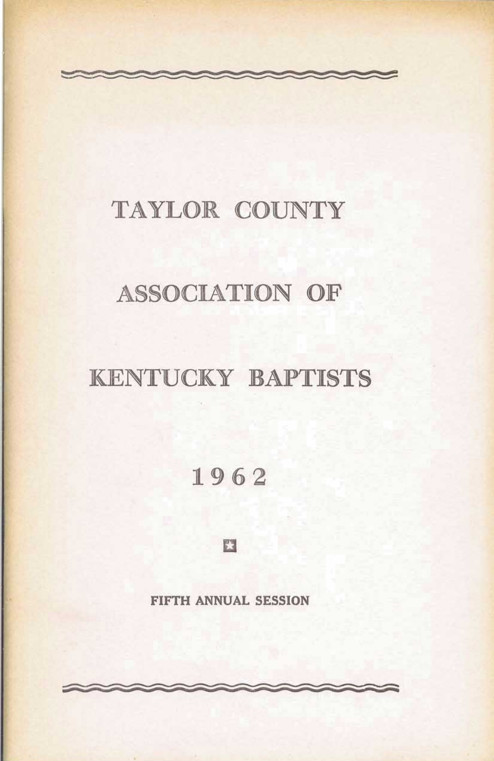# TAYLOR COUNTY

# ASSOCIATION OF

# KENTUCKY BAPTISTS

## 1962

**FIFTH ANNUAL SESSION**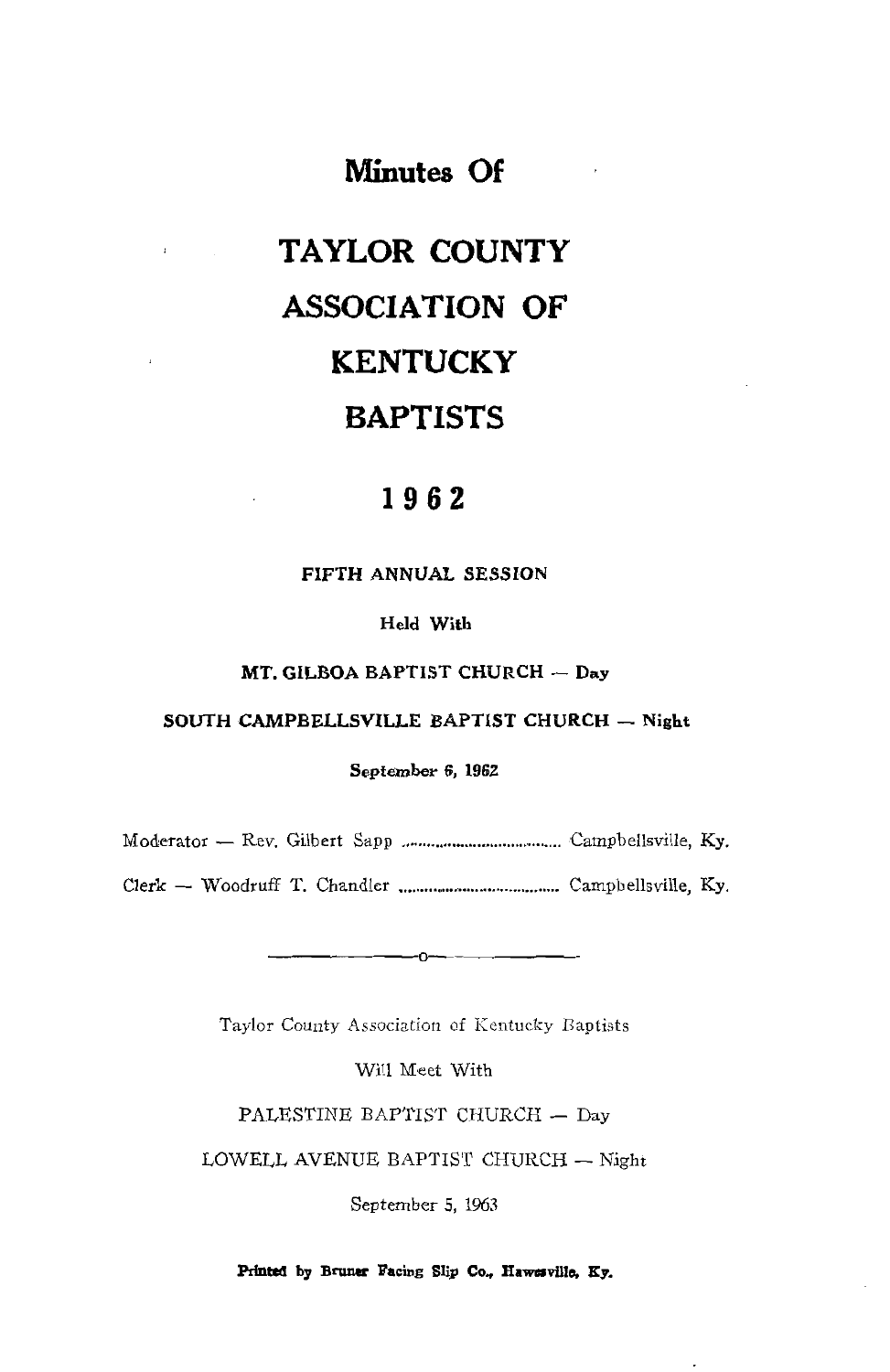# Minutes Of

# TAYLOR COUNTY ASSOCIATION OF KENTUCKY BAPTISTS

## 1962

**FIFTH ANNUAL SESSION**

**Held With**

**MT. GILBOA BAPTIST CHURCH — Day**

**SOUTH CAMPBELLSVILLE BAPTIST CHURCH — Night**

**September 6, 1962**

Moderator — Rev. Gilbert Sapp .................................... Campbellsville, Ky.

Clerk — Woodruff T. Chandler .................................... Campbellsville, Ky.

---

Taylor County Association of Kentucky Baptists

Will Meet With

PALESTINE BAPTIST CHURCH — Day

LOWELL AVENUE BAPTIST CHURCH — Night

September 5, 1963

**Printed by Bruner Facing Slip Co., Hawesville, Ky.**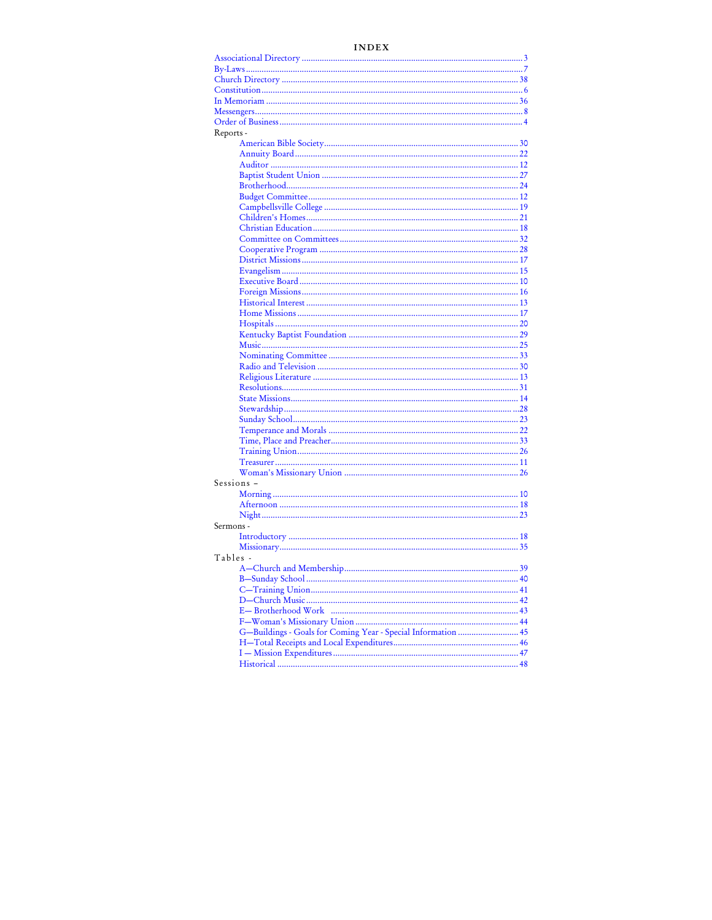# INDEX

Associational Directory .......... 3
By-Laws .......... 7
Church Directory .......... 38
Constitution .......... 6
In Memoriam .......... 36
Messengers .......... 8
Order of Business .......... 4

Reports -

- American Bible Society .......... 30
- Annuity Board .......... 22
- Auditor .......... 12
- Baptist Student Union .......... 27
- Brotherhood .......... 24
- Budget Committee .......... 12
- Campbellsville College .......... 19
- Children's Homes .......... 21
- Christian Education .......... 18
- Committee on Committees .......... 32
- Cooperative Program .......... 28
- District Missions .......... 17
- Evangelism .......... 15
- Executive Board .......... 10
- Foreign Missions .......... 16
- Historical Interest .......... 13
- Home Missions .......... 17
- Hospitals .......... 20
- Kentucky Baptist Foundation .......... 29
- Music .......... 25
- Nominating Committee .......... 33
- Radio and Television .......... 30
- Religious Literature .......... 13
- Resolutions .......... 31
- State Missions .......... 14
- Stewardship .......... 28
- Sunday School .......... 23
- Temperance and Morals .......... 22
- Time, Place and Preacher .......... 33
- Training Union .......... 26
- Treasurer .......... 11
- Woman's Missionary Union .......... 26

Sessions –

- Morning .......... 10
- Afternoon .......... 18
- Night .......... 23

Sermons -

- Introductory .......... 18
- Missionary .......... 35

Tables -

- A—Church and Membership .......... 39
- B—Sunday School .......... 40
- C—Training Union .......... 41
- D—Church Music .......... 42
- E— Brotherhood Work .......... 43
- F—Woman's Missionary Union .......... 44
- G—Buildings - Goals for Coming Year - Special Information .......... 45
- H—Total Receipts and Local Expenditures .......... 46
- I — Mission Expenditures .......... 47
- Historical .......... 48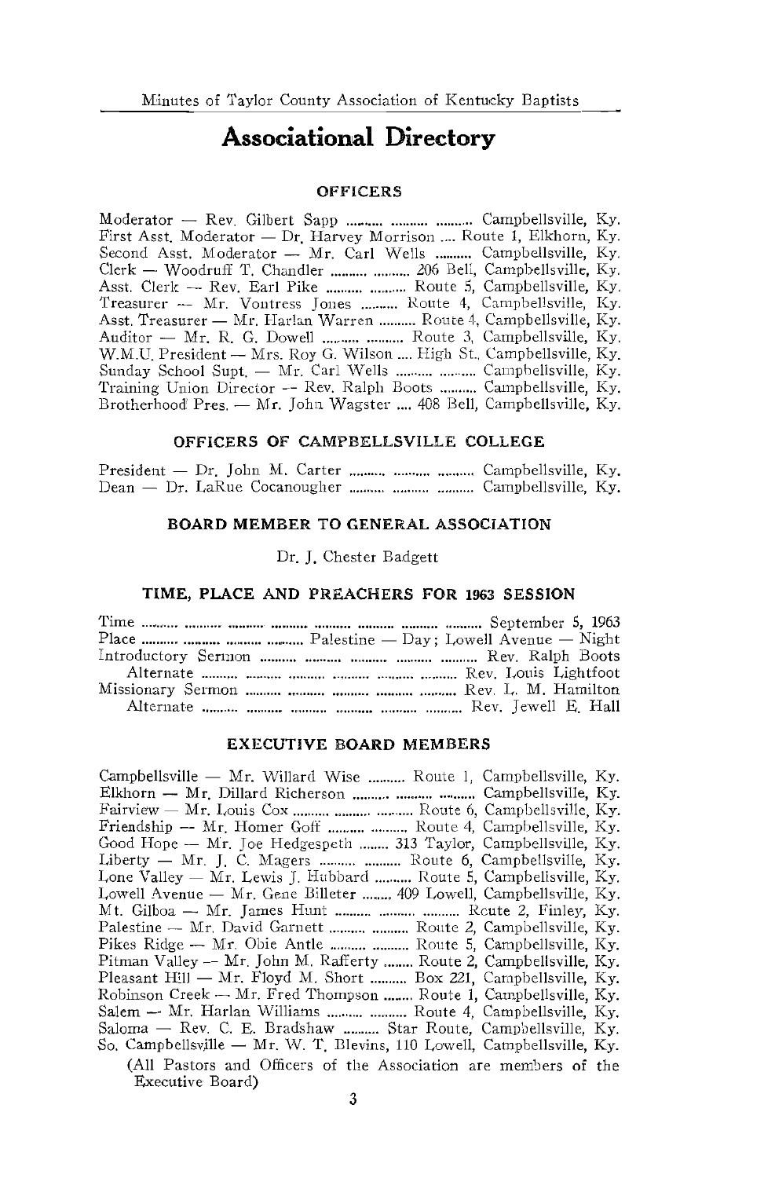# Associational Directory

## OFFICERS

Moderator — Rev. Gilbert Sapp .......... .......... .......... Campbellsville, Ky.
First Asst. Moderator — Dr. Harvey Morrison .... Route 1, Elkhorn, Ky.
Second Asst. Moderator — Mr. Carl Wells .......... Campbellsville, Ky.
Clerk — Woodruff T. Chandler .......... .......... 206 Bell, Campbellsville, Ky.
Asst. Clerk — Rev. Earl Pike .......... .......... Route 5, Campbellsville, Ky.
Treasurer — Mr. Vontress Jones .......... Route 4, Campbellsville, Ky.
Asst. Treasurer — Mr. Harlan Warren .......... Route 4, Campbellsville, Ky.
Auditor — Mr. R. G. Dowell .......... .......... Route 3, Campbellsville, Ky.
W.M.U. President — Mrs. Roy G. Wilson .... High St., Campbellsville, Ky.
Sunday School Supt. — Mr. Carl Wells .......... .......... Campbellsville, Ky.
Training Union Director — Rev. Ralph Boots .......... Campbellsville, Ky.
Brotherhood Pres. — Mr. John Wagster .... 408 Bell, Campbellsville, Ky.

## OFFICERS OF CAMPBELLSVILLE COLLEGE

President — Dr. John M. Carter .......... .......... .......... Campbellsville, Ky.
Dean — Dr. LaRue Cocanougher .......... .......... .......... Campbellsville, Ky.

## BOARD MEMBER TO GENERAL ASSOCIATION

Dr. J. Chester Badgett

## TIME, PLACE AND PREACHERS FOR 1963 SESSION

Time .......... .......... .......... .......... .......... .......... .......... .......... September 5, 1963
Place .......... .......... .......... .......... Palestine — Day; Lowell Avenue — Night
Introductory Sermon .......... .......... .......... .......... .......... Rev. Ralph Boots
Alternate .......... .......... .......... .......... .......... .......... Rev. Louis Lightfoot
Missionary Sermon .......... .......... .......... .......... .......... Rev. L. M. Hamilton
Alternate .......... .......... .......... .......... .......... .......... Rev. Jewell E. Hall

## EXECUTIVE BOARD MEMBERS

Campbellsville — Mr. Willard Wise .......... Route 1, Campbellsville, Ky.
Elkhorn — Mr. Dillard Richerson .......... .......... .......... Campbellsville, Ky.
Fairview — Mr. Louis Cox .......... .......... .......... Route 6, Campbellsville, Ky.
Friendship — Mr. Homer Goff .......... .......... Route 4, Campbellsville, Ky.
Good Hope — Mr. Joe Hedgespeth .......... 313 Taylor, Campbellsville, Ky.
Liberty — Mr. J. C. Magers .......... .......... Route 6, Campbellsville, Ky.
Lone Valley — Mr. Lewis J. Hubbard .......... Route 5, Campbellsville, Ky.
Lowell Avenue — Mr. Gene Billeter .......... 409 Lowell, Campbellsville, Ky.
Mt. Gilboa — Mr. James Hunt .......... .......... .......... Route 2, Finley, Ky.
Palestine — Mr. David Garnett .......... .......... Route 2, Campbellsville, Ky.
Pikes Ridge — Mr. Obie Antle .......... .......... Route 5, Campbellsville, Ky.
Pitman Valley — Mr. John M. Rafferty .......... Route 2, Campbellsville, Ky.
Pleasant Hill — Mr. Floyd M. Short .......... Box 221, Campbellsville, Ky.
Robinson Creek — Mr. Fred Thompson .......... Route 1, Campbellsville, Ky.
Salem — Mr. Harlan Williams .......... .......... Route 4, Campbellsville, Ky.
Saloma — Rev. C. E. Bradshaw .......... Star Route, Campbellsville, Ky.
So. Campbellsville — Mr. W. T. Blevins, 110 Lowell, Campbellsville, Ky.

(All Pastors and Officers of the Association are members of the Executive Board)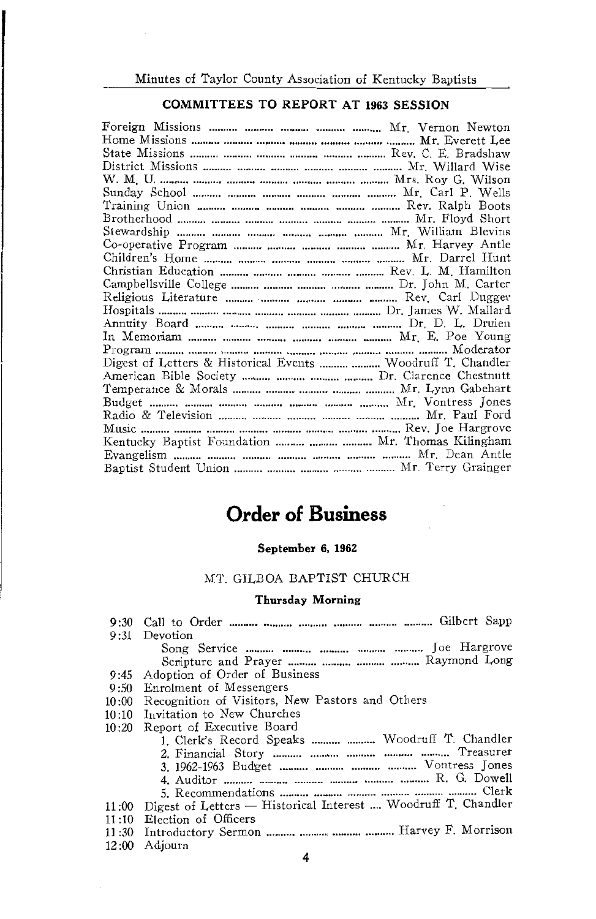### COMMITTEES TO REPORT AT 1963 SESSION

| Committee | Name |
|---|---|
| Foreign Missions | Mr. Vernon Newton |
| Home Missions | Mr. Everett Lee |
| State Missions | Rev. C. E. Bradshaw |
| District Missions | Mr. Willard Wise |
| W. M. U. | Mrs. Roy G. Wilson |
| Sunday School | Mr. Carl P. Wells |
| Training Union | Rev. Ralph Boots |
| Brotherhood | Mr. Floyd Short |
| Stewardship | Mr. William Blevins |
| Co-operative Program | Mr. Harvey Antle |
| Children's Home | Mr. Darrel Hunt |
| Christian Education | Rev. L. M. Hamilton |
| Campbellsville College | Dr. John M. Carter |
| Religious Literature | Rev. Carl Dugger |
| Hospitals | Dr. James W. Mallard |
| Annuity Board | Dr. D. L. Druien |
| In Memoriam | Mr. E. Poe Young |
| Program | Moderator |
| Digest of Letters & Historical Events | Woodruff T. Chandler |
| American Bible Society | Dr. Clarence Chestnutt |
| Temperance & Morals | Mr. Lynn Gabehart |
| Budget | Mr. Vontress Jones |
| Radio & Television | Mr. Paul Ford |
| Music | Rev. Joe Hargrove |
| Kentucky Baptist Foundation | Mr. Thomas Kilingham |
| Evangelism | Mr. Dean Antle |
| Baptist Student Union | Mr. Terry Grainger |

# Order of Business

**September 6, 1962**

MT. GILBOA BAPTIST CHURCH

**Thursday Morning**

- 9:30 Call to Order .......... Gilbert Sapp
- 9:31 Devotion
  - Song Service .......... Joe Hargrove
  - Scripture and Prayer .......... Raymond Long
- 9:45 Adoption of Order of Business
- 9:50 Enrolment of Messengers
- 10:00 Recognition of Visitors, New Pastors and Others
- 10:10 Invitation to New Churches
- 10:20 Report of Executive Board
  1. Clerk's Record Speaks .......... Woodruff T. Chandler
  2. Financial Story .......... Treasurer
  3. 1962-1963 Budget .......... Vontress Jones
  4. Auditor .......... R. G. Dowell
  5. Recommendations .......... Clerk
- 11:00 Digest of Letters — Historical Interest .... Woodruff T. Chandler
- 11:10 Election of Officers
- 11:30 Introductory Sermon .......... Harvey F. Morrison
- 12:00 Adjourn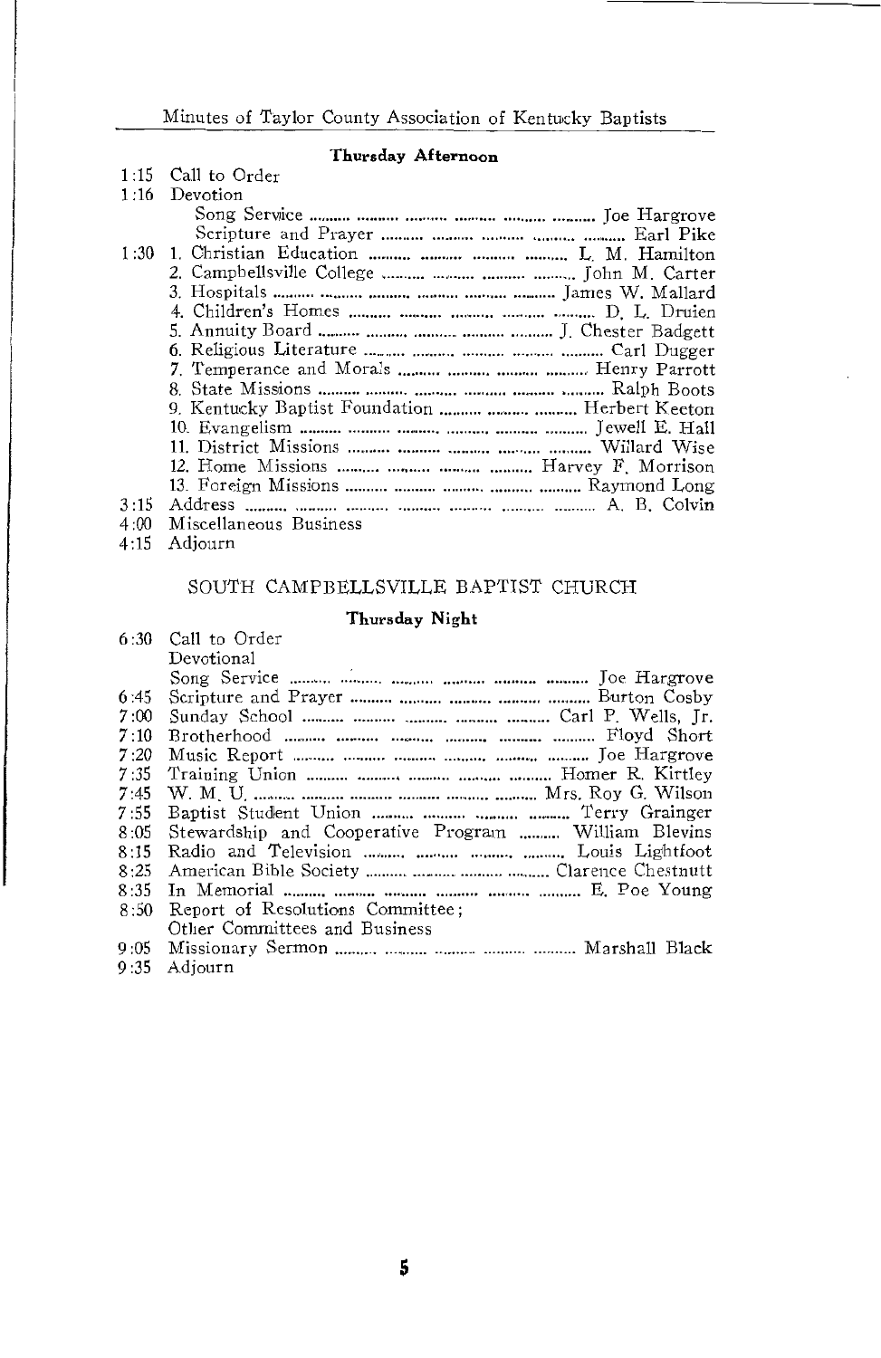### Thursday Afternoon

1:15 Call to Order

1:16 Devotion

Song Service .......... .......... .......... .......... .......... .......... Joe Hargrove

Scripture and Prayer .......... .......... .......... .......... .......... Earl Pike

1:30 1. Christian Education .......... .......... .......... .......... L. M. Hamilton

2. Campbellsville College .......... .......... .......... .......... John M. Carter

3. Hospitals .......... .......... .......... .......... .......... .......... James W. Mallard

4. Children's Homes .......... .......... .......... .......... .......... D. L. Druien

5. Annuity Board .......... .......... .......... .......... J. Chester Badgett

6. Religious Literature .......... .......... .......... .......... .......... Carl Dugger

7. Temperance and Morals .......... .......... .......... .......... Henry Parrott

8. State Missions .......... .......... .......... .......... .......... .......... Ralph Boots

9. Kentucky Baptist Foundation .......... .......... .......... Herbert Keeton

10. Evangelism .......... .......... .......... .......... .......... .......... Jewell E. Hall

11. District Missions .......... .......... .......... .......... .......... Willard Wise

12. Home Missions .......... .......... .......... .......... Harvey F. Morrison

13. Foreign Missions .......... .......... .......... .......... .......... Raymond Long

3:15 Address .......... .......... .......... .......... .......... .......... .......... A. B. Colvin

4:00 Miscellaneous Business

4:15 Adjourn

## SOUTH CAMPBELLSVILLE BAPTIST CHURCH

### Thursday Night

6:30 Call to Order

Devotional

Song Service .......... .......... .......... .......... .......... .......... Joe Hargrove

6:45 Scripture and Prayer .......... .......... .......... .......... .......... Burton Cosby

7:00 Sunday School .......... .......... .......... .......... .......... Carl P. Wells, Jr.

7:10 Brotherhood .......... .......... .......... .......... .......... .......... Floyd Short

7:20 Music Report .......... .......... .......... .......... .......... .......... Joe Hargrove

7:35 Training Union .......... .......... .......... .......... .......... Homer R. Kirtley

7:45 W. M. U. .......... .......... .......... .......... .......... .......... Mrs. Roy G. Wilson

7:55 Baptist Student Union .......... .......... .......... .......... Terry Grainger

8:05 Stewardship and Cooperative Program .......... William Blevins

8:15 Radio and Television .......... .......... .......... .......... Louis Lightfoot

8:25 American Bible Society .......... .......... .......... .......... Clarence Chestnutt

8:35 In Memorial .......... .......... .......... .......... .......... .......... E. Poe Young

8:50 Report of Resolutions Committee;

Other Committees and Business

9:05 Missionary Sermon .......... .......... .......... .......... .......... Marshall Black

9:35 Adjourn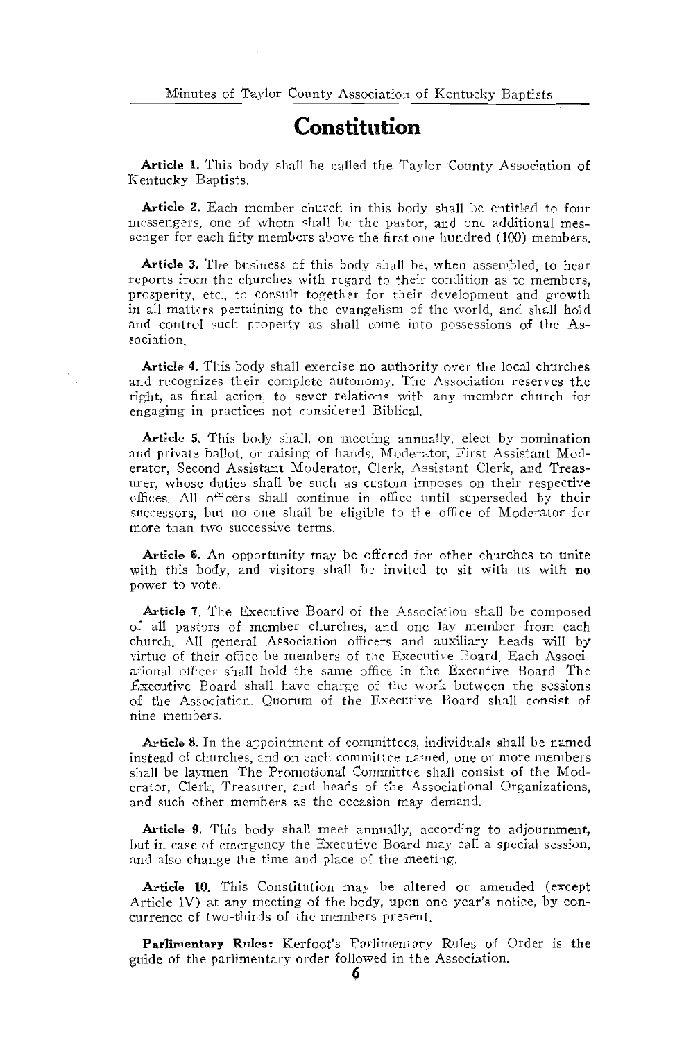# Constitution

**Article 1.** This body shall be called the Taylor County Association of Kentucky Baptists.

**Article 2.** Each member church in this body shall be entitled to four messengers, one of whom shall be the pastor, and one additional messenger for each fifty members above the first one hundred (100) members.

**Article 3.** The business of this body shall be, when assembled, to hear reports from the churches with regard to their condition as to members, prosperity, etc., to consult together for their development and growth in all matters pertaining to the evangelism of the world, and shall hold and control such property as shall come into possessions of the Association.

**Article 4.** This body shall exercise no authority over the local churches and recognizes their complete autonomy. The Association reserves the right, as final action, to sever relations with any member church for engaging in practices not considered Biblical.

**Article 5.** This body shall, on meeting annually, elect by nomination and private ballot, or raising of hands, Moderator, First Assistant Moderator, Second Assistant Moderator, Clerk, Assistant Clerk, and Treasurer, whose duties shall be such as custom imposes on their respective offices. All officers shall continue in office until superseded by their successors, but no one shall be eligible to the office of Moderator for more than two successive terms.

**Article 6.** An opportunity may be offered for other churches to unite with this body, and visitors shall be invited to sit with us with no power to vote.

**Article 7.** The Executive Board of the Association shall be composed of all pastors of member churches, and one lay member from each church. All general Association officers and auxiliary heads will by virtue of their office be members of the Executive Board. Each Associational officer shall hold the same office in the Executive Board. The Executive Board shall have charge of the work between the sessions of the Association. Quorum of the Executive Board shall consist of nine members.

**Article 8.** In the appointment of committees, individuals shall be named instead of churches, and on each committee named, one or more members shall be laymen. The Promotional Committee shall consist of the Moderator, Clerk, Treasurer, and heads of the Associational Organizations, and such other members as the occasion may demand.

**Article 9.** This body shall meet annually, according to adjournment, but in case of emergency the Executive Board may call a special session, and also change the time and place of the meeting.

**Article 10.** This Constitution may be altered or amended (except Article IV) at any meeting of the body, upon one year's notice, by concurrence of two-thirds of the members present.

**Parlimentary Rules:** Kerfoot's Parlimentary Rules of Order is the guide of the parlimentary order followed in the Association.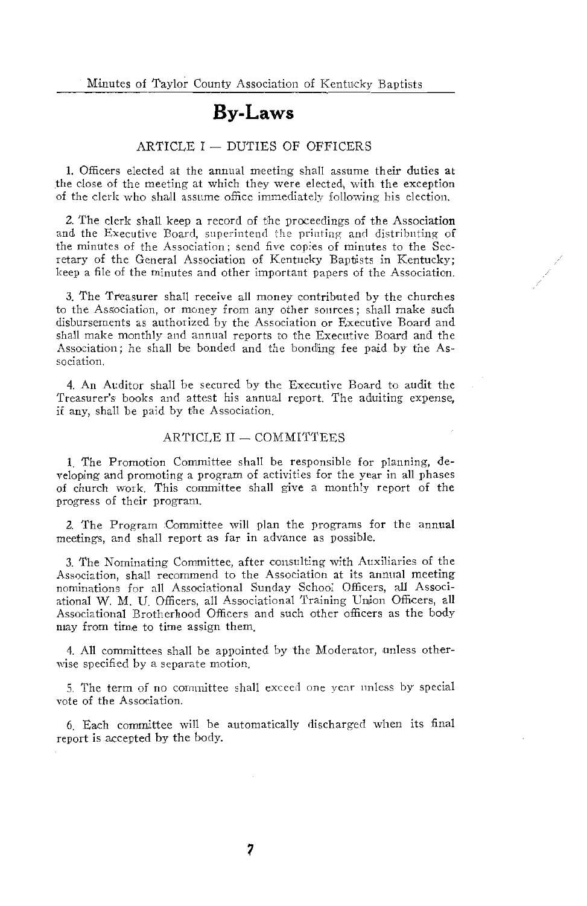# By-Laws

## ARTICLE I — DUTIES OF OFFICERS

1. Officers elected at the annual meeting shall assume their duties at the close of the meeting at which they were elected, with the exception of the clerk who shall assume office immediately following his election.

2. The clerk shall keep a record of the proceedings of the Association and the Executive Board, superintend the printing and distributing of the minutes of the Association; send five copies of minutes to the Secretary of the General Association of Kentucky Baptists in Kentucky; keep a file of the minutes and other important papers of the Association.

3. The Treasurer shall receive all money contributed by the churches to the Association, or money from any other sources; shall make such disbursements as authorized by the Association or Executive Board and shall make monthly and annual reports to the Executive Board and the Association; he shall be bonded and the bonding fee paid by the Association.

4. An Auditor shall be secured by the Executive Board to audit the Treasurer's books and attest his annual report. The aduiting expense, if any, shall be paid by the Association.

## ARTICLE II — COMMITTEES

1. The Promotion Committee shall be responsible for planning, developing and promoting a program of activities for the year in all phases of church work. This committee shall give a monthly report of the progress of their program.

2. The Program Committee will plan the programs for the annual meetings, and shall report as far in advance as possible.

3. The Nominating Committee, after consulting with Auxiliaries of the Association, shall recommend to the Association at its annual meeting nominations for all Associational Sunday School Officers, all Associational W. M. U. Officers, all Associational Training Union Officers, all Associational Brotherhood Officers and such other officers as the body may from time to time assign them.

4. All committees shall be appointed by the Moderator, unless otherwise specified by a separate motion.

5. The term of no committee shall exceed one year unless by special vote of the Association.

6. Each committee will be automatically discharged when its final report is accepted by the body.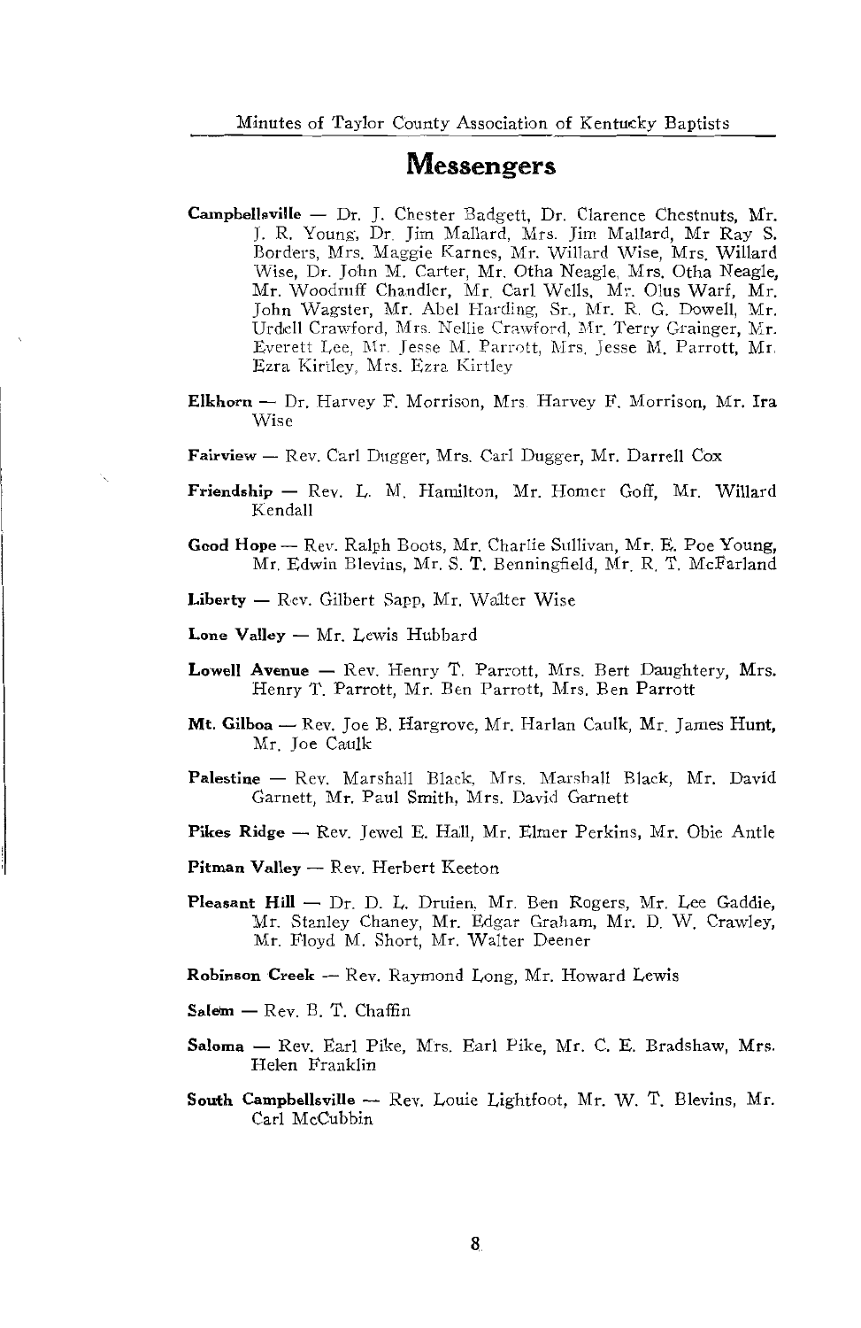## Messengers

**Campbellsville** — Dr. J. Chester Badgett, Dr. Clarence Chestnuts, Mr. J. R. Young, Dr. Jim Mallard, Mrs. Jim Mallard, Mr Ray S. Borders, Mrs. Maggie Karnes, Mr. Willard Wise, Mrs. Willard Wise, Dr. John M. Carter, Mr. Otha Neagle, Mrs. Otha Neagle, Mr. Woodruff Chandler, Mr. Carl Wells, Mr. Olus Warf, Mr. John Wagster, Mr. Abel Harding, Sr., Mr. R. G. Dowell, Mr. Urdell Crawford, Mrs. Nellie Crawford, Mr. Terry Grainger, Mr. Everett Lee, Mr. Jesse M. Parrott, Mrs. Jesse M. Parrott, Mr. Ezra Kirtley, Mrs. Ezra Kirtley

**Elkhorn** — Dr. Harvey F. Morrison, Mrs. Harvey F. Morrison, Mr. Ira Wise

**Fairview** — Rev. Carl Dugger, Mrs. Carl Dugger, Mr. Darrell Cox

**Friendship** — Rev. L. M. Hamilton, Mr. Homer Goff, Mr. Willard Kendall

**Good Hope** — Rev. Ralph Boots, Mr. Charlie Sullivan, Mr. E. Poe Young, Mr. Edwin Blevins, Mr. S. T. Benningfield, Mr. R. T. McFarland

**Liberty** — Rev. Gilbert Sapp, Mr. Walter Wise

**Lone Valley** — Mr. Lewis Hubbard

**Lowell Avenue** — Rev. Henry T. Parrott, Mrs. Bert Daughtery, Mrs. Henry T. Parrott, Mr. Ben Parrott, Mrs. Ben Parrott

**Mt. Gilboa** — Rev. Joe B. Hargrove, Mr. Harlan Caulk, Mr. James Hunt, Mr. Joe Caulk

**Palestine** — Rev. Marshall Black, Mrs. Marshall Black, Mr. David Garnett, Mr. Paul Smith, Mrs. David Garnett

**Pikes Ridge** — Rev. Jewel E. Hall, Mr. Elmer Perkins, Mr. Obie Antle

**Pitman Valley** — Rev. Herbert Keeton

**Pleasant Hill** — Dr. D. L. Druien, Mr. Ben Rogers, Mr. Lee Gaddie, Mr. Stanley Chaney, Mr. Edgar Graham, Mr. D. W. Crawley, Mr. Floyd M. Short, Mr. Walter Deener

**Robinson Creek** — Rev. Raymond Long, Mr. Howard Lewis

**Salem** — Rev. B. T. Chaffin

**Saloma** — Rev. Earl Pike, Mrs. Earl Pike, Mr. C. E. Bradshaw, Mrs. Helen Franklin

**South Campbellsville** — Rev. Louie Lightfoot, Mr. W. T. Blevins, Mr. Carl McCubbin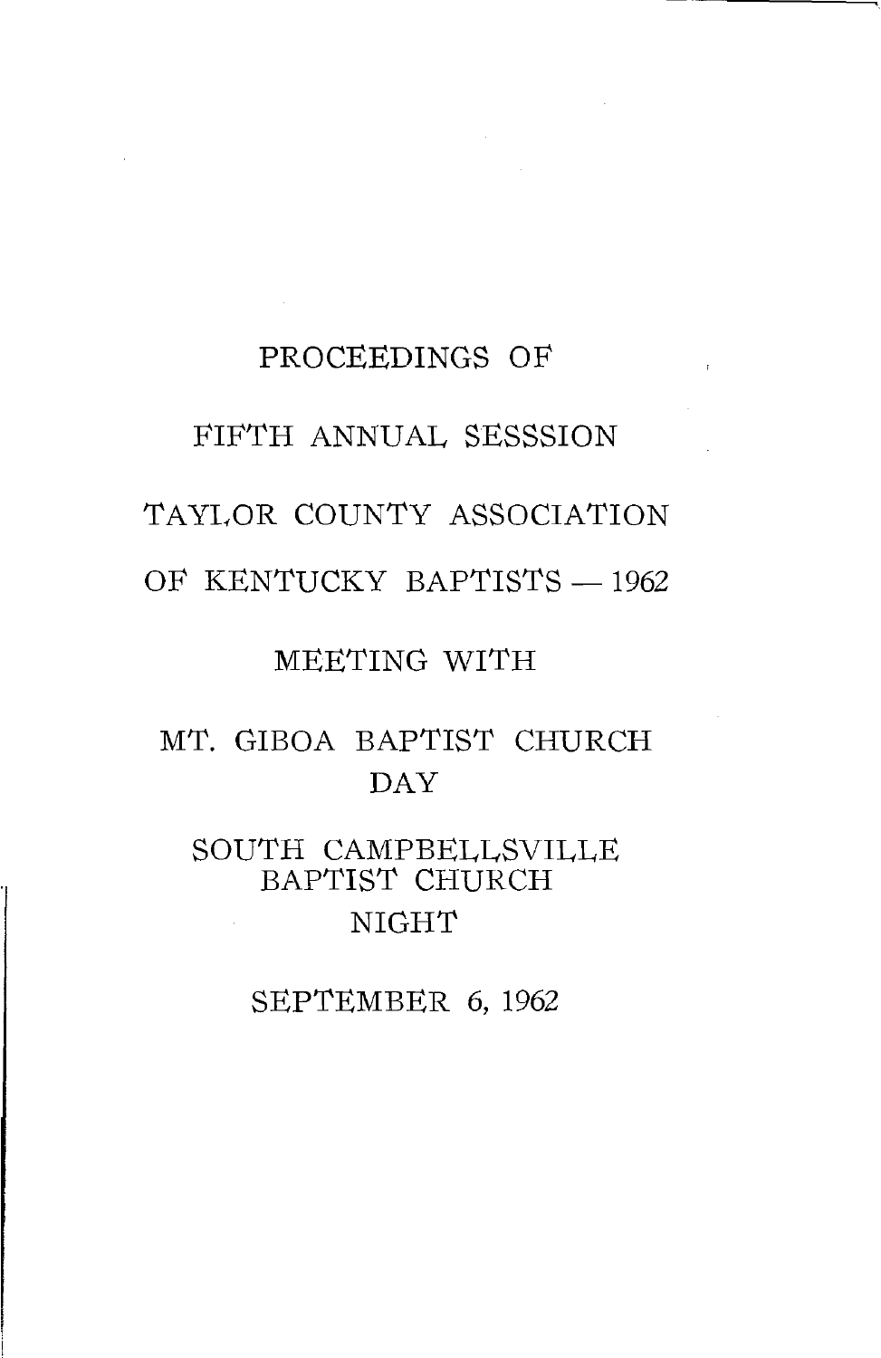# PROCEEDINGS OF

# FIFTH ANNUAL SESSSION

# TAYLOR COUNTY ASSOCIATION

# OF KENTUCKY BAPTISTS — 1962

MEETING WITH

MT. GIBOA BAPTIST CHURCH
DAY

SOUTH CAMPBELLSVILLE
BAPTIST CHURCH
NIGHT

SEPTEMBER 6, 1962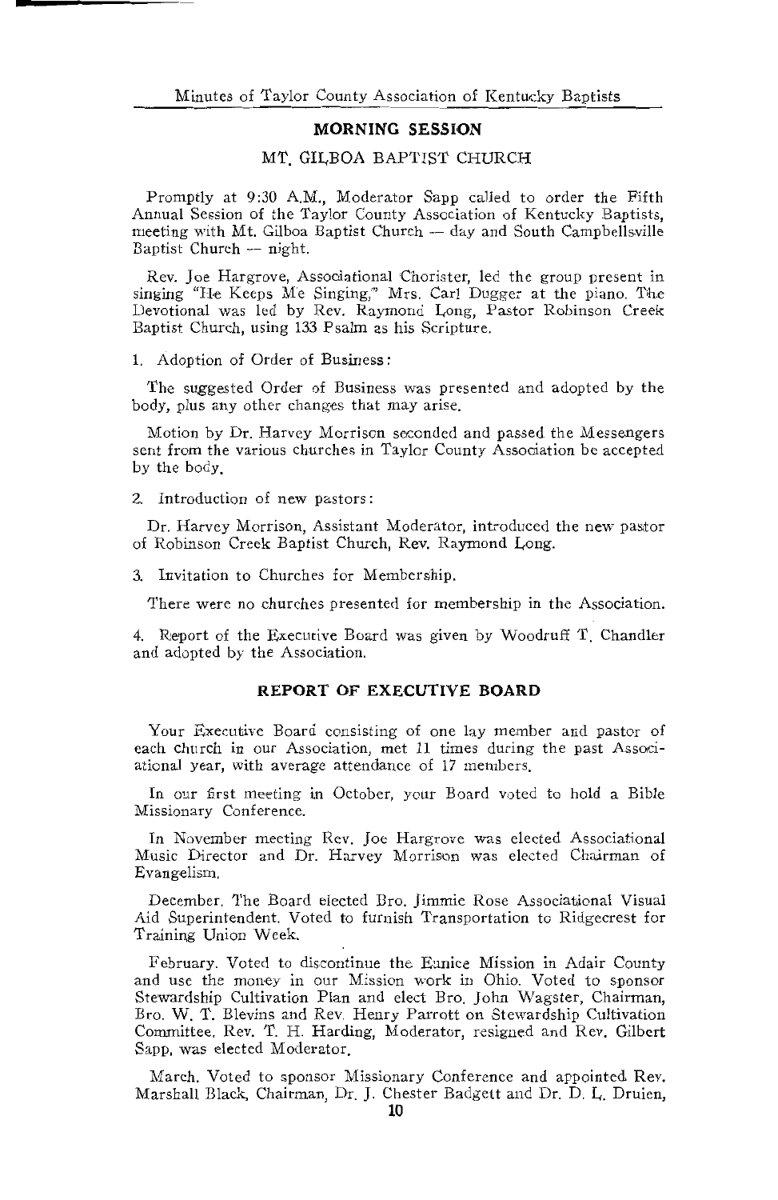## MORNING SESSION

### MT. GILBOA BAPTIST CHURCH

Promptly at 9:30 A.M., Moderator Sapp called to order the Fifth Annual Session of the Taylor County Association of Kentucky Baptists, meeting with Mt. Gilboa Baptist Church — day and South Campbellsville Baptist Church — night.

Rev. Joe Hargrove, Associational Chorister, led the group present in singing "He Keeps Me Singing," Mrs. Carl Dugger at the piano. The Devotional was led by Rev. Raymond Long, Pastor Robinson Creek Baptist Church, using 133 Psalm as his Scripture.

1. Adoption of Order of Business:

The suggested Order of Business was presented and adopted by the body, plus any other changes that may arise.

Motion by Dr. Harvey Morrison seconded and passed the Messengers sent from the various churches in Taylor County Association be accepted by the body.

2. Introduction of new pastors:

Dr. Harvey Morrison, Assistant Moderator, introduced the new pastor of Robinson Creek Baptist Church, Rev. Raymond Long.

3. Invitation to Churches for Membership.

There were no churches presented for membership in the Association.

4. Report of the Executive Board was given by Woodruff T. Chandler and adopted by the Association.

## REPORT OF EXECUTIVE BOARD

Your Executive Board consisting of one lay member and pastor of each church in our Association, met 11 times during the past Associational year, with average attendance of 17 members.

In our first meeting in October, your Board voted to hold a Bible Missionary Conference.

In November meeting Rev. Joe Hargrove was elected Associational Music Director and Dr. Harvey Morrison was elected Chairman of Evangelism.

December. The Board elected Bro. Jimmie Rose Associational Visual Aid Superintendent. Voted to furnish Transportation to Ridgecrest for Training Union Week.

February. Voted to discontinue the Eunice Mission in Adair County and use the money in our Mission work in Ohio. Voted to sponsor Stewardship Cultivation Plan and elect Bro. John Wagster, Chairman, Bro. W. T. Blevins and Rev. Henry Parrott on Stewardship Cultivation Committee. Rev. T. H. Harding, Moderator, resigned and Rev. Gilbert Sapp, was elected Moderator.

March. Voted to sponsor Missionary Conference and appointed Rev. Marshall Black, Chairman, Dr. J. Chester Badgett and Dr. D. L. Druien,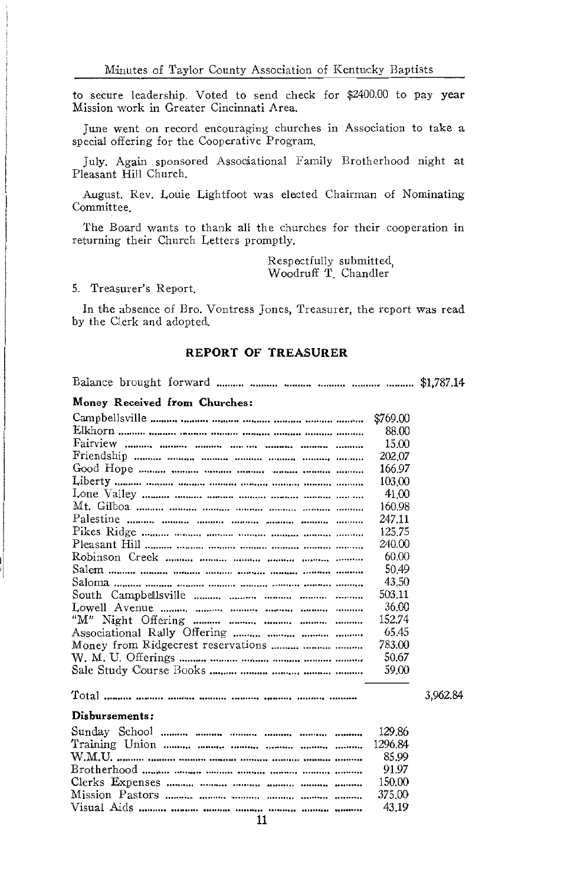to secure leadership. Voted to send check for $2400.00 to pay year Mission work in Greater Cincinnati Area.

June went on record encouraging churches in Association to take a special offering for the Cooperative Program.

July. Again sponsored Associational Family Brotherhood night at Pleasant Hill Church.

August. Rev. Louie Lightfoot was elected Chairman of Nominating Committee.

The Board wants to thank all the churches for their cooperation in returning their Church Letters promptly.

Respectfully submitted,
Woodruff T. Chandler

5. Treasurer's Report.

In the absence of Bro. Vontress Jones, Treasurer, the report was read by the Clerk and adopted.

## REPORT OF TREASURER

| | | |
|---|---|---|
| Balance brought forward | | $1,787.14 |
| **Money Received from Churches:** | | |
| Campbellsville | $769.00 | |
| Elkhorn | 88.00 | |
| Fairview | 15.00 | |
| Friendship | 202.07 | |
| Good Hope | 166.97 | |
| Liberty | 103.00 | |
| Lone Valley | 41.00 | |
| Mt. Gilboa | 160.98 | |
| Palestine | 247.11 | |
| Pikes Ridge | 125.75 | |
| Pleasant Hill | 240.00 | |
| Robinson Creek | 60.00 | |
| Salem | 50.49 | |
| Saloma | 43.50 | |
| South Campbellsville | 503.11 | |
| Lowell Avenue | 36.00 | |
| "M" Night Offering | 152.74 | |
| Associational Rally Offering | 65.45 | |
| Money from Ridgecrest reservations | 783.00 | |
| W. M. U. Offerings | 50.67 | |
| Sale Study Course Books | 59.00 | |
| Total | | 3,962.84 |
| **Disbursements:** | | |
| Sunday School | 129.86 | |
| Training Union | 1296.84 | |
| W.M.U. | 85.99 | |
| Brotherhood | 91.97 | |
| Clerks Expenses | 150.00 | |
| Mission Pastors | 375.00 | |
| Visual Aids | 43.19 | |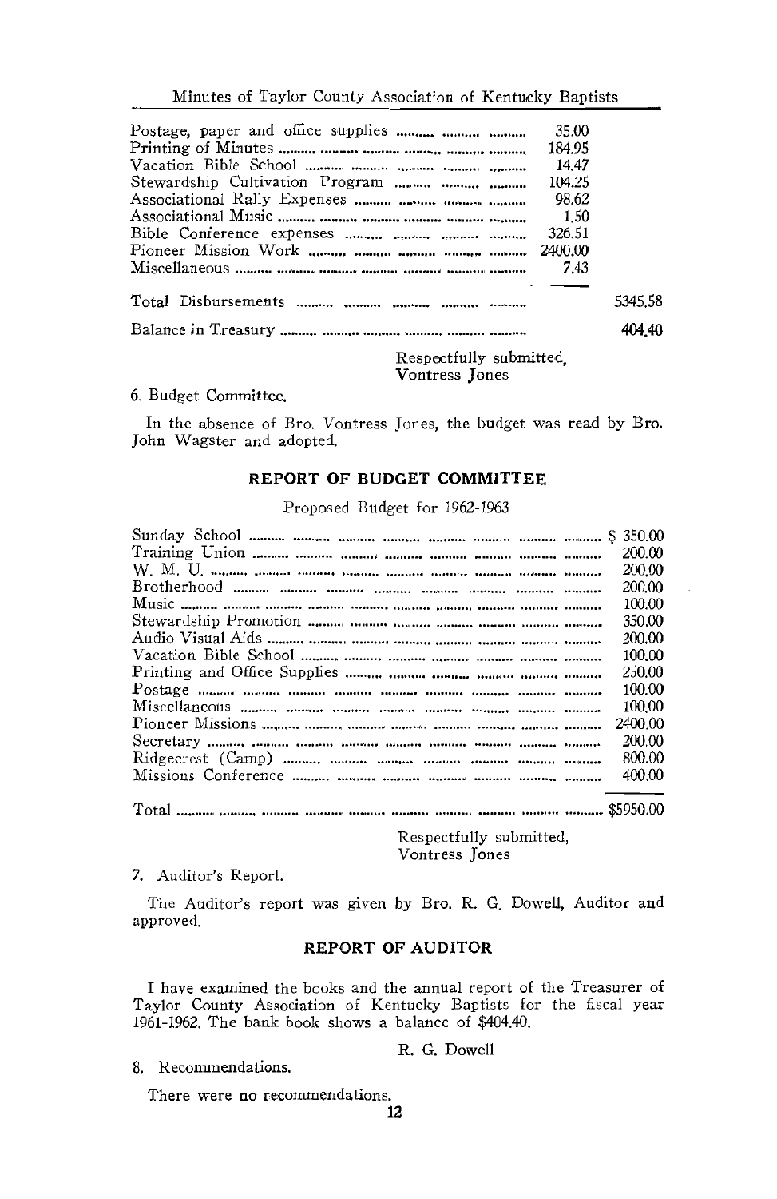| | | |
|---|---|---|
| Postage, paper and office supplies | 35.00 | |
| Printing of Minutes | 184.95 | |
| Vacation Bible School | 14.47 | |
| Stewardship Cultivation Program | 104.25 | |
| Associational Rally Expenses | 98.62 | |
| Associational Music | 1.50 | |
| Bible Conference expenses | 326.51 | |
| Pioneer Mission Work | 2400.00 | |
| Miscellaneous | 7.43 | |
| Total Disbursements | | 5345.58 |
| Balance in Treasury | | 404.40 |

Respectfully submitted,
Vontress Jones

6. Budget Committee.

In the absence of Bro. Vontress Jones, the budget was read by Bro. John Wagster and adopted.

## REPORT OF BUDGET COMMITTEE

Proposed Budget for 1962-1963

| | |
|---|---|
| Sunday School | $ 350.00 |
| Training Union | 200.00 |
| W. M. U. | 200.00 |
| Brotherhood | 200.00 |
| Music | 100.00 |
| Stewardship Promotion | 350.00 |
| Audio Visual Aids | 200.00 |
| Vacation Bible School | 100.00 |
| Printing and Office Supplies | 250.00 |
| Postage | 100.00 |
| Miscellaneous | 100.00 |
| Pioneer Missions | 2400.00 |
| Secretary | 200.00 |
| Ridgecrest (Camp) | 800.00 |
| Missions Conference | 400.00 |
| Total | $5950.00 |

Respectfully submitted,
Vontress Jones

7. Auditor's Report.

The Auditor's report was given by Bro. R. G. Dowell, Auditor and approved.

## REPORT OF AUDITOR

I have examined the books and the annual report of the Treasurer of Taylor County Association of Kentucky Baptists for the fiscal year 1961-1962. The bank book shows a balance of $404.40.

R. G. Dowell

8. Recommendations.

There were no recommendations.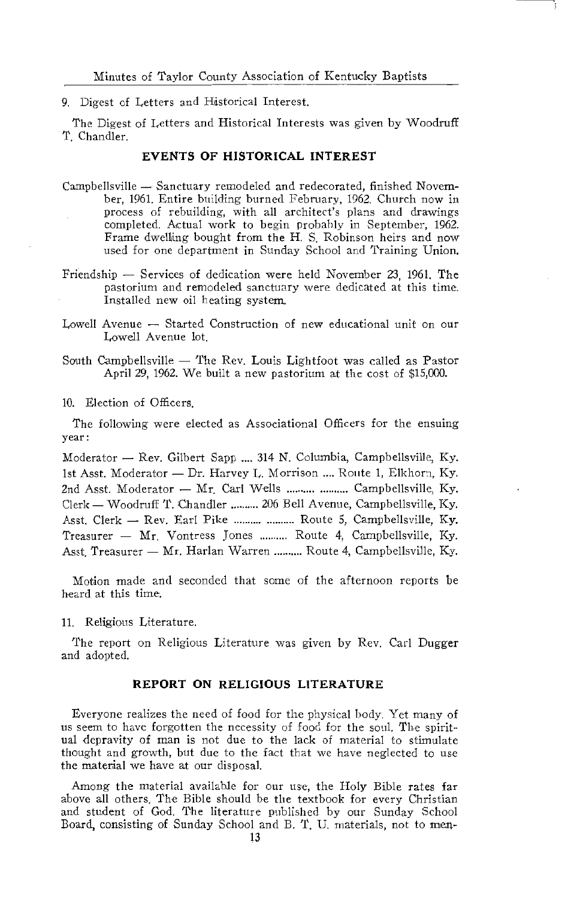9. Digest of Letters and Historical Interest.

The Digest of Letters and Historical Interests was given by Woodruff T. Chandler.

## EVENTS OF HISTORICAL INTEREST

Campbellsville — Sanctuary remodeled and redecorated, finished November, 1961. Entire building burned February, 1962. Church now in process of rebuilding, with all architect's plans and drawings completed. Actual work to begin probably in September, 1962. Frame dwelling bought from the H. S. Robinson heirs and now used for one department in Sunday School and Training Union.

Friendship — Services of dedication were held November 23, 1961. The pastorium and remodeled sanctuary were dedicated at this time. Installed new oil heating system.

Lowell Avenue — Started Construction of new educational unit on our Lowell Avenue lot.

South Campbellsville — The Rev. Louis Lightfoot was called as Pastor April 29, 1962. We built a new pastorium at the cost of $15,000.

10. Election of Officers.

The following were elected as Associational Officers for the ensuing year:

Moderator — Rev. Gilbert Sapp .... 314 N. Columbia, Campbellsville, Ky.
1st Asst. Moderator — Dr. Harvey L. Morrison .... Route 1, Elkhorn, Ky.
2nd Asst. Moderator — Mr. Carl Wells .......... .......... Campbellsville, Ky.
Clerk — Woodruff T. Chandler .......... 206 Bell Avenue, Campbellsville, Ky.
Asst. Clerk — Rev. Earl Pike .......... .......... Route 5, Campbellsville, Ky.
Treasurer — Mr. Vontress Jones .......... Route 4, Campbellsville, Ky.
Asst. Treasurer — Mr. Harlan Warren .......... Route 4, Campbellsville, Ky.

Motion made and seconded that some of the afternoon reports be heard at this time.

11. Religious Literature.

The report on Religious Literature was given by Rev. Carl Dugger and adopted.

## REPORT ON RELIGIOUS LITERATURE

Everyone realizes the need of food for the physical body. Yet many of us seem to have forgotten the necessity of food for the soul. The spiritual depravity of man is not due to the lack of material to stimulate thought and growth, but due to the fact that we have neglected to use the material we have at our disposal.

Among the material available for our use, the Holy Bible rates far above all others. The Bible should be the textbook for every Christian and student of God. The literature published by our Sunday School Board, consisting of Sunday School and B. T. U. materials, not to men-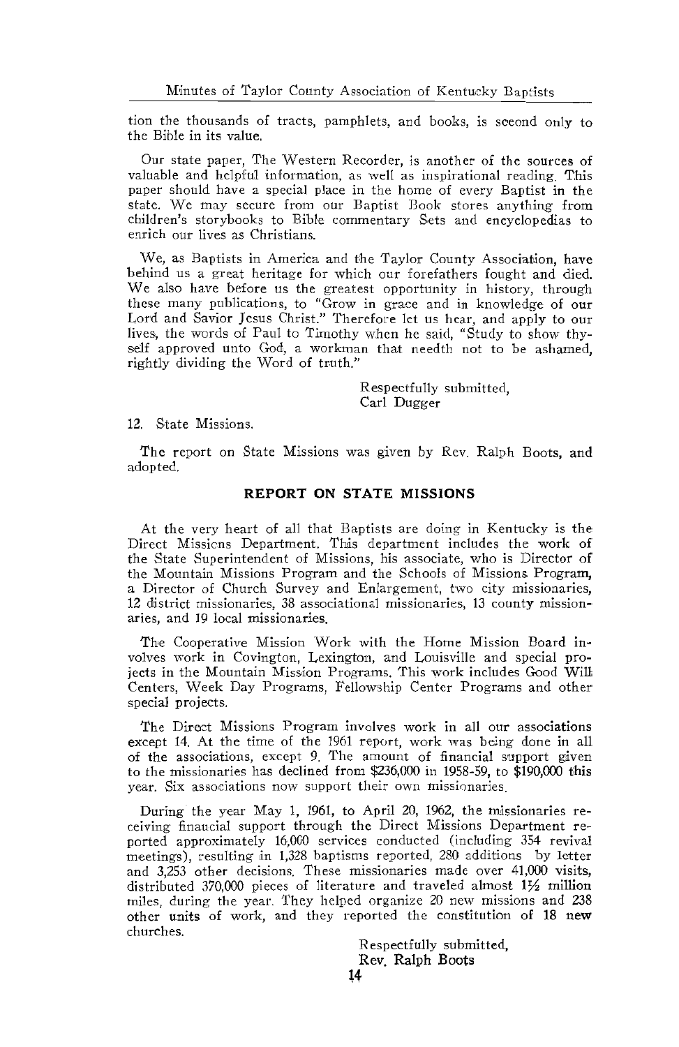tion the thousands of tracts, pamphlets, and books, is sceond only to the Bible in its value.

Our state paper, The Western Recorder, is another of the sources of valuable and helpful information, as well as inspirational reading. This paper should have a special place in the home of every Baptist in the state. We may secure from our Baptist Book stores anything from children's storybooks to Bible commentary Sets and encyclopedias to enrich our lives as Christians.

We, as Baptists in America and the Taylor County Association, have behind us a great heritage for which our forefathers fought and died. We also have before us the greatest opportunity in history, through these many publications, to "Grow in grace and in knowledge of our Lord and Savior Jesus Christ." Therefore let us hear, and apply to our lives, the words of Paul to Timothy when he said, "Study to show thyself approved unto God, a workman that needth not to be ashamed, rightly dividing the Word of truth."

Respectfully submitted,
Carl Dugger

12. State Missions.

The report on State Missions was given by Rev. Ralph Boots, and adopted.

## REPORT ON STATE MISSIONS

At the very heart of all that Baptists are doing in Kentucky is the Direct Missions Department. This department includes the work of the State Superintendent of Missions, his associate, who is Director of the Mountain Missions Program and the Schools of Missions Program, a Director of Church Survey and Enlargement, two city missionaries, 12 district missionaries, 38 associational missionaries, 13 county missionaries, and 19 local missionaries.

The Cooperative Mission Work with the Home Mission Board involves work in Covington, Lexington, and Louisville and special projects in the Mountain Mission Programs. This work includes Good Will Centers, Week Day Programs, Fellowship Center Programs and other special projects.

The Direct Missions Program involves work in all our associations except 14. At the time of the 1961 report, work was being done in all of the associations, except 9. The amount of financial support given to the missionaries has declined from $236,000 in 1958-59, to $190,000 this year. Six associations now support their own missionaries.

During the year May 1, 1961, to April 20, 1962, the missionaries receiving financial support through the Direct Missions Department reported approximately 16,000 services conducted (including 354 revival meetings), resulting in 1,328 baptisms reported, 280 additions by letter and 3,253 other decisions. These missionaries made over 41,000 visits, distributed 370,000 pieces of literature and traveled almost 1½ million miles, during the year. They helped organize 20 new missions and 238 other units of work, and they reported the constitution of 18 new churches.

Respectfully submitted,
Rev. Ralph Boots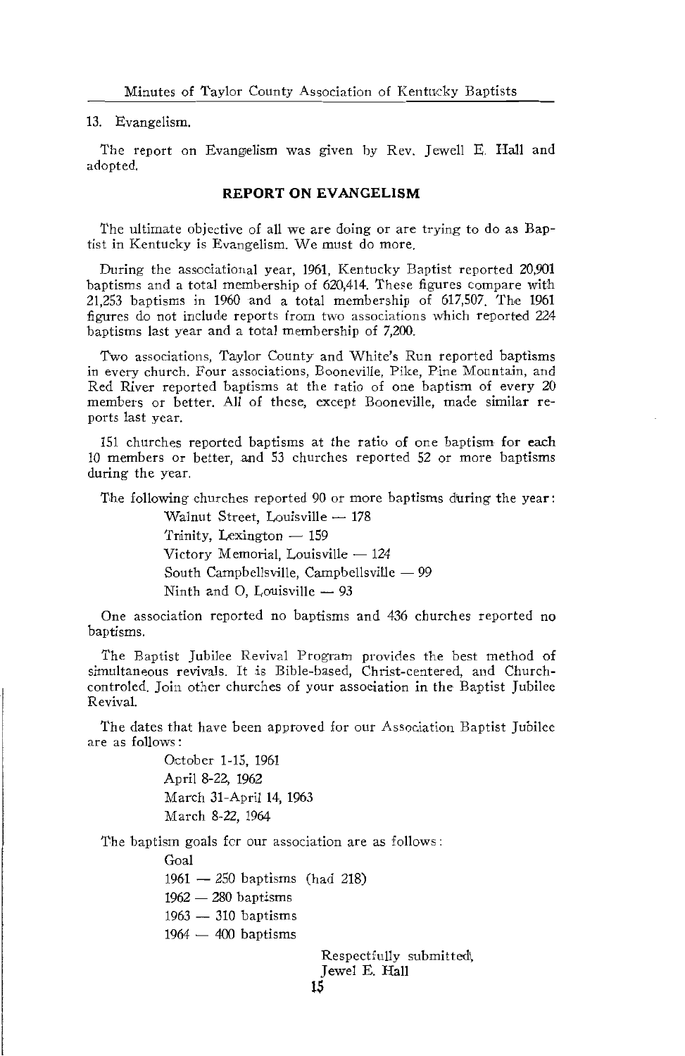13. Evangelism.

The report on Evangelism was given by Rev. Jewell E. Hall and adopted.

## REPORT ON EVANGELISM

The ultimate objective of all we are doing or are trying to do as Baptist in Kentucky is Evangelism. We must do more.

During the associational year, 1961, Kentucky Baptist reported 20,901 baptisms and a total membership of 620,414. These figures compare with 21,253 baptisms in 1960 and a total membership of 617,507. The 1961 figures do not include reports from two associations which reported 224 baptisms last year and a total membership of 7,200.

Two associations, Taylor County and White's Run reported baptisms in every church. Four associations, Booneville, Pike, Pine Mountain, and Red River reported baptisms at the ratio of one baptism of every 20 members or better. All of these, except Booneville, made similar reports last year.

151 churches reported baptisms at the ratio of one baptism for each 10 members or better, and 53 churches reported 52 or more baptisms during the year.

The following churches reported 90 or more baptisms during the year:

Walnut Street, Louisville — 178
Trinity, Lexington — 159
Victory Memorial, Louisville — 124
South Campbellsville, Campbellsville — 99
Ninth and O, Louisville — 93

One association reported no baptisms and 436 churches reported no baptisms.

The Baptist Jubilee Revival Program provides the best method of simultaneous revivals. It is Bible-based, Christ-centered, and Church-controled. Join other churches of your association in the Baptist Jubilee Revival.

The dates that have been approved for our Association Baptist Jubilee are as follows:

October 1-15, 1961
April 8-22, 1962
March 31-April 14, 1963
March 8-22, 1964

The baptism goals for our association are as follows:

Goal
1961 — 250 baptisms (had 218)
1962 — 280 baptisms
1963 — 310 baptisms
1964 — 400 baptisms

Respectfully submitted,
Jewel E. Hall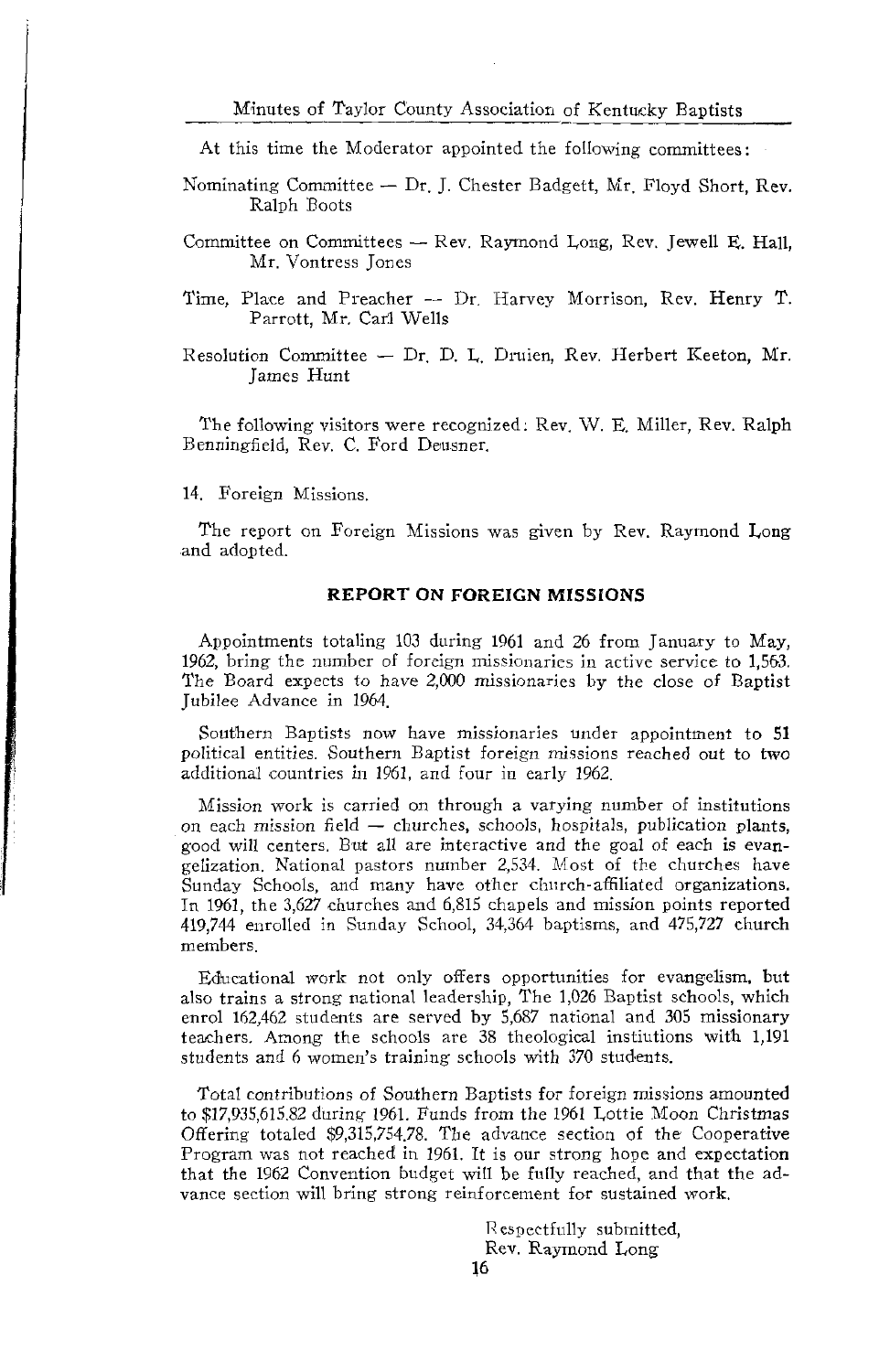At this time the Moderator appointed the following committees:

Nominating Committee — Dr. J. Chester Badgett, Mr. Floyd Short, Rev. Ralph Boots

Committee on Committees — Rev. Raymond Long, Rev. Jewell E. Hall, Mr. Vontress Jones

Time, Place and Preacher — Dr. Harvey Morrison, Rev. Henry T. Parrott, Mr. Carl Wells

Resolution Committee — Dr. D. L. Druien, Rev. Herbert Keeton, Mr. James Hunt

The following visitors were recognized: Rev. W. E. Miller, Rev. Ralph Benningfield, Rev. C. Ford Deusner.

14. Foreign Missions.

The report on Foreign Missions was given by Rev. Raymond Long and adopted.

## REPORT ON FOREIGN MISSIONS

Appointments totaling 103 during 1961 and 26 from January to May, 1962, bring the number of foreign missionaries in active service to 1,563. The Board expects to have 2,000 missionaries by the close of Baptist Jubilee Advance in 1964.

Southern Baptists now have missionaries under appointment to 51 political entities. Southern Baptist foreign missions reached out to two additional countries in 1961, and four in early 1962.

Mission work is carried on through a varying number of institutions on each mission field — churches, schools, hospitals, publication plants, good will centers. But all are interactive and the goal of each is evangelization. National pastors number 2,534. Most of the churches have Sunday Schools, and many have other church-affiliated organizations. In 1961, the 3,627 churches and 6,815 chapels and mission points reported 419,744 enrolled in Sunday School, 34,364 baptisms, and 475,727 church members.

Educational work not only offers opportunities for evangelism, but also trains a strong national leadership, The 1,026 Baptist schools, which enrol 162,462 students are served by 5,687 national and 305 missionary teachers. Among the schools are 38 theological instiutions with 1,191 students and 6 women's training schools with 370 students.

Total contributions of Southern Baptists for foreign missions amounted to $17,935,615.82 during 1961. Funds from the 1961 Lottie Moon Christmas Offering totaled $9,315,754.78. The advance section of the Cooperative Program was not reached in 1961. It is our strong hope and expectation that the 1962 Convention budget will be fully reached, and that the advance section will bring strong reinforcement for sustained work.

Respectfully submitted,
Rev. Raymond Long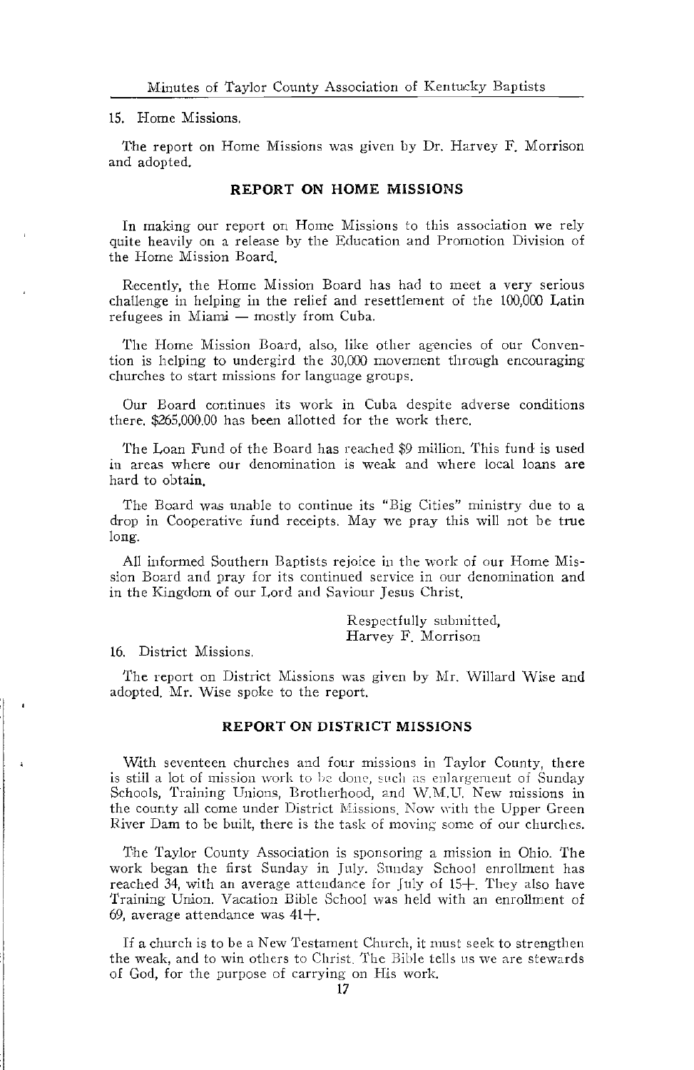15. Home Missions.

The report on Home Missions was given by Dr. Harvey F. Morrison and adopted.

## REPORT ON HOME MISSIONS

In making our report on Home Missions to this association we rely quite heavily on a release by the Education and Promotion Division of the Home Mission Board.

Recently, the Home Mission Board has had to meet a very serious challenge in helping in the relief and resettlement of the 100,000 Latin refugees in Miami — mostly from Cuba.

The Home Mission Board, also, like other agencies of our Convention is helping to undergird the 30,000 movement through encouraging churches to start missions for language groups.

Our Board continues its work in Cuba despite adverse conditions there. $265,000.00 has been allotted for the work there.

The Loan Fund of the Board has reached $9 million. This fund is used in areas where our denomination is weak and where local loans are hard to obtain.

The Board was unable to continue its "Big Cities" ministry due to a drop in Cooperative fund receipts. May we pray this will not be true long.

All informed Southern Baptists rejoice in the work of our Home Mission Board and pray for its continued service in our denomination and in the Kingdom of our Lord and Saviour Jesus Christ.

Respectfully submitted,
Harvey F. Morrison

16. District Missions.

The report on District Missions was given by Mr. Willard Wise and adopted. Mr. Wise spoke to the report.

## REPORT ON DISTRICT MISSIONS

With seventeen churches and four missions in Taylor County, there is still a lot of mission work to be done, such as enlargement of Sunday Schools, Training Unions, Brotherhood, and W.M.U. New missions in the county all come under District Missions. Now with the Upper Green River Dam to be built, there is the task of moving some of our churches.

The Taylor County Association is sponsoring a mission in Ohio. The work began the first Sunday in July. Sunday School enrollment has reached 34, with an average attendance for July of 15+. They also have Training Union. Vacation Bible School was held with an enrollment of 69, average attendance was 41+.

If a church is to be a New Testament Church, it must seek to strengthen the weak, and to win others to Christ. The Bible tells us we are stewards of God, for the purpose of carrying on His work.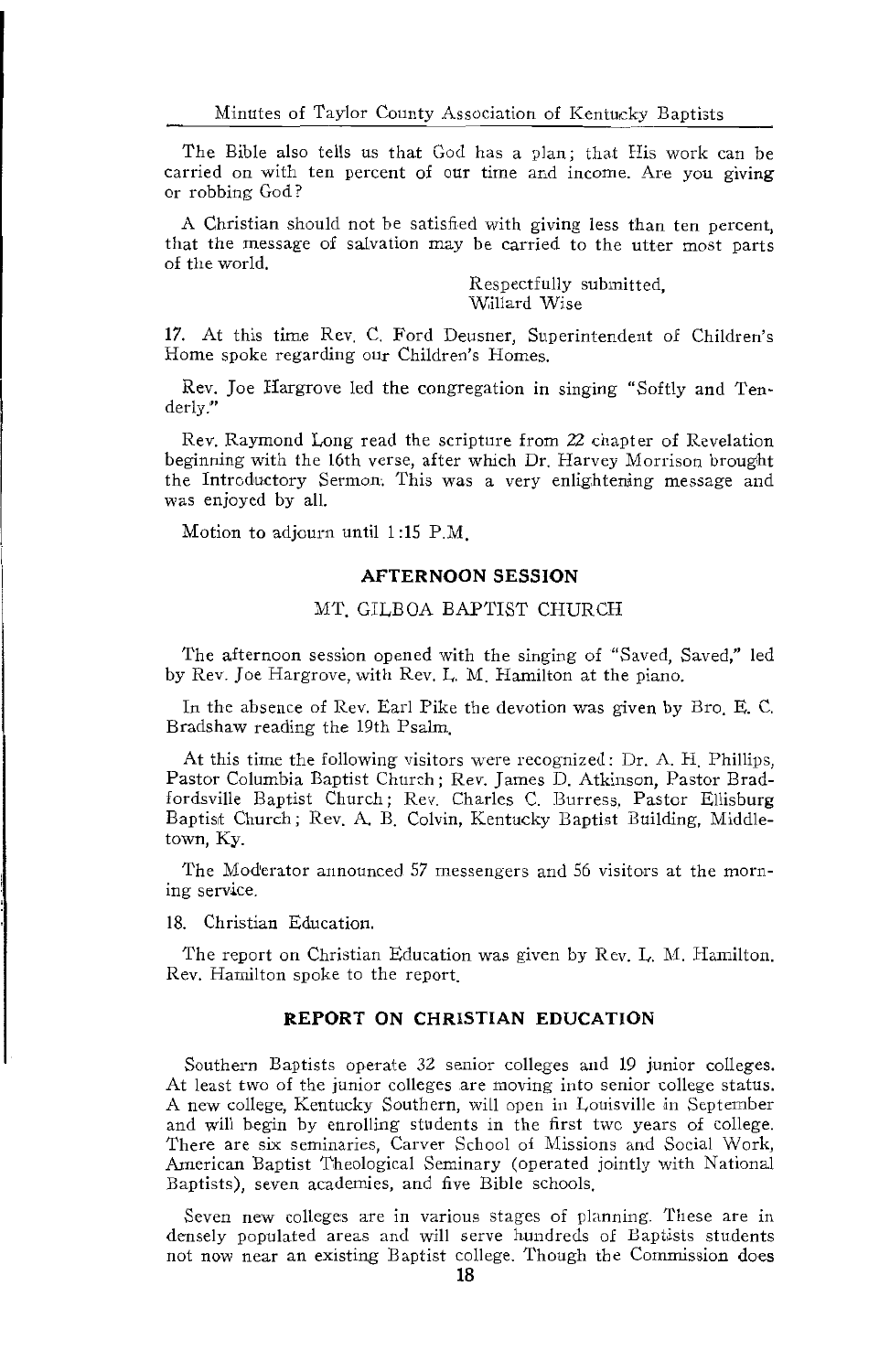The Bible also tells us that God has a plan; that His work can be carried on with ten percent of our time and income. Are you giving or robbing God?

A Christian should not be satisfied with giving less than ten percent, that the message of salvation may be carried to the utter most parts of the world.

Respectfully submitted,
Willard Wise

17. At this time Rev. C. Ford Deusner, Superintendent of Children's Home spoke regarding our Children's Homes.

Rev. Joe Hargrove led the congregation in singing "Softly and Tenderly."

Rev. Raymond Long read the scripture from 22 chapter of Revelation beginning with the 16th verse, after which Dr. Harvey Morrison brought the Introductory Sermon. This was a very enlightening message and was enjoyed by all.

Motion to adjourn until 1:15 P.M.

## AFTERNOON SESSION

### MT. GILBOA BAPTIST CHURCH

The afternoon session opened with the singing of "Saved, Saved," led by Rev. Joe Hargrove, with Rev. L. M. Hamilton at the piano.

In the absence of Rev. Earl Pike the devotion was given by Bro. E. C. Bradshaw reading the 19th Psalm.

At this time the following visitors were recognized: Dr. A. H. Phillips, Pastor Columbia Baptist Church; Rev. James D. Atkinson, Pastor Bradfordsville Baptist Church; Rev. Charles C. Burress, Pastor Ellisburg Baptist Church; Rev. A. B. Colvin, Kentucky Baptist Building, Middletown, Ky.

The Moderator announced 57 messengers and 56 visitors at the morning service.

18. Christian Education.

The report on Christian Education was given by Rev. L. M. Hamilton. Rev. Hamilton spoke to the report.

## REPORT ON CHRISTIAN EDUCATION

Southern Baptists operate 32 senior colleges and 19 junior colleges. At least two of the junior colleges are moving into senior college status. A new college, Kentucky Southern, will open in Louisville in September and will begin by enrolling students in the first two years of college. There are six seminaries, Carver School of Missions and Social Work, American Baptist Theological Seminary (operated jointly with National Baptists), seven academies, and five Bible schools.

Seven new colleges are in various stages of planning. These are in densely populated areas and will serve hundreds of Baptists students not now near an existing Baptist college. Though the Commission does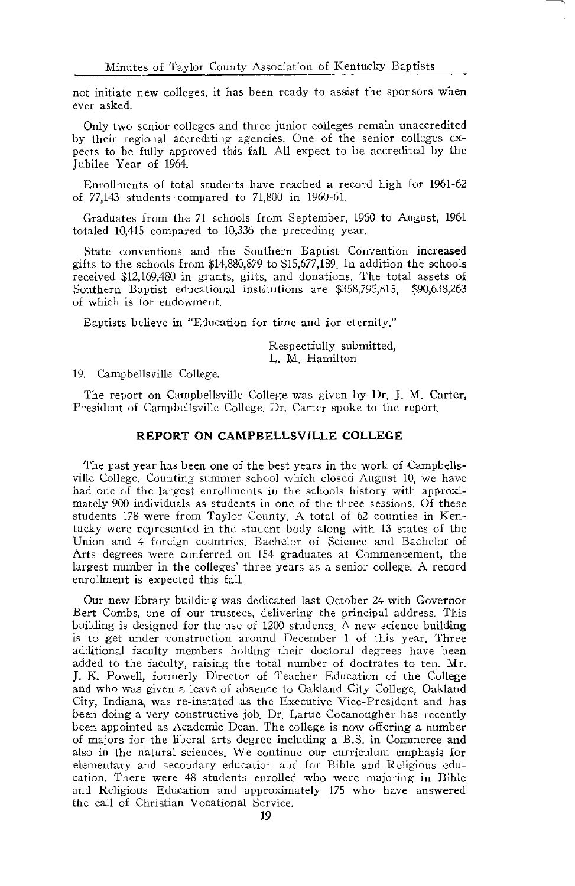not initiate new colleges, it has been ready to assist the sponsors when ever asked.

Only two senior colleges and three junior colleges remain unaccredited by their regional accrediting agencies. One of the senior colleges expects to be fully approved this fall. All expect to be accredited by the Jubilee Year of 1964.

Enrollments of total students have reached a record high for 1961-62 of 77,143 students compared to 71,800 in 1960-61.

Graduates from the 71 schools from September, 1960 to August, 1961 totaled 10,415 compared to 10,336 the preceding year.

State conventions and the Southern Baptist Convention increased gifts to the schools from $14,880,879 to $15,677,189. In addition the schools received $12,169,480 in grants, gifts, and donations. The total assets of Southern Baptist educational institutions are $358,795,815, $90,638,263 of which is for endowment.

Baptists believe in "Education for time and for eternity."

Respectfully submitted,
L. M. Hamilton

19. Campbellsville College.

The report on Campbellsville College was given by Dr. J. M. Carter, President of Campbellsville College. Dr. Carter spoke to the report.

## REPORT ON CAMPBELLSVILLE COLLEGE

The past year has been one of the best years in the work of Campbellsville College. Counting summer school which closed August 10, we have had one of the largest enrollments in the schools history with approximately 900 individuals as students in one of the three sessions. Of these students 178 were from Taylor County. A total of 62 counties in Kentucky were represented in the student body along with 13 states of the Union and 4 foreign countries. Bachelor of Science and Bachelor of Arts degrees were conferred on 154 graduates at Commencement, the largest number in the colleges' three years as a senior college. A record enrollment is expected this fall.

Our new library building was dedicated last October 24 with Governor Bert Combs, one of our trustees, delivering the principal address. This building is designed for the use of 1200 students. A new science building is to get under construction around December 1 of this year. Three additional faculty members holding their doctoral degrees have been added to the faculty, raising the total number of doctrates to ten. Mr. J. K. Powell, formerly Director of Teacher Education of the College and who was given a leave of absence to Oakland City College, Oakland City, Indiana, was re-instated as the Executive Vice-President and has been doing a very constructive job. Dr. Larue Cocanougher has recently been appointed as Academic Dean. The college is now offering a number of majors for the liberal arts degree including a B.S. in Commerce and also in the natural sciences. We continue our curriculum emphasis for elementary and secondary education and for Bible and Religious education. There were 48 students enrolled who were majoring in Bible and Religious Education and approximately 175 who have answered the call of Christian Vocational Service.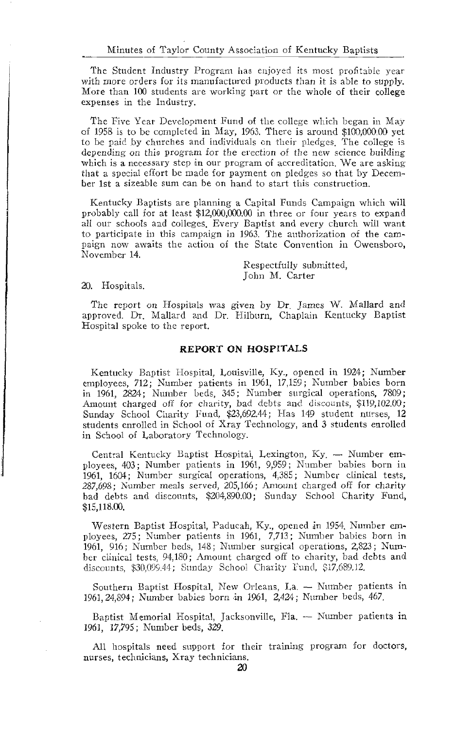The Student Industry Program has enjoyed its most profitable year with more orders for its manufactured products than it is able to supply. More than 100 students are working part or the whole of their college expenses in the Industry.

The Five Year Development Fund of the college which began in May of 1958 is to be completed in May, 1963. There is around $100,000.00 yet to be paid by churches and individuals on their pledges. The college is depending on this program for the erection of the new science building which is a necessary step in our program of accreditation. We are asking that a special effort be made for payment on pledges so that by December 1st a sizeable sum can be on hand to start this construction.

Kentucky Baptists are planning a Capital Funds Campaign which will probably call for at least $12,000,000.00 in three or four years to expand all our schools and colleges. Every Baptist and every church will want to participate in this campaign in 1963. The authorization of the campaign now awaits the action of the State Convention in Owensboro, November 14.

Respectfully submitted,
John M. Carter

20. Hospitals.

The report on Hospitals was given by Dr. James W. Mallard and approved. Dr. Mallard and Dr. Hilburn, Chaplain Kentucky Baptist Hospital spoke to the report.

## REPORT ON HOSPITALS

Kentucky Baptist Hospital, Louisville, Ky., opened in 1924; Number employees, 712; Number patients in 1961, 17,159; Number babies born in 1961, 2824; Number beds, 345; Number surgical operations, 7809; Amount charged off for charity, bad debts and discounts, $119,102.00; Sunday School Charity Fund, $23,692.44; Has 149 student nurses, 12 students enrolled in School of Xray Technology, and 3 students enrolled in School of Laboratory Technology.

Central Kentucky Baptist Hospital, Lexington, Ky. — Number employees, 403; Number patients in 1961, 9,959; Number babies born in 1961, 1604; Number surgical operations, 4,385; Number clinical tests, 287,698; Number meals served, 205,166; Amount charged off for charity bad debts and discounts, $204,890.00; Sunday School Charity Fund, $15,118.00.

Western Baptist Hospital, Paducah, Ky., opened in 1954. Number employees, 275; Number patients in 1961, 7,713; Number babies born in 1961, 916; Number beds, 148; Number surgical operations, 2,823; Number clinical tests, 94,180; Amount charged off to charity, bad debts and discounts, $30,099.44; Sunday School Charity Fund, $17,689.12.

Southern Baptist Hospital, New Orleans, La. — Number patients in 1961, 24,894; Number babies born in 1961, 2,424; Number beds, 467.

Baptist Memorial Hospital, Jacksonville, Fla. — Number patients in 1961, 17,795; Number beds, 329.

All hospitals need support for their training program for doctors, nurses, technicians, Xray technicians.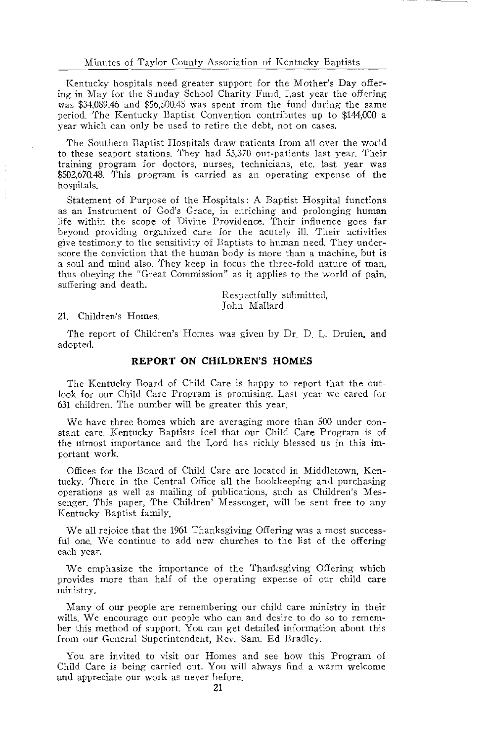Kentucky hospitals need greater support for the Mother's Day offering in May for the Sunday School Charity Fund. Last year the offering was $34,089.46 and $56,500.45 was spent from the fund during the same period. The Kentucky Baptist Convention contributes up to $144,000 a year which can only be used to retire the debt, not on cases.

The Southern Baptist Hospitals draw patients from all over the world to these seaport stations. They had 53,370 out-patients last year. Their training program for doctors, nurses, technicians, etc. last year was $502,670.48. This program is carried as an operating expense of the hospitals.

Statement of Purpose of the Hospitals: A Baptist Hospital functions as an Instrument of God's Grace, in enriching and prolonging human life within the scope of Divine Providence. Their influence goes far beyond providing organized care for the acutely ill. Their activities give testimony to the sensitivity of Baptists to human need. They underscore the conviction that the human body is more than a machine, but is a soul and mind also. They keep in focus the three-fold nature of man, thus obeying the "Great Commission" as it applies to the world of pain, suffering and death.

Respectfully submitted,
John Mallard

21. Children's Homes.

The report of Children's Homes was given by Dr. D. L. Druien, and adopted.

## REPORT ON CHILDREN'S HOMES

The Kentucky Board of Child Care is happy to report that the outlook for our Child Care Program is promising. Last year we cared for 631 children. The number will be greater this year.

We have three homes which are averaging more than 500 under constant care. Kentucky Baptists feel that our Child Care Program is of the utmost importance and the Lord has richly blessed us in this important work.

Offices for the Board of Child Care are located in Middletown, Kentucky. There in the Central Office all the bookkeeping and purchasing operations as well as mailing of publications, such as Children's Messenger. This paper, The Children' Messenger, will be sent free to any Kentucky Baptist family.

We all rejoice that the 1961 Thanksgiving Offering was a most successful one. We continue to add new churches to the list of the offering each year.

We emphasize the importance of the Thanksgiving Offering which provides more than half of the operating expense of our child care ministry.

Many of our people are remembering our child care ministry in their wills. We encourage our people who can and desire to do so to remember this method of support. You can get detailed information about this from our General Superintendent, Rev. Sam. Ed Bradley.

You are invited to visit our Homes and see how this Program of Child Care is being carried out. You will always find a warm welcome and appreciate our work as never before.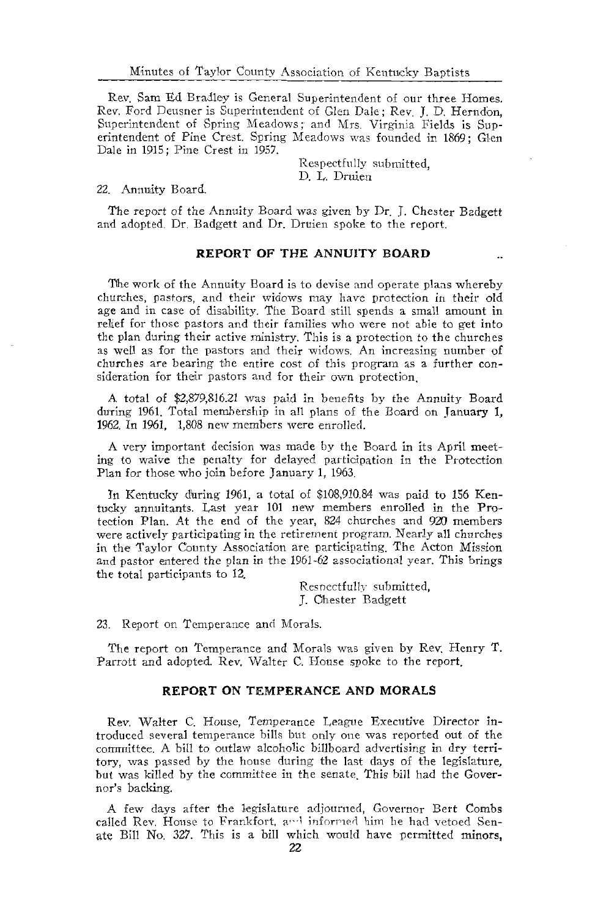Rev. Sam Ed Bradley is General Superintendent of our three Homes. Rev. Ford Deusner is Superintendent of Glen Dale; Rev. J. D. Herndon, Superintendent of Spring Meadows; and Mrs. Virginia Fields is Superintendent of Pine Crest. Spring Meadows was founded in 1869; Glen Dale in 1915; Pine Crest in 1957.

Respectfully submitted,
D. L. Druien

22. Annuity Board.

The report of the Annuity Board was given by Dr. J. Chester Badgett and adopted. Dr. Badgett and Dr. Druien spoke to the report.

## REPORT OF THE ANNUITY BOARD

The work of the Annuity Board is to devise and operate plans whereby churches, pastors, and their widows may have protection in their old age and in case of disability. The Board still spends a small amount in relief for those pastors and their families who were not able to get into the plan during their active ministry. This is a protection to the churches as well as for the pastors and their widows. An increasing number of churches are bearing the entire cost of this program as a further consideration for their pastors and for their own protection.

A total of $2,879,816.21 was paid in benefits by the Annuity Board during 1961. Total membership in all plans of the Board on January 1, 1962. In 1961, 1,808 new members were enrolled.

A very important decision was made by the Board in its April meeting to waive the penalty for delayed participation in the Protection Plan for those who join before January 1, 1963.

In Kentucky during 1961, a total of $108,910.84 was paid to 156 Kentucky annuitants. Last year 101 new members enrolled in the Protection Plan. At the end of the year, 824 churches and 920 members were actively participating in the retirement program. Nearly all churches in the Taylor County Association are participating. The Acton Mission and pastor entered the plan in the 1961-62 associational year. This brings the total participants to 12.

Respectfully submitted,
J. Chester Badgett

23. Report on Temperance and Morals.

The report on Temperance and Morals was given by Rev. Henry T. Parrott and adopted. Rev. Walter C. House spoke to the report.

## REPORT ON TEMPERANCE AND MORALS

Rev. Walter C. House, Temperance League Executive Director introduced several temperance bills but only one was reported out of the committee. A bill to outlaw alcoholic billboard advertising in dry territory, was passed by the house during the last days of the legislature, but was killed by the committee in the senate. This bill had the Governor's backing.

A few days after the legislature adjourned, Governor Bert Combs called Rev. House to Frankfort, and informed him he had vetoed Senate Bill No. 327. This is a bill which would have permitted minors,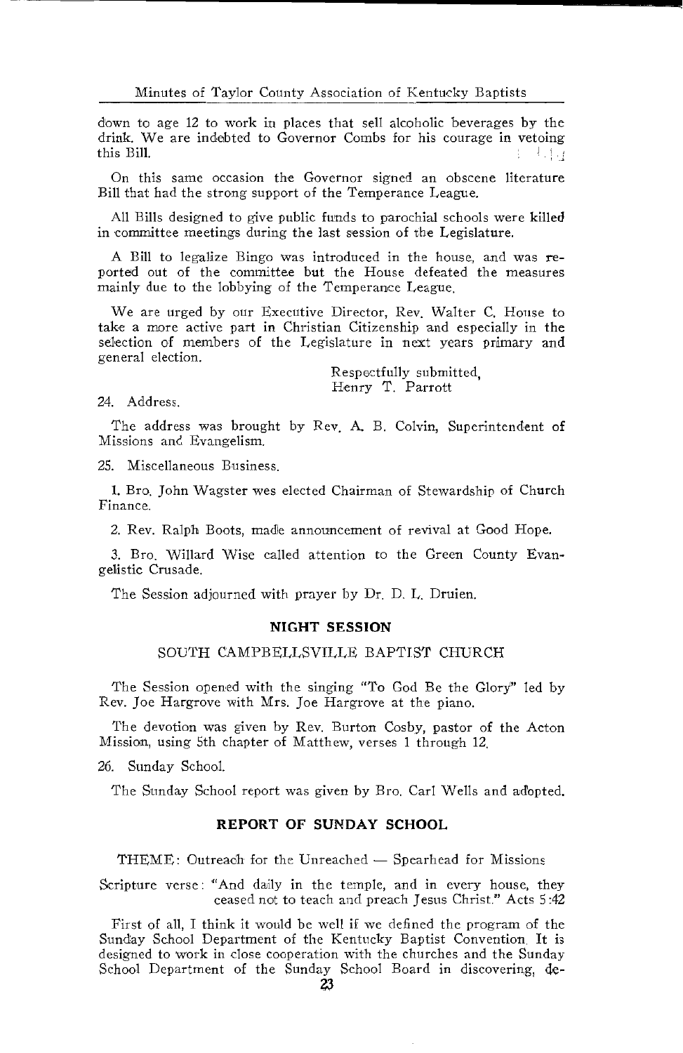down to age 12 to work in places that sell alcoholic beverages by the drink. We are indebted to Governor Combs for his courage in vetoing this Bill.

On this same occasion the Governor signed an obscene literature Bill that had the strong support of the Temperance League.

All Bills designed to give public funds to parochial schools were killed in committee meetings during the last session of the Legislature.

A Bill to legalize Bingo was introduced in the house, and was reported out of the committee but the House defeated the measures mainly due to the lobbying of the Temperance League.

We are urged by our Executive Director, Rev. Walter C. House to take a more active part in Christian Citizenship and especially in the selection of members of the Legislature in next years primary and general election.

Respectfully submitted,
Henry T. Parrott

24. Address.

The address was brought by Rev. A. B. Colvin, Superintendent of Missions and Evangelism.

25. Miscellaneous Business.

1. Bro. John Wagster wes elected Chairman of Stewardship of Church Finance.

2. Rev. Ralph Boots, made announcement of revival at Good Hope.

3. Bro. Willard Wise called attention to the Green County Evangelistic Crusade.

The Session adjourned with prayer by Dr. D. L. Druien.

## NIGHT SESSION

### SOUTH CAMPBELLSVILLE BAPTIST CHURCH

The Session opened with the singing "To God Be the Glory" led by Rev. Joe Hargrove with Mrs. Joe Hargrove at the piano.

The devotion was given by Rev. Burton Cosby, pastor of the Acton Mission, using 5th chapter of Matthew, verses 1 through 12.

26. Sunday School.

The Sunday School report was given by Bro. Carl Wells and adopted.

## REPORT OF SUNDAY SCHOOL

THEME: Outreach for the Unreached — Spearhead for Missions

Scripture verse: "And daily in the temple, and in every house, they ceased not to teach and preach Jesus Christ." Acts 5:42

First of all, I think it would be well if we defined the program of the Sunday School Department of the Kentucky Baptist Convention. It is designed to work in close cooperation with the churches and the Sunday School Department of the Sunday School Board in discovering, de-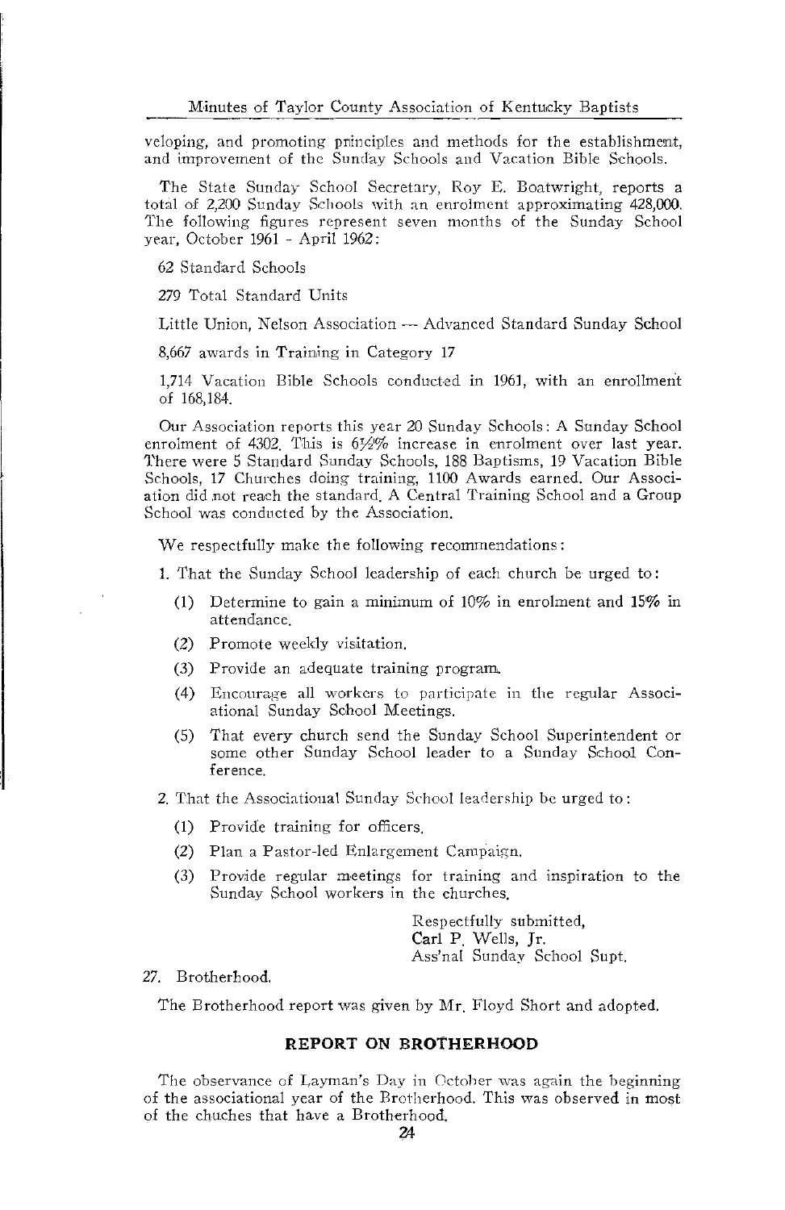veloping, and promoting principles and methods for the establishment, and improvement of the Sunday Schools and Vacation Bible Schools.

The State Sunday School Secretary, Roy E. Boatwright, reports a total of 2,200 Sunday Schools with an enrolment approximating 428,000. The following figures represent seven months of the Sunday School year, October 1961 - April 1962:

62 Standard Schools

279 Total Standard Units

Little Union, Nelson Association — Advanced Standard Sunday School

8,667 awards in Training in Category 17

1,714 Vacation Bible Schools conducted in 1961, with an enrollment of 168,184.

Our Association reports this year 20 Sunday Schools: A Sunday School enrolment of 4302. This is 6½% increase in enrolment over last year. There were 5 Standard Sunday Schools, 188 Baptisms, 19 Vacation Bible Schools, 17 Churches doing training, 1100 Awards earned. Our Association did not reach the standard. A Central Training School and a Group School was conducted by the Association.

We respectfully make the following recommendations:

1. That the Sunday School leadership of each church be urged to:
   (1) Determine to gain a minimum of 10% in enrolment and 15% in attendance.
   (2) Promote weekly visitation.
   (3) Provide an adequate training program.
   (4) Encourage all workers to participate in the regular Associational Sunday School Meetings.
   (5) That every church send the Sunday School Superintendent or some other Sunday School leader to a Sunday School Conference.
2. That the Associational Sunday School leadership be urged to:
   (1) Provide training for officers.
   (2) Plan a Pastor-led Enlargement Campaign.
   (3) Provide regular meetings for training and inspiration to the Sunday School workers in the churches.

Respectfully submitted,
Carl P. Wells, Jr.
Ass'nal Sunday School Supt.

27. Brotherhood.

The Brotherhood report was given by Mr. Floyd Short and adopted.

## REPORT ON BROTHERHOOD

The observance of Layman's Day in October was again the beginning of the associational year of the Brotherhood. This was observed in most of the chuches that have a Brotherhood.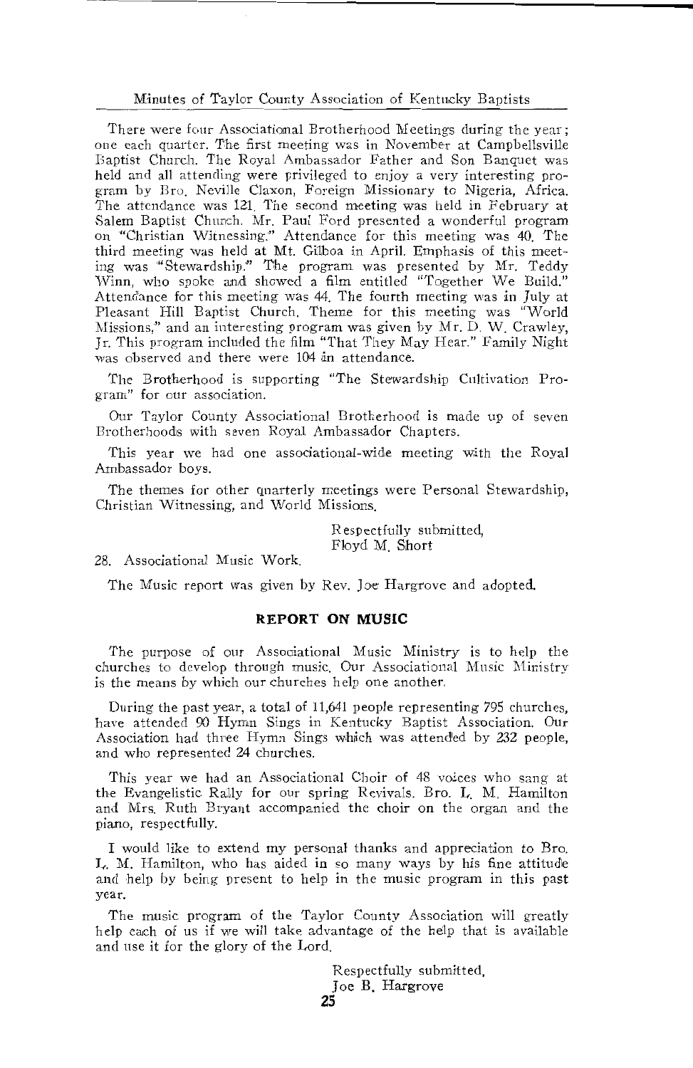There were four Associational Brotherhood Meetings during the year; one each quarter. The first meeting was in November at Campbellsville Baptist Church. The Royal Ambassador Father and Son Banquet was held and all attending were privileged to enjoy a very interesting program by Bro. Neville Claxon, Foreign Missionary to Nigeria, Africa. The attendance was 121. The second meeting was held in February at Salem Baptist Church. Mr. Paul Ford presented a wonderful program on "Christian Witnessing." Attendance for this meeting was 40. The third meeting was held at Mt. Gilboa in April. Emphasis of this meeting was "Stewardship." The program was presented by Mr. Teddy Winn, who spoke and showed a film entitled "Together We Build." Attendance for this meeting was 44. The fourth meeting was in July at Pleasant Hill Baptist Church. Theme for this meeting was "World Missions," and an interesting program was given by Mr. D. W. Crawley, Jr. This program included the film "That They May Hear." Family Night was observed and there were 104 in attendance.

The Brotherhood is supporting "The Stewardship Cultivation Program" for our association.

Our Taylor County Associational Brotherhood is made up of seven Brotherhoods with seven Royal Ambassador Chapters.

This year we had one associational-wide meeting with the Royal Ambassador boys.

The themes for other quarterly meetings were Personal Stewardship, Christian Witnessing, and World Missions.

Respectfully submitted,
Floyd M. Short

28. Associational Music Work.

The Music report was given by Rev. Joe Hargrove and adopted.

## REPORT ON MUSIC

The purpose of our Associational Music Ministry is to help the churches to develop through music. Our Associational Music Ministry is the means by which our churches help one another.

During the past year, a total of 11,641 people representing 795 churches, have attended 90 Hymn Sings in Kentucky Baptist Association. Our Association had three Hymn Sings which was attended by 232 people, and who represented 24 churches.

This year we had an Associational Choir of 48 voices who sang at the Evangelistic Rally for our spring Revivals. Bro. L. M. Hamilton and Mrs. Ruth Bryant accompanied the choir on the organ and the piano, respectfully.

I would like to extend my personal thanks and appreciation to Bro. L. M. Hamilton, who has aided in so many ways by his fine attitude and help by being present to help in the music program in this past year.

The music program of the Taylor County Association will greatly help each of us if we will take advantage of the help that is available and use it for the glory of the Lord.

Respectfully submitted,
Joe B. Hargrove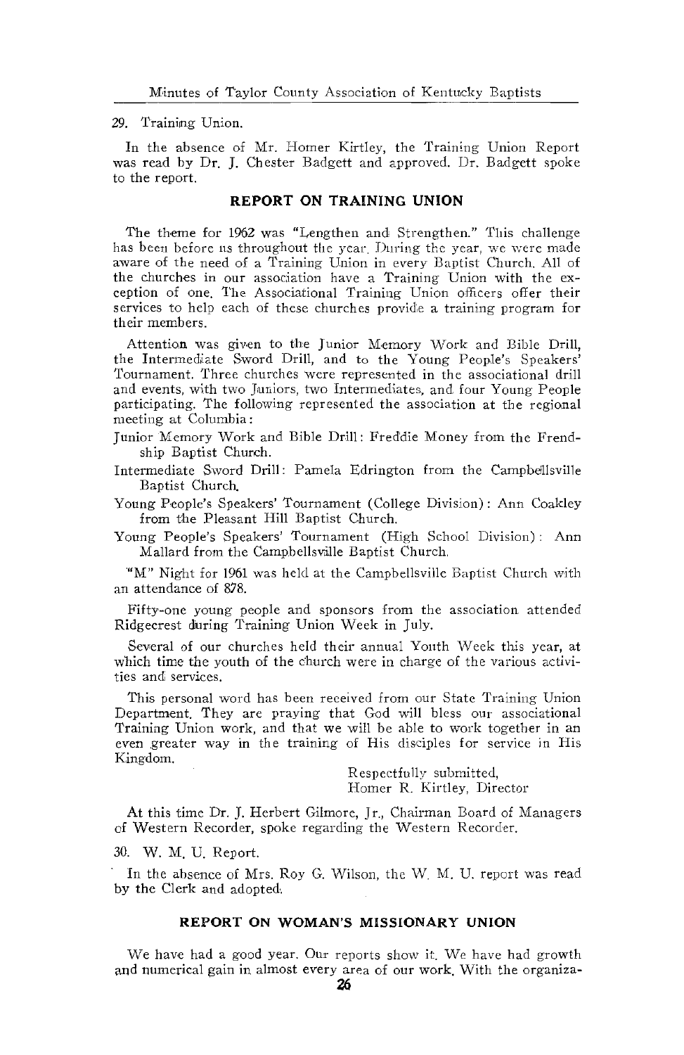29. Training Union.

In the absence of Mr. Homer Kirtley, the Training Union Report was read by Dr. J. Chester Badgett and approved. Dr. Badgett spoke to the report.

## REPORT ON TRAINING UNION

The theme for 1962 was "Lengthen and Strengthen." This challenge has been before us throughout the year. During the year, we were made aware of the need of a Training Union in every Baptist Church. All of the churches in our association have a Training Union with the exception of one. The Associational Training Union officers offer their services to help each of these churches provide a training program for their members.

Attention was given to the Junior Memory Work and Bible Drill, the Intermediate Sword Drill, and to the Young People's Speakers' Tournament. Three churches were represented in the associational drill and events, with two Juniors, two Intermediates, and four Young People participating. The following represented the association at the regional meeting at Columbia:

Junior Memory Work and Bible Drill: Freddie Money from the Frendship Baptist Church.

Intermediate Sword Drill: Pamela Edrington from the Campbellsville Baptist Church.

Young People's Speakers' Tournament (College Division): Ann Coakley from the Pleasant Hill Baptist Church.

Young People's Speakers' Tournament (High School Division): Ann Mallard from the Campbellsville Baptist Church.

"M" Night for 1961 was held at the Campbellsville Baptist Church with an attendance of 878.

Fifty-one young people and sponsors from the association attended Ridgecrest during Training Union Week in July.

Several of our churches held their annual Youth Week this year, at which time the youth of the church were in charge of the various activities and services.

This personal word has been received from our State Training Union Department. They are praying that God will bless our associational Training Union work, and that we will be able to work together in an even greater way in the training of His disciples for service in His Kingdom.

Respectfully submitted,
Homer R. Kirtley, Director

At this time Dr. J. Herbert Gilmore, Jr., Chairman Board of Managers of Western Recorder, spoke regarding the Western Recorder.

30. W. M. U. Report.

In the absence of Mrs. Roy G. Wilson, the W. M. U. report was read by the Clerk and adopted.

## REPORT ON WOMAN'S MISSIONARY UNION

We have had a good year. Our reports show it. We have had growth and numerical gain in almost every area of our work. With the organiza-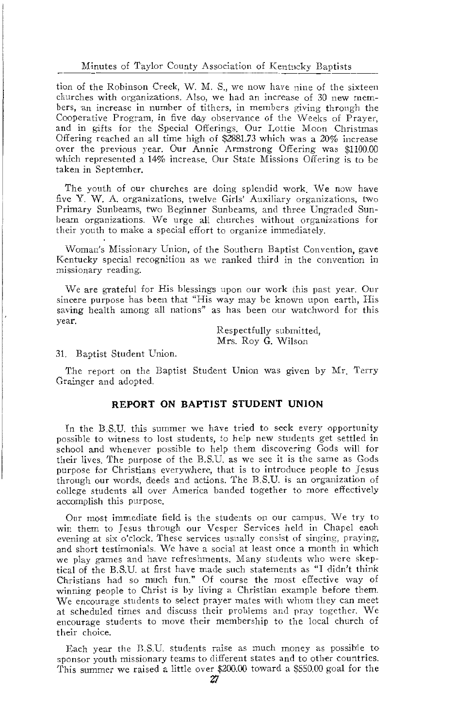tion of the Robinson Creek, W. M. S., we now have nine of the sixteen churches with organizations. Also, we had an increase of 30 new members, an increase in number of tithers, in members giving through the Cooperative Program, in five day observance of the Weeks of Prayer, and in gifts for the Special Offerings. Our Lottie Moon Christmas Offering reached an all time high of $2881.73 which was a 20% increase over the previous year. Our Annie Armstrong Offering was $1100.00 which represented a 14% increase. Our State Missions Offering is to be taken in September.

The youth of our churches are doing splendid work. We now have five Y. W. A. organizations, twelve Girls' Auxiliary organizations, two Primary Sunbeams, two Beginner Sunbeams, and three Ungraded Sunbeam organizations. We urge all churches without organizations for their youth to make a special effort to organize immediately.

Woman's Missionary Union, of the Southern Baptist Convention, gave Kentucky special recognition as we ranked third in the convention in missionary reading.

We are grateful for His blessings upon our work this past year. Our sincere purpose has been that "His way may be known upon earth, His saving health among all nations" as has been our watchword for this year.

Respectfully submitted,
Mrs. Roy G. Wilson

31. Baptist Student Union.

The report on the Baptist Student Union was given by Mr. Terry Grainger and adopted.

## REPORT ON BAPTIST STUDENT UNION

In the B.S.U. this summer we have tried to seek every opportunity possible to witness to lost students, to help new students get settled in school and whenever possible to help them discovering Gods will for their lives. The purpose of the B.S.U. as we see it is the same as Gods purpose for Christians everywhere, that is to introduce people to Jesus through our words, deeds and actions. The B.S.U. is an organization of college students all over America banded together to more effectively accomplish this purpose.

Our most immediate field is the students on our campus. We try to win them to Jesus through our Vesper Services held in Chapel each evening at six o'clock. These services usually consist of singing, praying, and short testimonials. We have a social at least once a month in which we play games and have refreshments. Many students who were skeptical of the B.S.U. at first have made such statements as "I didn't think Christians had so much fun." Of course the most effective way of winning people to Christ is by living a Christian example before them. We encourage students to select prayer mates with whom they can meet at scheduled times and discuss their problems and pray together. We encourage students to move their membership to the local church of their choice.

Each year the B.S.U. students raise as much money as possible to sponsor youth missionary teams to different states and to other countries. This summer we raised a little over $200.00 toward a $550.00 goal for the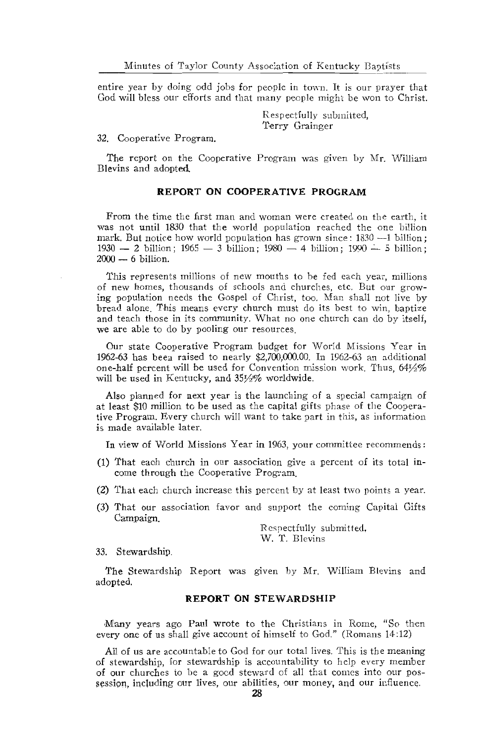entire year by doing odd jobs for people in town. It is our prayer that God will bless our efforts and that many people might be won to Christ.

Respectfully submitted,
Terry Grainger

32. Cooperative Program.

The report on the Cooperative Program was given by Mr. William Blevins and adopted.

### REPORT ON COOPERATIVE PROGRAM

From the time the first man and woman were created on the earth, it was not until 1830 that the world population reached the one billion mark. But notice how world population has grown since: 1830 —1 billion; 1930 — 2 billion; 1965 — 3 billion; 1980 — 4 billion; 1990 — 5 billion; 2000 — 6 billion.

This represents millions of new mouths to be fed each year, millions of new homes, thousands of schools and churches, etc. But our growing population needs the Gospel of Christ, too. Man shall not live by bread alone. This means every church must do its best to win, baptize and teach those in its community. What no one church can do by itself, we are able to do by pooling our resources.

Our state Cooperative Program budget for World Missions Year in 1962-63 has been raised to nearly $2,700,000.00. In 1962-63 an additional one-half percent will be used for Convention mission work. Thus, 64½% will be used in Kentucky, and 35½% worldwide.

Also planned for next year is the launching of a special campaign of at least $10 million to be used as the capital gifts phase of the Cooperative Program. Every church will want to take part in this, as information is made available later.

In view of World Missions Year in 1963, your committee recommends:

(1) That each church in our association give a percent of its total income through the Cooperative Program.

(2) That each church increase this percent by at least two points a year.

(3) That our association favor and support the coming Capital Gifts Campaign.

Respectfully submitted,
W. T. Blevins

33. Stewardship.

The Stewardship Report was given by Mr. William Blevins and adopted.

### REPORT ON STEWARDSHIP

Many years ago Paul wrote to the Christians in Rome, "So then every one of us shall give account of himself to God." (Romans 14:12)

All of us are accountable to God for our total lives. This is the meaning of stewardship, for stewardship is accountability to help every member of our churches to be a good steward of all that comes into our possession, including our lives, our abilities, our money, and our influence.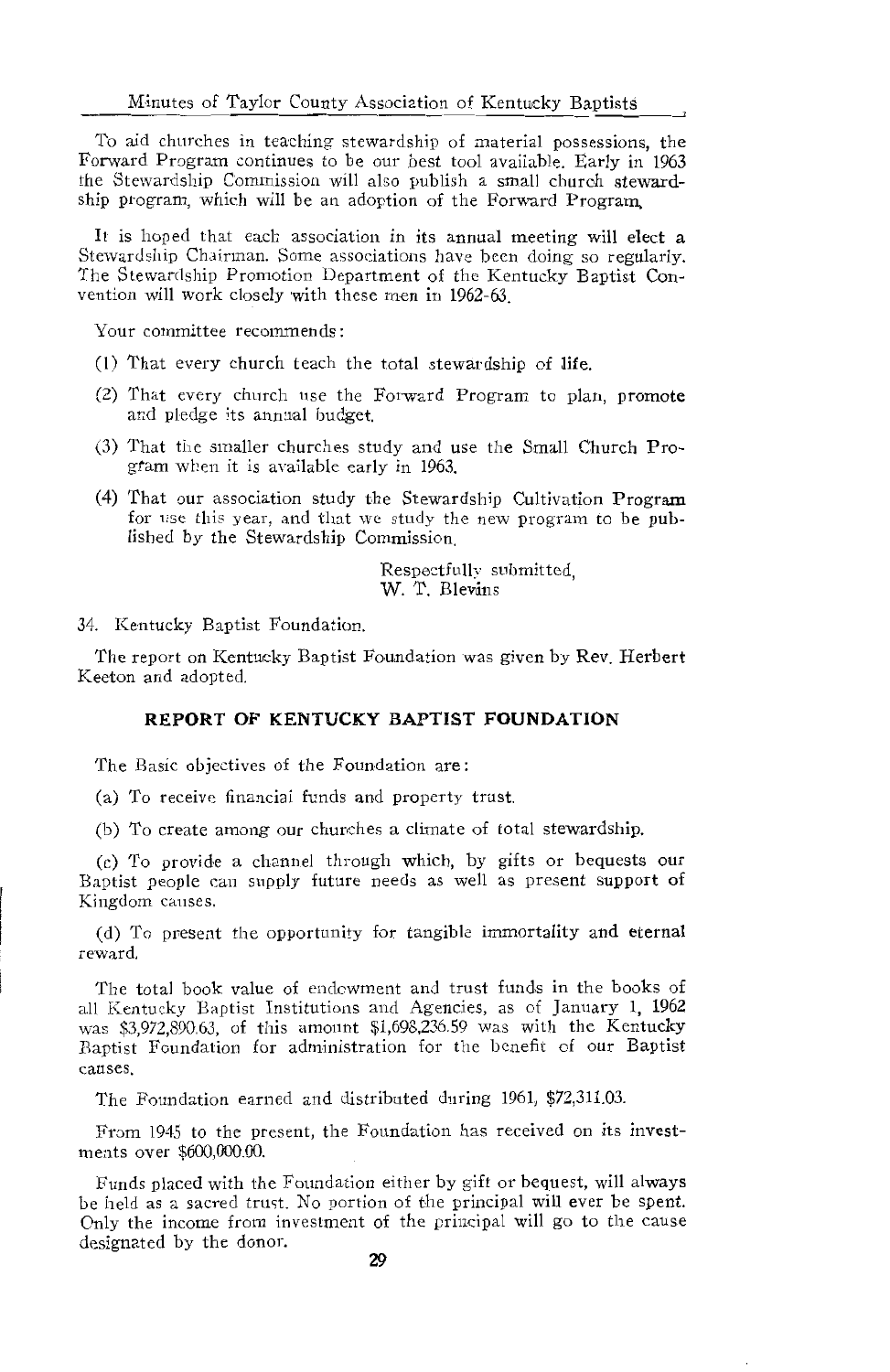To aid churches in teaching stewardship of material possessions, the Forward Program continues to be our best tool available. Early in 1963 the Stewardship Commission will also publish a small church stewardship program, which will be an adoption of the Forward Program.

It is hoped that each association in its annual meeting will elect a Stewardship Chairman. Some associations have been doing so regularly. The Stewardship Promotion Department of the Kentucky Baptist Convention will work closely with these men in 1962-63.

Your committee recommends:

(1) That every church teach the total stewardship of life.

(2) That every church use the Forward Program to plan, promote and pledge its annual budget.

(3) That the smaller churches study and use the Small Church Program when it is available early in 1963.

(4) That our association study the Stewardship Cultivation Program for use this year, and that we study the new program to be published by the Stewardship Commission.

Respectfully submitted,
W. T. Blevins

34. Kentucky Baptist Foundation.

The report on Kentucky Baptist Foundation was given by Rev. Herbert Keeton and adopted.

## REPORT OF KENTUCKY BAPTIST FOUNDATION

The Basic objectives of the Foundation are:

(a) To receive financial funds and property trust.

(b) To create among our churches a climate of total stewardship.

(c) To provide a channel through which, by gifts or bequests our Baptist people can supply future needs as well as present support of Kingdom causes.

(d) To present the opportunity for tangible immortality and eternal reward.

The total book value of endowment and trust funds in the books of all Kentucky Baptist Institutions and Agencies, as of January 1, 1962 was $3,972,890.63, of this amount $1,698,236.59 was with the Kentucky Baptist Foundation for administration for the benefit of our Baptist causes.

The Foundation earned and distributed during 1961, $72,311.03.

From 1945 to the present, the Foundation has received on its investments over $600,000.00.

Funds placed with the Foundation either by gift or bequest, will always be held as a sacred trust. No portion of the principal will ever be spent. Only the income from investment of the principal will go to the cause designated by the donor.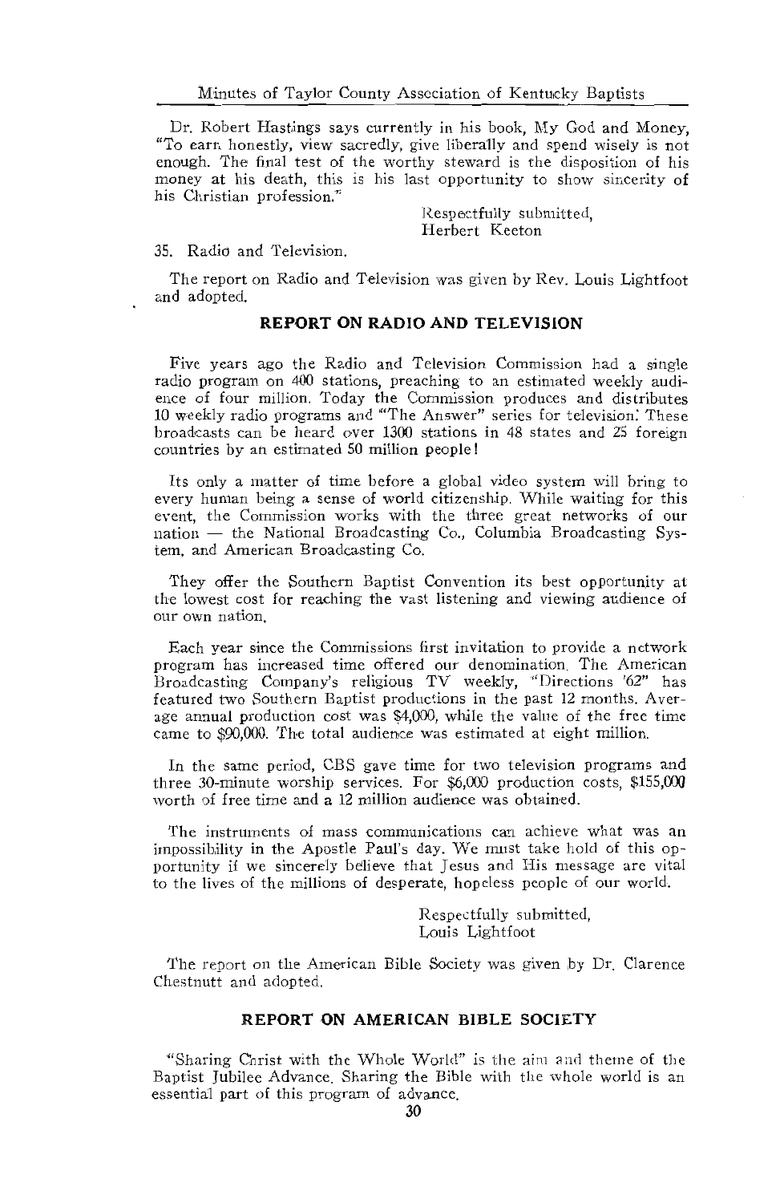Dr. Robert Hastings says currently in his book, My God and Money, "To earn honestly, view sacredly, give liberally and spend wisely is not enough. The final test of the worthy steward is the disposition of his money at his death, this is his last opportunity to show sincerity of his Christian profession."

Respectfully submitted,
Herbert Keeton

35. Radio and Television.

The report on Radio and Television was given by Rev. Louis Lightfoot and adopted.

### REPORT ON RADIO AND TELEVISION

Five years ago the Radio and Television Commission had a single radio program on 400 stations, preaching to an estimated weekly audience of four million. Today the Commission produces and distributes 10 weekly radio programs and "The Answer" series for television: These broadcasts can be heard over 1300 stations in 48 states and 25 foreign countries by an estimated 50 million people!

Its only a matter of time before a global video system will bring to every human being a sense of world citizenship. While waiting for this event, the Commission works with the three great networks of our nation — the National Broadcasting Co., Columbia Broadcasting System, and American Broadcasting Co.

They offer the Southern Baptist Convention its best opportunity at the lowest cost for reaching the vast listening and viewing audience of our own nation.

Each year since the Commissions first invitation to provide a network program has increased time offered our denomination. The American Broadcasting Company's religious TV weekly, "Directions '62" has featured two Southern Baptist productions in the past 12 months. Average annual production cost was $4,000, while the value of the free time came to $90,000. The total audience was estimated at eight million.

In the same period, CBS gave time for two television programs and three 30-minute worship services. For $6,000 production costs, $155,000 worth of free time and a 12 million audience was obtained.

The instruments of mass communications can achieve what was an impossibility in the Apostle Paul's day. We must take hold of this opportunity if we sincerely believe that Jesus and His message are vital to the lives of the millions of desperate, hopeless people of our world.

Respectfully submitted,
Louis Lightfoot

The report on the American Bible Society was given by Dr. Clarence Chestnutt and adopted.

### REPORT ON AMERICAN BIBLE SOCIETY

"Sharing Christ with the Whole World" is the aim and theme of the Baptist Jubilee Advance. Sharing the Bible with the whole world is an essential part of this program of advance.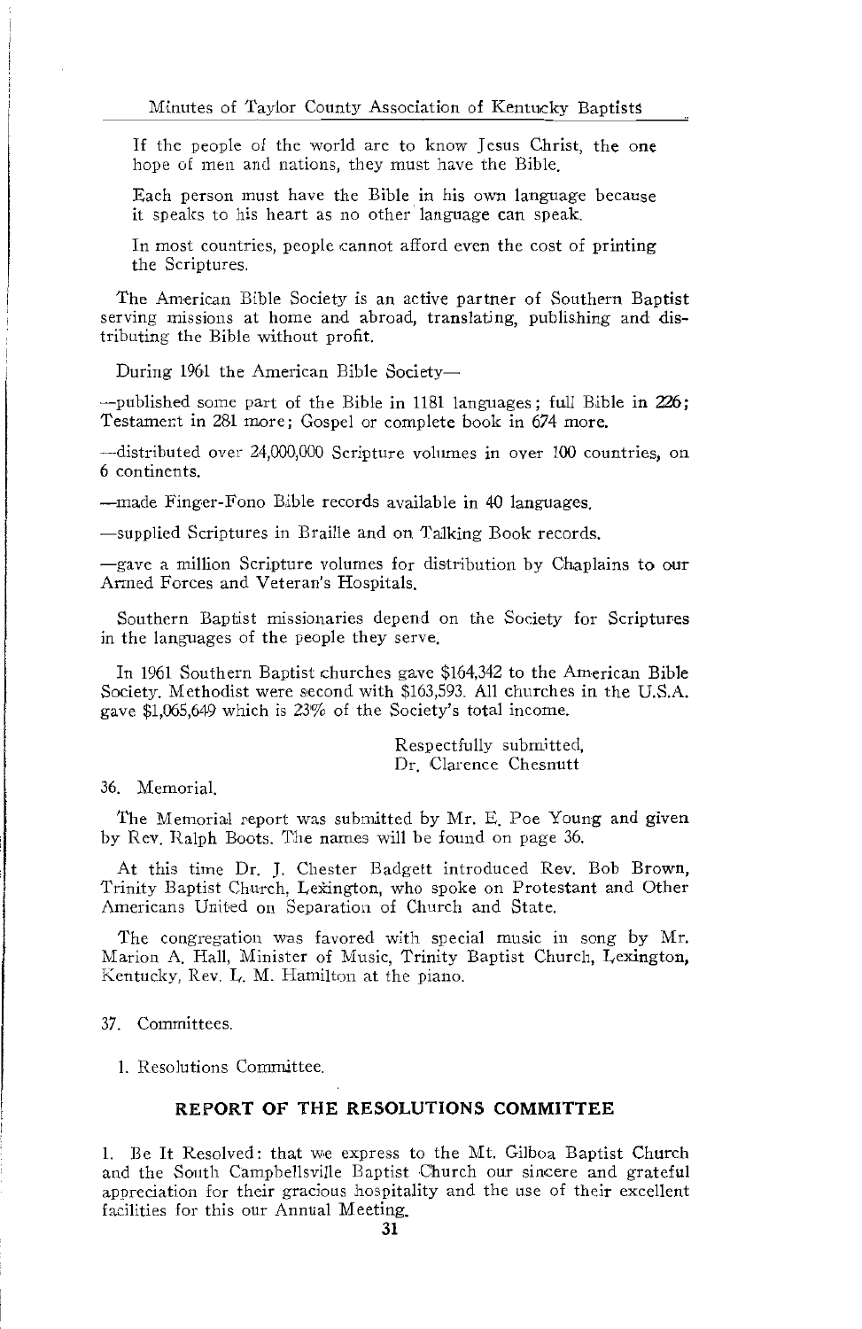If the people of the world are to know Jesus Christ, the one hope of men and nations, they must have the Bible.

Each person must have the Bible in his own language because it speaks to his heart as no other language can speak.

In most countries, people cannot afford even the cost of printing the Scriptures.

The American Bible Society is an active partner of Southern Baptist serving missions at home and abroad, translating, publishing and distributing the Bible without profit.

During 1961 the American Bible Society—

—published some part of the Bible in 1181 languages; full Bible in 226; Testament in 281 more; Gospel or complete book in 674 more.

—distributed over 24,000,000 Scripture volumes in over 100 countries, on 6 continents.

—made Finger-Fono Bible records available in 40 languages.

—supplied Scriptures in Braille and on Talking Book records.

—gave a million Scripture volumes for distribution by Chaplains to our Armed Forces and Veteran's Hospitals.

Southern Baptist missionaries depend on the Society for Scriptures in the languages of the people they serve.

In 1961 Southern Baptist churches gave $164,342 to the American Bible Society. Methodist were second with $163,593. All churches in the U.S.A. gave $1,065,649 which is 23% of the Society's total income.

Respectfully submitted,
Dr. Clarence Chesnutt

36. Memorial.

The Memorial report was submitted by Mr. E. Poe Young and given by Rev. Ralph Boots. The names will be found on page 36.

At this time Dr. J. Chester Badgett introduced Rev. Bob Brown, Trinity Baptist Church, Lexington, who spoke on Protestant and Other Americans United on Separation of Church and State.

The congregation was favored with special music in song by Mr. Marion A. Hall, Minister of Music, Trinity Baptist Church, Lexington, Kentucky, Rev. L. M. Hamilton at the piano.

37. Committees.

1. Resolutions Committee.

## REPORT OF THE RESOLUTIONS COMMITTEE

1. Be It Resolved: that we express to the Mt. Gilboa Baptist Church and the South Campbellsville Baptist Church our sincere and grateful appreciation for their gracious hospitality and the use of their excellent facilities for this our Annual Meeting.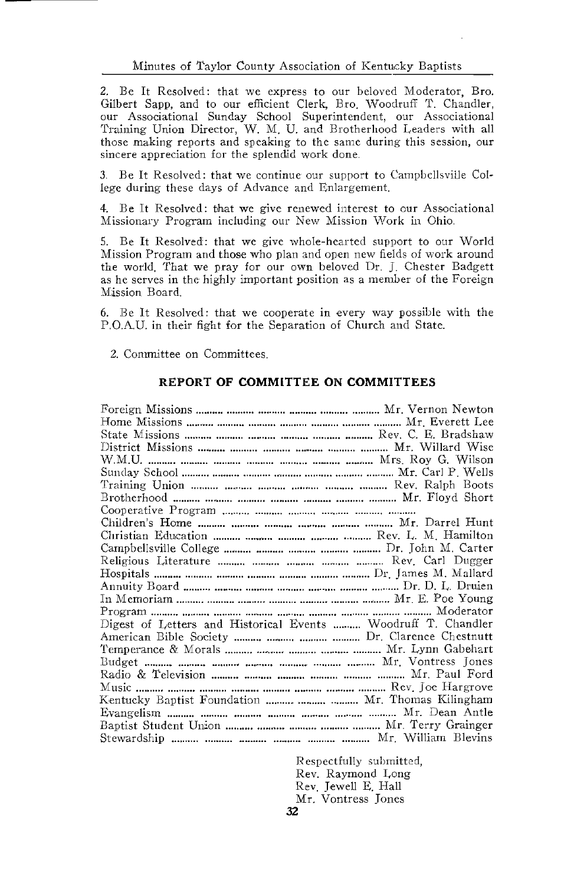2. Be It Resolved: that we express to our beloved Moderator, Bro. Gilbert Sapp, and to our efficient Clerk, Bro. Woodruff T. Chandler, our Associational Sunday School Superintendent, our Associational Training Union Director, W. M. U. and Brotherhood Leaders with all those making reports and speaking to the same during this session, our sincere appreciation for the splendid work done.

3. Be It Resolved: that we continue our support to Campbellsville College during these days of Advance and Enlargement.

4. Be It Resolved: that we give renewed interest to our Associational Missionary Program including our New Mission Work in Ohio.

5. Be It Resolved: that we give whole-hearted support to our World Mission Program and those who plan and open new fields of work around the world. That we pray for our own beloved Dr. J. Chester Badgett as he serves in the highly important position as a member of the Foreign Mission Board.

6. Be It Resolved: that we cooperate in every way possible with the P.O.A.U. in their fight for the Separation of Church and State.

2. Committee on Committees.

## REPORT OF COMMITTEE ON COMMITTEES

| | |
|---|---|
| Foreign Missions | Mr. Vernon Newton |
| Home Missions | Mr. Everett Lee |
| State Missions | Rev. C. E. Bradshaw |
| District Missions | Mr. Willard Wise |
| W.M.U. | Mrs. Roy G. Wilson |
| Sunday School | Mr. Carl P. Wells |
| Training Union | Rev. Ralph Boots |
| Brotherhood | Mr. Floyd Short |
| Cooperative Program | |
| Children's Home | Mr. Darrel Hunt |
| Christian Education | Rev. L. M. Hamilton |
| Campbellsville College | Dr. John M. Carter |
| Religious Literature | Rev. Carl Dugger |
| Hospitals | Dr. James M. Mallard |
| Annuity Board | Dr. D. L. Druien |
| In Memoriam | Mr. E. Poe Young |
| Program | Moderator |
| Digest of Letters and Historical Events | Woodruff T. Chandler |
| American Bible Society | Dr. Clarence Chestnutt |
| Temperance & Morals | Mr. Lynn Gabehart |
| Budget | Mr. Vontress Jones |
| Radio & Television | Mr. Paul Ford |
| Music | Rev. Joe Hargrove |
| Kentucky Baptist Foundation | Mr. Thomas Kilingham |
| Evangelism | Mr. Dean Antle |
| Baptist Student Union | Mr. Terry Grainger |
| Stewardship | Mr. William Blevins |

Respectfully submitted,  
Rev. Raymond Long  
Rev. Jewell E. Hall  
Mr. Vontress Jones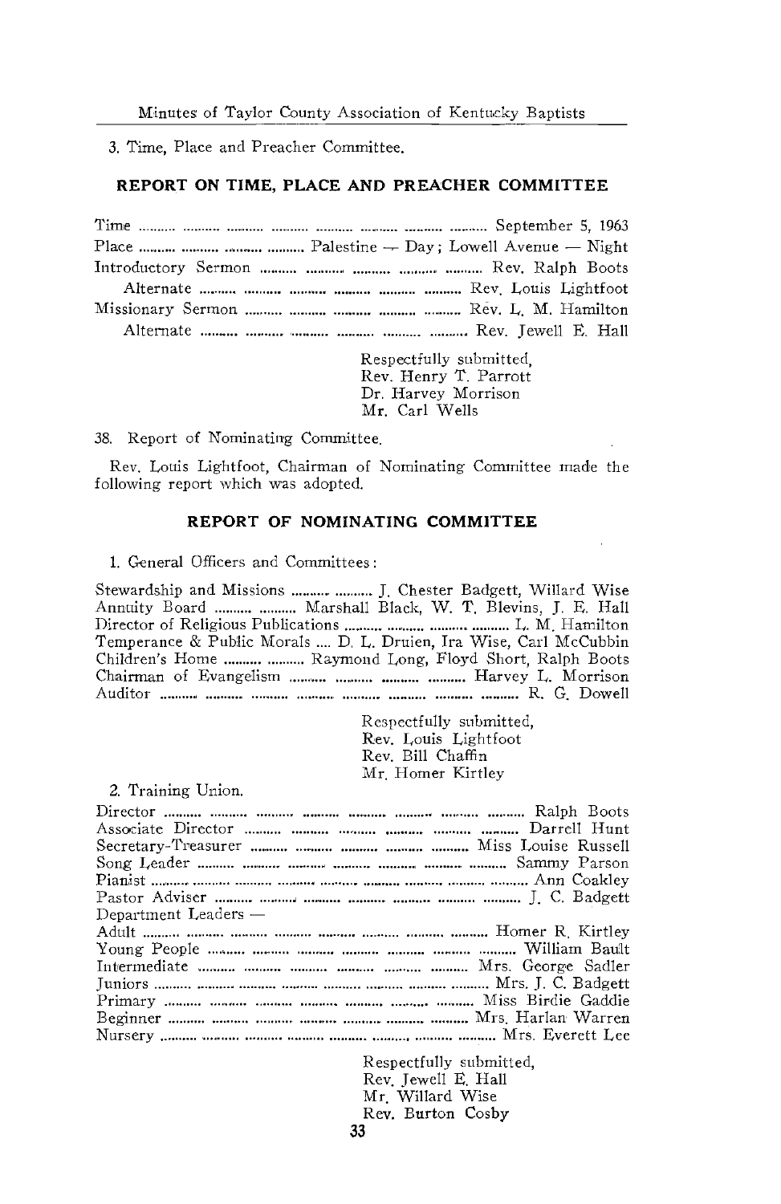3. Time, Place and Preacher Committee.

### REPORT ON TIME, PLACE AND PREACHER COMMITTEE

| | |
|---|---|
| Time | September 5, 1963 |
| Place | Palestine — Day; Lowell Avenue — Night |
| Introductory Sermon | Rev. Ralph Boots |
| Alternate | Rev. Louis Lightfoot |
| Missionary Sermon | Rev. L. M. Hamilton |
| Alternate | Rev. Jewell E. Hall |

Respectfully submitted,
Rev. Henry T. Parrott
Dr. Harvey Morrison
Mr. Carl Wells

38. Report of Nominating Committee.

Rev. Louis Lightfoot, Chairman of Nominating Committee made the following report which was adopted.

### REPORT OF NOMINATING COMMITTEE

1. General Officers and Committees:

| | |
|---|---|
| Stewardship and Missions | J. Chester Badgett, Willard Wise |
| Annuity Board | Marshall Black, W. T. Blevins, J. E. Hall |
| Director of Religious Publications | L. M. Hamilton |
| Temperance & Public Morals | D. L. Druien, Ira Wise, Carl McCubbin |
| Children's Home | Raymond Long, Floyd Short, Ralph Boots |
| Chairman of Evangelism | Harvey L. Morrison |
| Auditor | R. G. Dowell |

Respectfully submitted,
Rev. Louis Lightfoot
Rev. Bill Chaffin
Mr. Homer Kirtley

2. Training Union.

| | |
|---|---|
| Director | Ralph Boots |
| Associate Director | Darrell Hunt |
| Secretary-Treasurer | Miss Louise Russell |
| Song Leader | Sammy Parson |
| Pianist | Ann Coakley |
| Pastor Adviser | J. C. Badgett |
| Department Leaders — | |
| Adult | Homer R. Kirtley |
| Young People | William Bault |
| Intermediate | Mrs. George Sadler |
| Juniors | Mrs. J. C. Badgett |
| Primary | Miss Birdie Gaddie |
| Beginner | Mrs. Harlan Warren |
| Nursery | Mrs. Everett Lee |

Respectfully submitted,
Rev. Jewell E. Hall
Mr. Willard Wise
Rev. Burton Cosby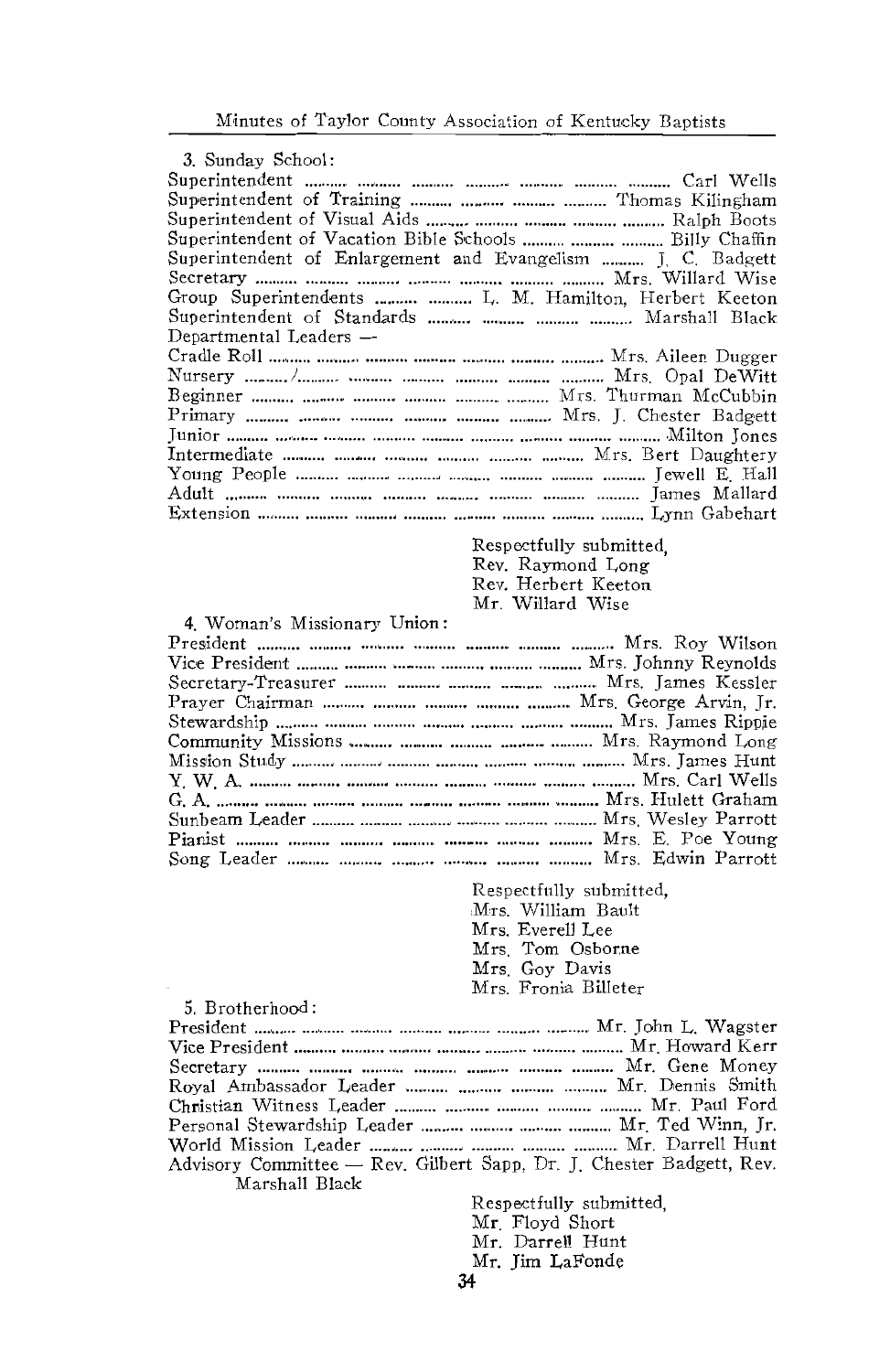3. Sunday School:

Superintendent .......... Carl Wells
Superintendent of Training .......... Thomas Kilingham
Superintendent of Visual Aids .......... Ralph Boots
Superintendent of Vacation Bible Schools .......... Billy Chaffin
Superintendent of Enlargement and Evangelism .......... J. C. Badgett
Secretary .......... Mrs. Willard Wise
Group Superintendents .......... L. M. Hamilton, Herbert Keeton
Superintendent of Standards .......... Marshall Black

Departmental Leaders —

Cradle Roll .......... Mrs. Aileen Dugger
Nursery .......... Mrs. Opal DeWitt
Beginner .......... Mrs. Thurman McCubbin
Primary .......... Mrs. J. Chester Badgett
Junior .......... Milton Jones
Intermediate .......... Mrs. Bert Daughtery
Young People .......... Jewell E. Hall
Adult .......... James Mallard
Extension .......... Lynn Gabehart

Respectfully submitted,
Rev. Raymond Long
Rev. Herbert Keeton
Mr. Willard Wise

4. Woman's Missionary Union:

President .......... Mrs. Roy Wilson
Vice President .......... Mrs. Johnny Reynolds
Secretary-Treasurer .......... Mrs. James Kessler
Prayer Chairman .......... Mrs. George Arvin, Jr.
Stewardship .......... Mrs. James Rippie
Community Missions .......... Mrs. Raymond Long
Mission Study .......... Mrs. James Hunt
Y. W. A. .......... Mrs. Carl Wells
G. A. .......... Mrs. Hulett Graham
Sunbeam Leader .......... Mrs. Wesley Parrott
Pianist .......... Mrs. E. Poe Young
Song Leader .......... Mrs. Edwin Parrott

Respectfully submitted,
Mrs. William Bault
Mrs. Everell Lee
Mrs. Tom Osborne
Mrs. Goy Davis
Mrs. Fronia Billeter

5. Brotherhood:

President .......... Mr. John L. Wagster
Vice President .......... Mr. Howard Kerr
Secretary .......... Mr. Gene Money
Royal Ambassador Leader .......... Mr. Dennis Smith
Christian Witness Leader .......... Mr. Paul Ford
Personal Stewardship Leader .......... Mr. Ted Winn, Jr.
World Mission Leader .......... Mr. Darrell Hunt
Advisory Committee — Rev. Gilbert Sapp, Dr. J. Chester Badgett, Rev. Marshall Black

Respectfully submitted,
Mr. Floyd Short
Mr. Darrell Hunt
Mr. Jim LaFonde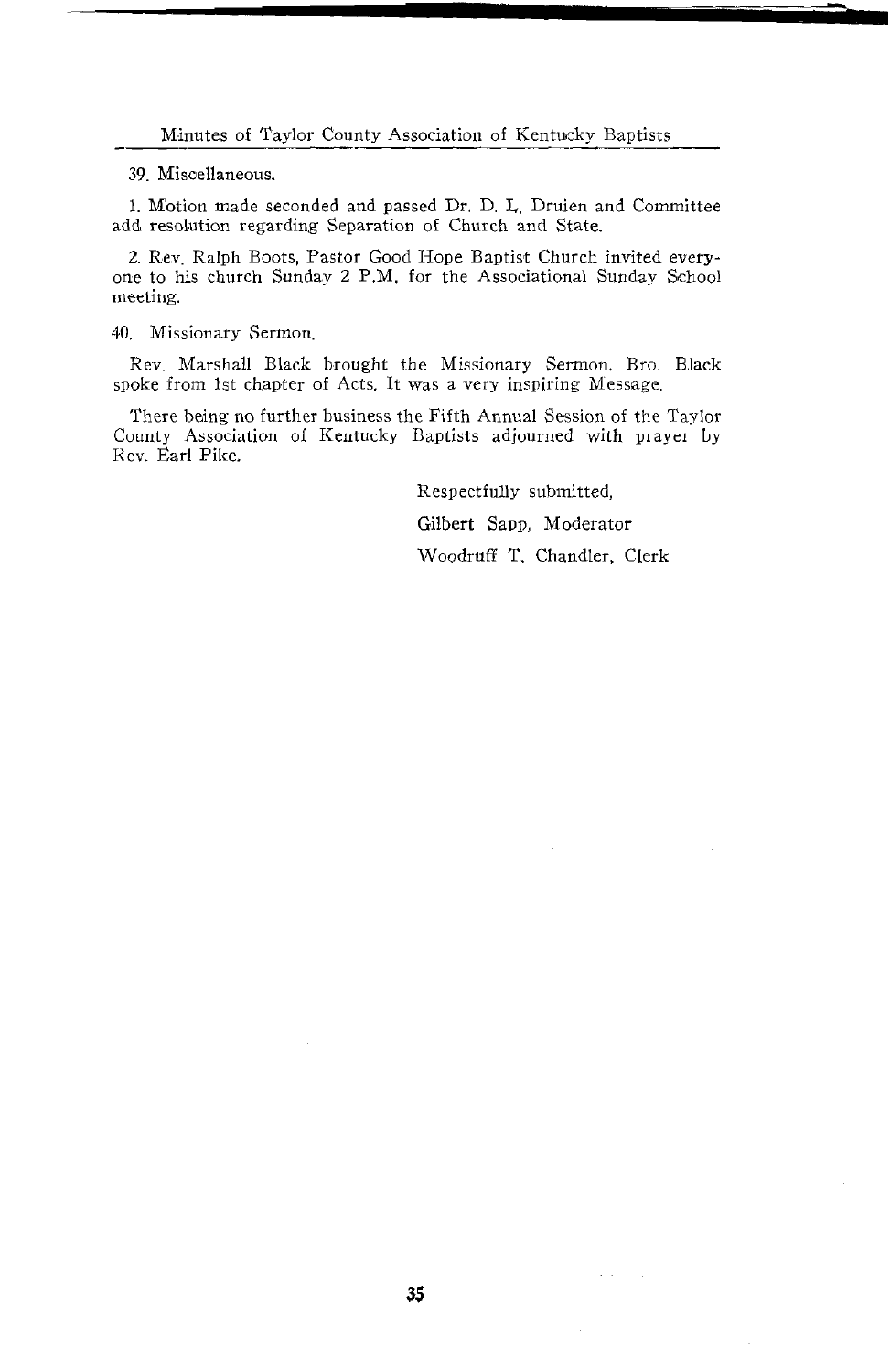39. Miscellaneous.

1. Motion made seconded and passed Dr. D. L. Druien and Committee add resolution regarding Separation of Church and State.

2. Rev. Ralph Boots, Pastor Good Hope Baptist Church invited everyone to his church Sunday 2 P.M. for the Associational Sunday School meeting.

40. Missionary Sermon.

Rev. Marshall Black brought the Missionary Sermon. Bro. Black spoke from 1st chapter of Acts. It was a very inspiring Message.

There being no further business the Fifth Annual Session of the Taylor County Association of Kentucky Baptists adjourned with prayer by Rev. Earl Pike.

Respectfully submitted,

Gilbert Sapp, Moderator

Woodruff T. Chandler, Clerk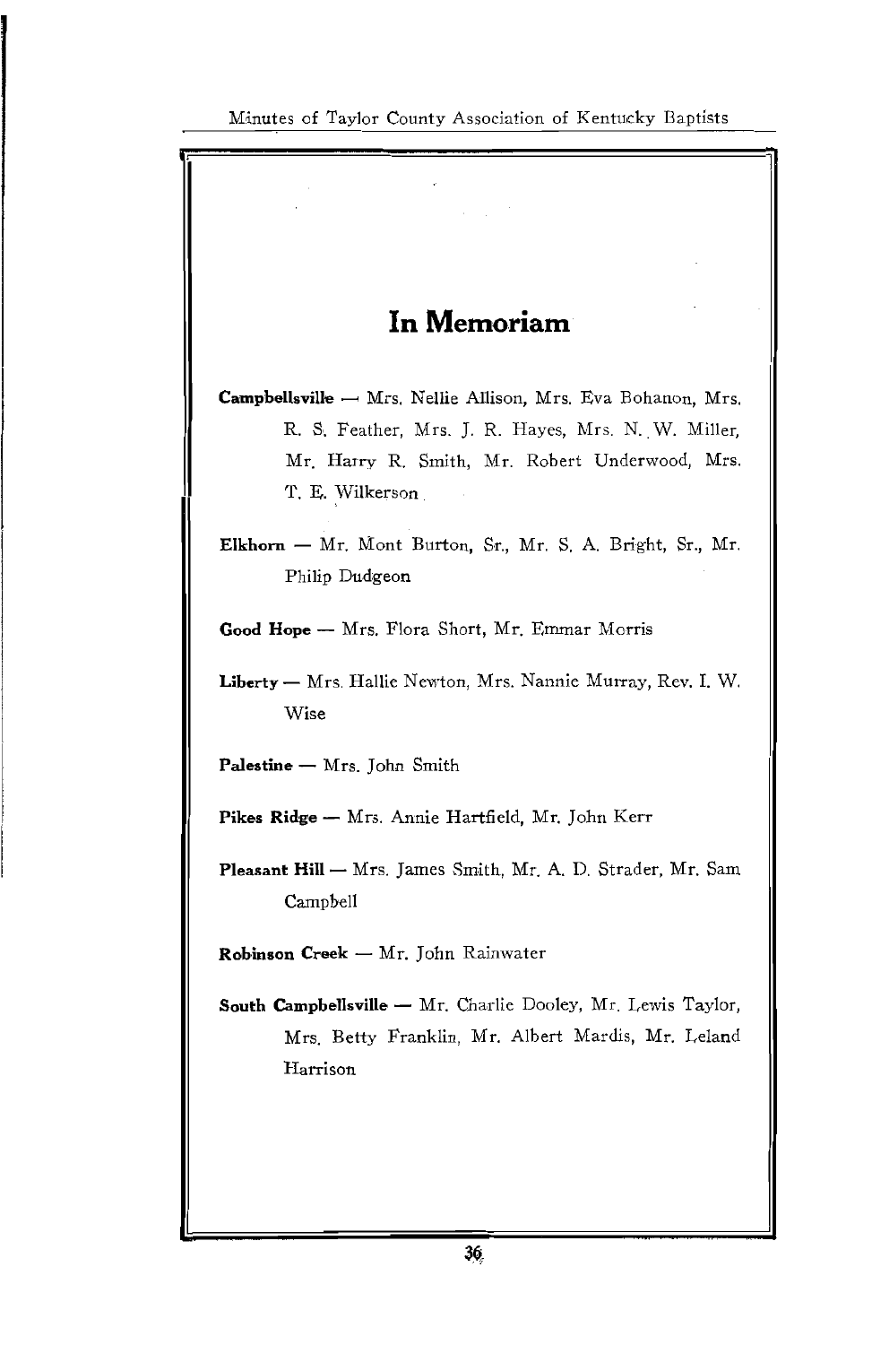# In Memoriam

**Campbellsville** — Mrs. Nellie Allison, Mrs. Eva Bohanon, Mrs. R. S. Feather, Mrs. J. R. Hayes, Mrs. N. W. Miller, Mr. Harry R. Smith, Mr. Robert Underwood, Mrs. T. E. Wilkerson

**Elkhorn** — Mr. Mont Burton, Sr., Mr. S. A. Bright, Sr., Mr. Philip Dudgeon

**Good Hope** — Mrs. Flora Short, Mr. Emmar Morris

**Liberty** — Mrs. Hallie Newton, Mrs. Nannie Murray, Rev. I. W. Wise

**Palestine** — Mrs. John Smith

**Pikes Ridge** — Mrs. Annie Hartfield, Mr. John Kerr

**Pleasant Hill** — Mrs. James Smith, Mr. A. D. Strader, Mr. Sam Campbell

**Robinson Creek** — Mr. John Rainwater

**South Campbellsville** — Mr. Charlie Dooley, Mr. Lewis Taylor, Mrs. Betty Franklin, Mr. Albert Mardis, Mr. Leland Harrison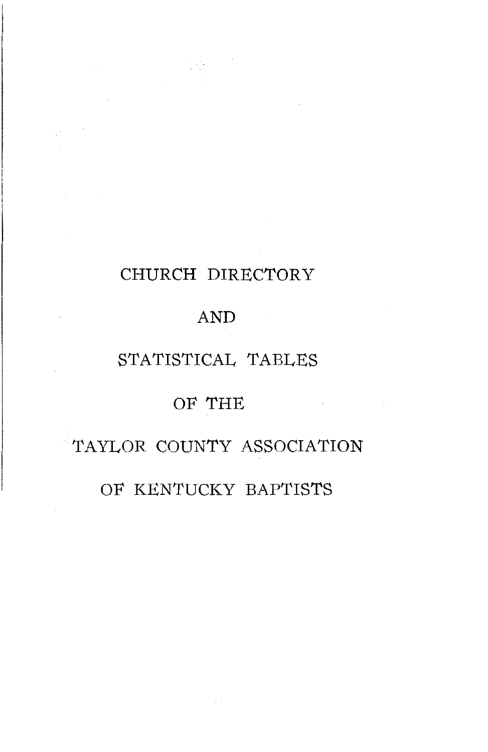# CHURCH DIRECTORY

# AND

# STATISTICAL TABLES

# OF THE

# TAYLOR COUNTY ASSOCIATION

# OF KENTUCKY BAPTISTS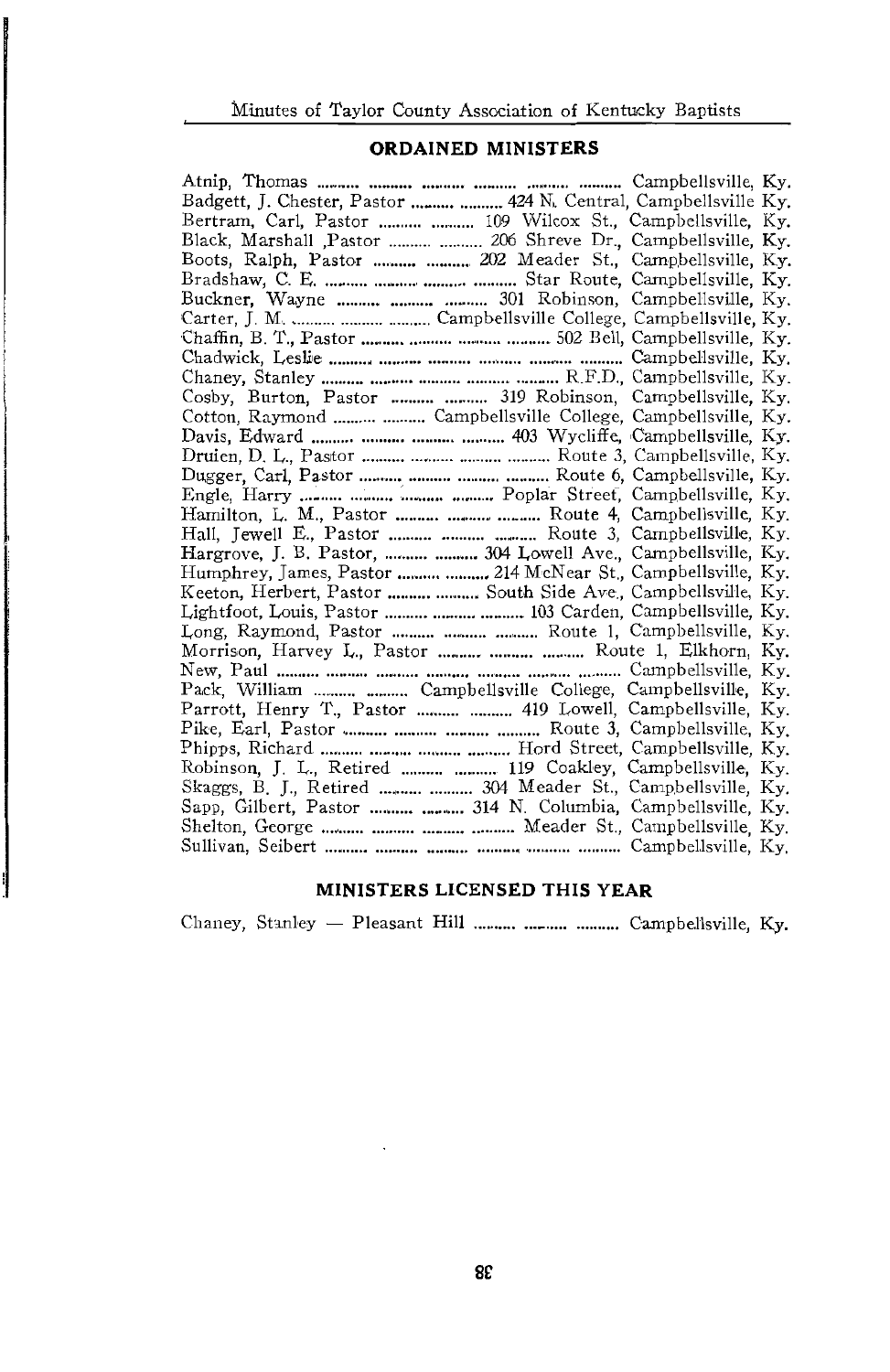## ORDAINED MINISTERS

Atnip, Thomas .......... .......... .......... .......... .......... .......... Campbellsville, Ky.
Badgett, J. Chester, Pastor .......... .......... 424 N. Central, Campbellsville Ky.
Bertram, Carl, Pastor .......... .......... 109 Wilcox St., Campbellsville, Ky.
Black, Marshall ,Pastor .......... .......... 206 Shreve Dr., Campbellsville, Ky.
Boots, Ralph, Pastor .......... .......... 202 Meader St., Campbellsville, Ky.
Bradshaw, C. E. .......... .......... .......... .......... Star Route, Campbellsville, Ky.
Buckner, Wayne .......... .......... .......... 301 Robinson, Campbellsville, Ky.
Carter, J. M. .......... .......... .......... Campbellsville College, Campbellsville, Ky.
Chaffin, B. T., Pastor .......... .......... .......... .......... 502 Bell, Campbellsville, Ky.
Chadwick, Leslie .......... .......... .......... .......... .......... .......... Campbellsville, Ky.
Chaney, Stanley .......... .......... .......... .......... .......... R.F.D., Campbellsville, Ky.
Cosby, Burton, Pastor .......... .......... 319 Robinson, Campbellsville, Ky.
Cotton, Raymond .......... .......... Campbellsville College, Campbellsville, Ky.
Davis, Edward .......... .......... .......... .......... 403 Wycliffe, Campbellsville, Ky.
Druien, D. L., Pastor .......... .......... .......... .......... Route 3, Campbellsville, Ky.
Dugger, Carl, Pastor .......... .......... .......... .......... Route 6, Campbellsville, Ky.
Engle, Harry .......... .......... .......... .......... Poplar Street, Campbellsville, Ky.
Hamilton, L. M., Pastor .......... .......... .......... Route 4, Campbellsville, Ky.
Hall, Jewell E., Pastor .......... .......... .......... Route 3, Campbellsville, Ky.
Hargrove, J. B. Pastor, .......... .......... 304 Lowell Ave., Campbellsville, Ky.
Humphrey, James, Pastor .......... .......... 214 McNear St., Campbellsville, Ky.
Keeton, Herbert, Pastor .......... .......... South Side Ave., Campbellsville, Ky.
Lightfoot, Louis, Pastor .......... .......... .......... 103 Carden, Campbellsville, Ky.
Long, Raymond, Pastor .......... .......... .......... Route 1, Campbellsville, Ky.
Morrison, Harvey L., Pastor .......... .......... .......... Route 1, Elkhorn, Ky.
New, Paul .......... .......... .......... .......... .......... .......... .......... Campbellsville, Ky.
Pack, William .......... .......... Campbellsville College, Campbellsville, Ky.
Parrott, Henry T., Pastor .......... .......... 419 Lowell, Campbellsville, Ky.
Pike, Earl, Pastor .......... .......... .......... .......... Route 3, Campbellsville, Ky.
Phipps, Richard .......... .......... .......... .......... Hord Street, Campbellsville, Ky.
Robinson, J. L., Retired .......... .......... 119 Coakley, Campbellsville, Ky.
Skaggs, B. J., Retired .......... .......... 304 Meader St., Campbellsville, Ky.
Sapp, Gilbert, Pastor .......... .......... 314 N. Columbia, Campbellsville, Ky.
Shelton, George .......... .......... .......... .......... Meader St., Campbellsville, Ky.
Sullivan, Seibert .......... .......... .......... .......... .......... .......... Campbellsville, Ky.

## MINISTERS LICENSED THIS YEAR

Chaney, Stanley — Pleasant Hill .......... .......... .......... Campbellsville, Ky.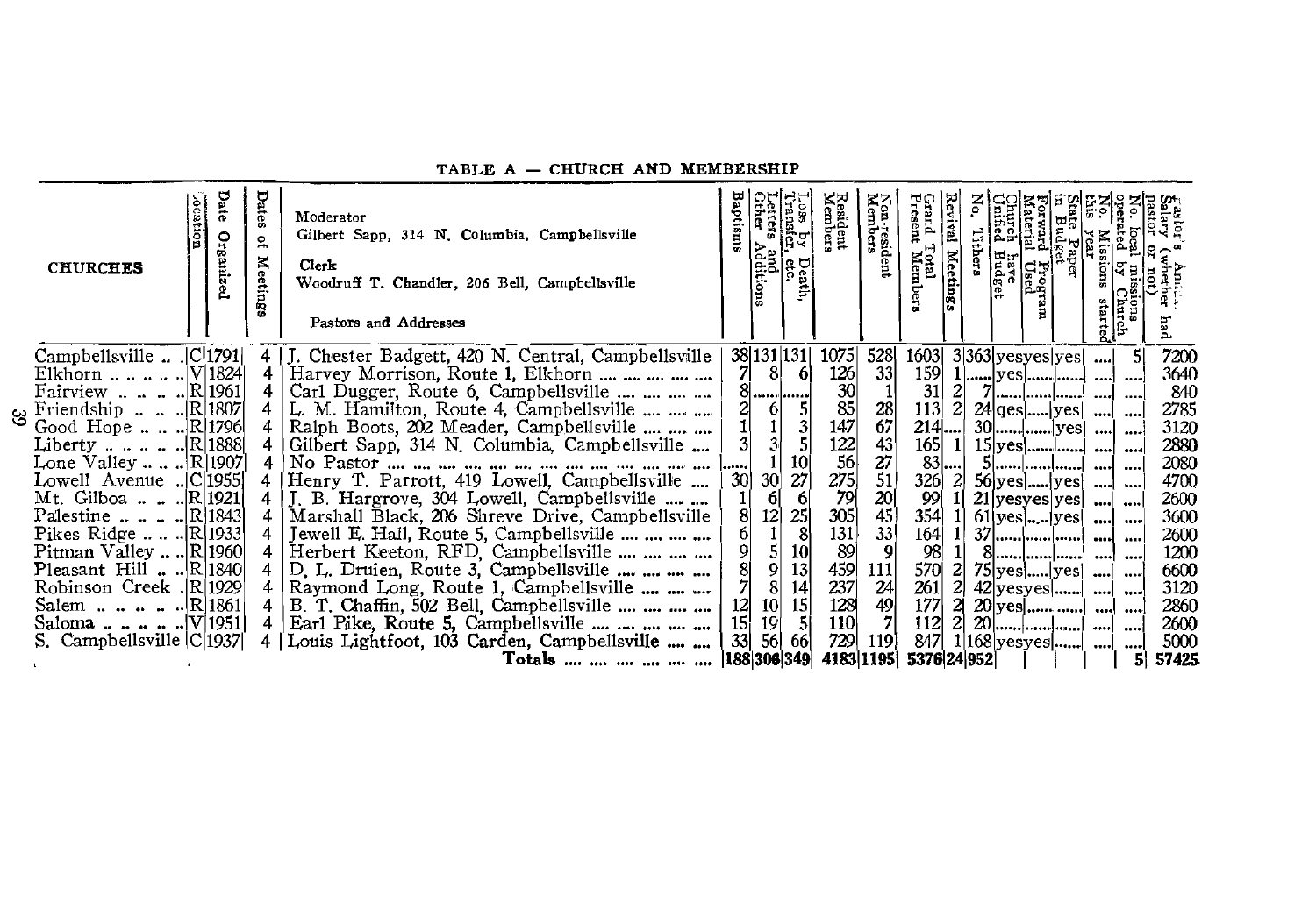## TABLE A — CHURCH AND MEMBERSHIP

| CHURCHES | Location | Date Organized | Dates of Meetings | Moderator: Gilbert Sapp, 314 N. Columbia, Campbellsville<br>Clerk: Woodruff T. Chandler, 206 Bell, Campbellsville<br>Pastors and Addresses | Baptisms | Letters and Other Additions | Loss by Death, Transfer, etc. | Resident Members | Non-resident Members | Grand Total Present Members | Revival Meetings | No. Tithers | Church have Unified Budget | Forward Program Material Used | State Paper in Budget | No. Missions started this year | No. local missions operated by Church | Pastor's Annual Salary (whether had pastor or not) |
|---|---|---|---|---|---|---|---|---|---|---|---|---|---|---|---|---|---|---|
| Campbellsville | C | 1791 | 4 | J. Chester Badgett, 420 N. Central, Campbellsville | 38 | 131 | 131 | 1075 | 528 | 1603 | 3 | 363 | yes | yes | yes | .... | 5 | 7200 |
| Elkhorn | V | 1824 | 4 | Harvey Morrison, Route 1, Elkhorn | 7 | 8 | 6 | 126 | 33 | 159 | 1 | .... | yes | .... | .... | .... | .... | 3640 |
| Fairview | R | 1961 | 4 | Carl Dugger, Route 6, Campbellsville | 8 | .... | .... | 30 | 1 | 31 | 2 | 7 | .... | .... | .... | .... | .... | 840 |
| Friendship | R | 1807 | 4 | L. M. Hamilton, Route 4, Campbellsville | 2 | 6 | 5 | 85 | 28 | 113 | 2 | 24 | qes | .... | yes | .... | .... | 2785 |
| Good Hope | R | 1796 | 4 | Ralph Boots, 202 Meader, Campbellsville | 1 | 1 | 3 | 147 | 67 | 214 | .... | 30 | .... | .... | yes | .... | .... | 3120 |
| Liberty | R | 1888 | 4 | Gilbert Sapp, 314 N. Columbia, Campbellsville | 3 | 3 | 5 | 122 | 43 | 165 | 1 | 15 | yes | .... | .... | .... | .... | 2880 |
| Lone Valley | R | 1907 | 4 | No Pastor | .... | 1 | 10 | 56 | 27 | 83 | .... | 5 | .... | .... | .... | .... | .... | 2080 |
| Lowell Avenue | C | 1955 | 4 | Henry T. Parrott, 419 Lowell, Campbellsville | 30 | 30 | 27 | 275 | 51 | 326 | 2 | 56 | yes | .... | yes | .... | .... | 4700 |
| Mt. Gilboa | R | 1921 | 4 | J. B. Hargrove, 304 Lowell, Campbellsville | 1 | 6 | 6 | 79 | 20 | 99 | 1 | 21 | yes | yes | yes | .... | .... | 2600 |
| Palestine | R | 1843 | 4 | Marshall Black, 206 Shreve Drive, Campbellsville | 8 | 12 | 25 | 305 | 45 | 354 | 1 | 61 | yes | .... | yes | .... | .... | 3600 |
| Pikes Ridge | R | 1933 | 4 | Jewell E. Hall, Route 5, Campbellsville | 6 | 1 | 8 | 131 | 33 | 164 | 1 | 37 | .... | .... | .... | .... | .... | 2600 |
| Pitman Valley | R | 1960 | 4 | Herbert Keeton, RFD, Campbellsville | 9 | 5 | 10 | 89 | 9 | 98 | 1 | 8 | .... | .... | .... | .... | .... | 1200 |
| Pleasant Hill | R | 1840 | 4 | D. L. Druien, Route 3, Campbellsville | 8 | 9 | 13 | 459 | 111 | 570 | 2 | 75 | yes | .... | yes | .... | .... | 6600 |
| Robinson Creek | R | 1929 | 4 | Raymond Long, Route 1, Campbellsville | 7 | 8 | 14 | 237 | 24 | 261 | 2 | 42 | yes | yes | .... | .... | .... | 3120 |
| Salem | R | 1861 | 4 | B. T. Chaffin, 502 Bell, Campbellsville | 12 | 10 | 15 | 128 | 49 | 177 | 2 | 20 | yes | .... | .... | .... | .... | 2860 |
| Saloma | V | 1951 | 4 | Earl Pike, Route 5, Campbellsville | 15 | 19 | 5 | 110 | 7 | 112 | 2 | 20 | .... | .... | .... | .... | .... | 2600 |
| S. Campbellsville | C | 1937 | 4 | Louis Lightfoot, 103 Carden, Campbellsville | 33 | 56 | 66 | 729 | 119 | 847 | 1 | 168 | yes | yes | .... | .... | .... | 5000 |
| | | | | **Totals** | **188** | **306** | **349** | **4183** | **1195** | **5376** | **24** | **952** | | | | | **5** | **57425** |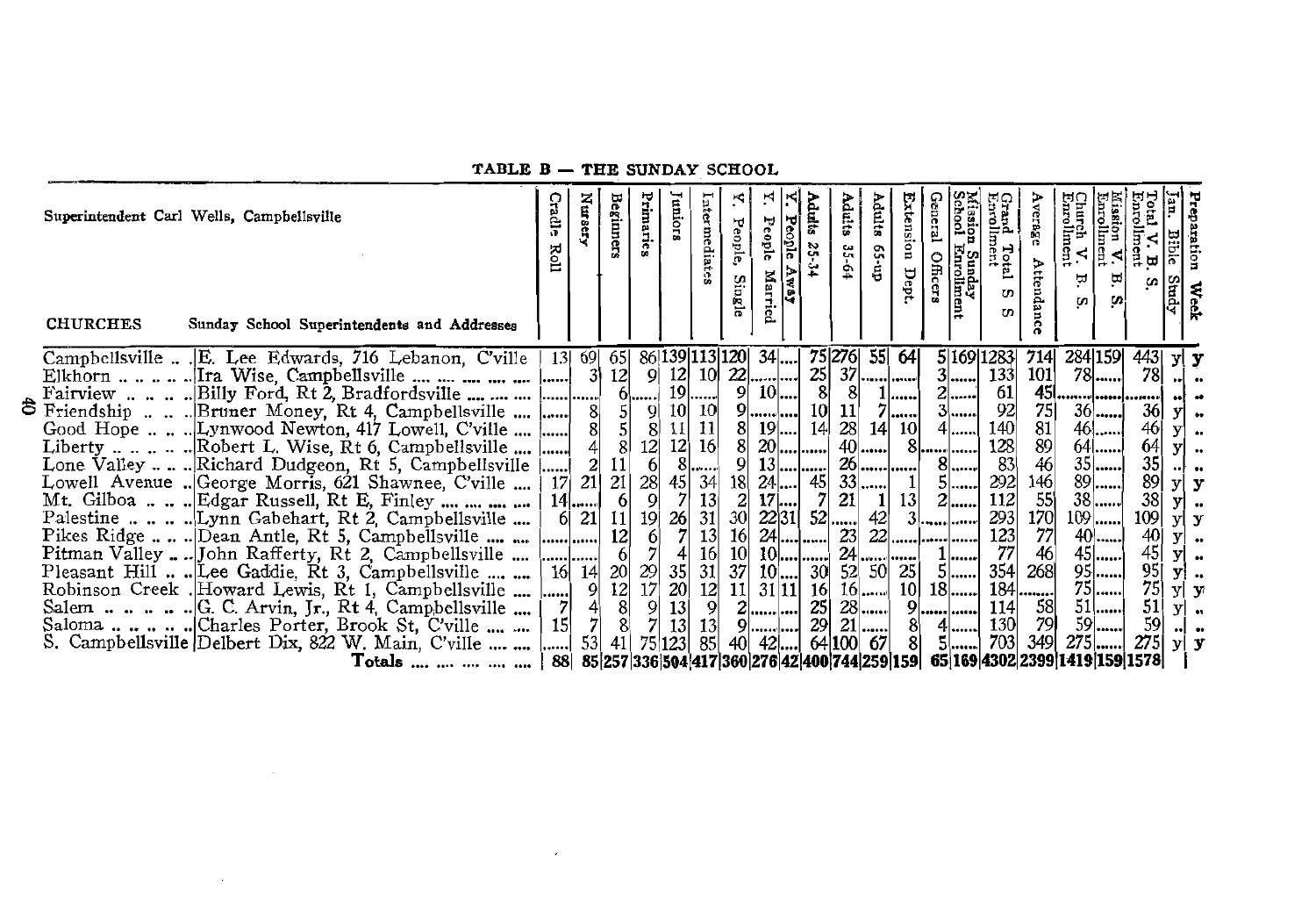**TABLE B — THE SUNDAY SCHOOL**

Superintendent Carl Wells, Campbellsville

| CHURCHES | Sunday School Superintendents and Addresses | Cradle Roll | Nursery | Beginners | Primaries | Juniors | Intermediates | Y. People, Single | Y. People Married | Y. People Away | Adults 25-34 | Adults 35-64 | Adults 65-up | Extension Dept. | General Officers | Mission Sunday School Enrollment | Grand Total S S Enrollment | Average Attendance | Church V. B. S. Enrollment | Mission V. B. S. Enrollment | Total V. B. S. Enrollment | Jan. Bible Study | Preparation Week |
|---|---|---|---|---|---|---|---|---|---|---|---|---|---|---|---|---|---|---|---|---|---|---|---|
| Campbellsville | E. Lee Edwards, 716 Lebanon, C'ville | 13 | 69 | 65 | 86 | 139 | 113 | 120 | 34 | .... | 75 | 276 | 55 | 64 | 5 | 169 | 1283 | 714 | 284 | 159 | 443 | y | y |
| Elkhorn | Ira Wise, Campbellsville | ...... | 3 | 12 | 9 | 12 | 10 | 22 | ...... | .... | 25 | 37 | ...... | ...... | 3 | ...... | 133 | 101 | 78 | ...... | 78 | .. | .. |
| Fairview | Billy Ford, Rt 2, Bradfordsville | ...... | ...... | 6 | ...... | 19 | ...... | 9 | 10 | .... | 8 | 8 | 1 | ...... | 2 | ...... | 61 | 45 | ...... | ...... | ...... | .. | .. |
| Friendship | Bruner Money, Rt 4, Campbellsville | ...... | 8 | 5 | 9 | 10 | 10 | 9 | ...... | .... | 10 | 11 | 7 | ...... | 3 | ...... | 92 | 75 | 36 | ...... | 36 | y | .. |
| Good Hope | Lynwood Newton, 417 Lowell, C'ville | ...... | 8 | 5 | 8 | 11 | 11 | 8 | 19 | .... | 14 | 28 | 14 | 10 | 4 | ...... | 140 | 81 | 46 | ...... | 46 | y | .. |
| Liberty | Robert L. Wise, Rt 6, Campbellsville | ...... | 4 | 8 | 12 | 12 | 16 | 8 | 20 | .... | ...... | 40 | ...... | 8 | ...... | ...... | 128 | 89 | 64 | ...... | 64 | y | .. |
| Lone Valley | Richard Dudgeon, Rt 5, Campbellsville | ...... | 2 | 11 | 6 | 8 | ...... | 9 | 13 | .... | ...... | 26 | ...... | ...... | 8 | ...... | 83 | 46 | 35 | ...... | 35 | .. | .. |
| Lowell Avenue | George Morris, 621 Shawnee, C'ville | 17 | 21 | 21 | 28 | 45 | 34 | 18 | 24 | .... | 45 | 33 | ...... | 1 | 5 | ...... | 292 | 146 | 89 | ...... | 89 | y | y |
| Mt. Gilboa | Edgar Russell, Rt E, Finley | 14 | ...... | 6 | 9 | 7 | 13 | 2 | 17 | .... | 7 | 21 | 1 | 13 | 2 | ...... | 112 | 55 | 38 | ...... | 38 | y | .. |
| Palestine | Lynn Gabehart, Rt 2, Campbellsville | 6 | 21 | 11 | 19 | 26 | 31 | 30 | 22 | 31 | 52 | ...... | 42 | 3 | ...... | ...... | 293 | 170 | 109 | ...... | 109 | y | y |
| Pikes Ridge | Dean Antle, Rt 5, Campbellsville | ...... | ...... | 12 | 6 | 7 | 13 | 16 | 24 | .... | ...... | 23 | 22 | ...... | ...... | ...... | 123 | 77 | 40 | ...... | 40 | y | .. |
| Pitman Valley | John Rafferty, Rt 2, Campbellsville | ...... | ...... | 6 | 7 | 4 | 16 | 10 | 10 | .... | ...... | 24 | ...... | ...... | 1 | ...... | 77 | 46 | 45 | ...... | 45 | y | .. |
| Pleasant Hill | Lee Gaddie, Rt 3, Campbellsville | 16 | 14 | 20 | 29 | 35 | 31 | 37 | 10 | .... | 30 | 52 | 50 | 25 | 5 | ...... | 354 | 268 | 95 | ...... | 95 | y | .. |
| Robinson Creek | Howard Lewis, Rt 1, Campbellsville | ...... | 9 | 12 | 17 | 20 | 12 | 11 | 31 | 11 | 16 | 16 | ...... | 10 | 18 | ...... | 184 | ...... | 75 | ...... | 75 | y | y |
| Salem | G. C. Arvin, Jr., Rt 4, Campbellsville | 7 | 4 | 8 | 9 | 13 | 9 | 2 | ...... | .... | 25 | 28 | ...... | 9 | ...... | ...... | 114 | 58 | 51 | ...... | 51 | y | .. |
| Saloma | Charles Porter, Brook St, C'ville | 15 | 7 | 8 | 7 | 13 | 13 | 9 | ...... | .... | 29 | 21 | ...... | 8 | 4 | ...... | 130 | 79 | 59 | ...... | 59 | .. | .. |
| S. Campbellsville | Delbert Dix, 822 W. Main, C'ville | ...... | 53 | 41 | 75 | 123 | 85 | 40 | 42 | .... | 64 | 100 | 67 | 8 | 5 | ...... | 703 | 349 | 275 | ...... | 275 | y | y |
| **Totals** | | 88 | 85 | 257 | 336 | 504 | 417 | 360 | 276 | 42 | 400 | 744 | 259 | 159 | 65 | 169 | 4302 | 2399 | 1419 | 159 | 1578 | | |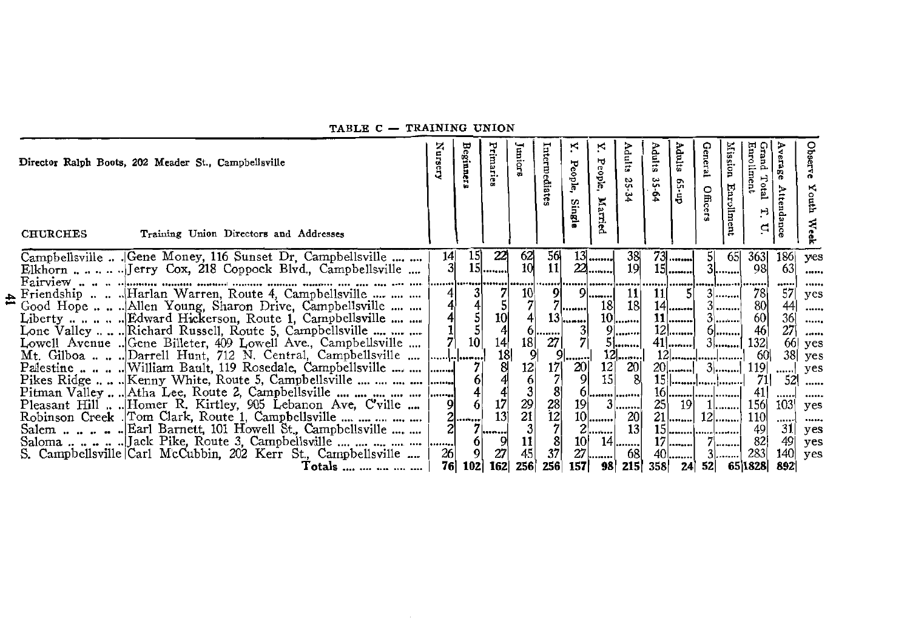## TABLE C — TRAINING UNION

Director Ralph Boots, 202 Meader St., Campbellsville

| CHURCHES | Training Union Directors and Addresses | Nursery | Beginners | Primaries | Juniors | Intermediates | Y. People, Single | Y. People, Married | Adults 25-34 | Adults 35-64 | Adults 65-up | General Officers | Mission Enrollment | Grand Total T. U. Enrollment | Average Attendance | Observe Youth Week |
|---|---|---|---|---|---|---|---|---|---|---|---|---|---|---|---|---|
| Campbellsville | Gene Money, 116 Sunset Dr, Campbellsville | 14 | 15 | 22 | 62 | 56 | 13 | ........ | 38 | 73 | ........ | 5 | 65 | 363 | 186 | yes |
| Elkhorn | Jerry Cox, 218 Coppock Blvd., Campbellsville | 3 | 15 | ........ | 10 | 11 | 22 | ........ | 19 | 15 | ........ | 3 | ........ | 98 | 63 | ...... |
| Fairview | ........ | ........ | ........ | ........ | ........ | ........ | ........ | ........ | ........ | ........ | ........ | ........ | ........ | ........ | ...... | ...... |
| Friendship | Harlan Warren, Route 4, Campbellsville | 4 | 3 | 7 | 10 | 9 | 9 | ........ | 11 | 11 | 5 | 3 | ........ | 78 | 57 | yes |
| Good Hope | Allen Young, Sharon Drive, Campbellsville | 4 | 4 | 5 | 7 | 7 | ........ | 18 | 18 | 14 | ........ | 3 | ........ | 80 | 44 | ...... |
| Liberty | Edward Hickerson, Route 1, Campbellsville | 4 | 5 | 10 | 4 | 13 | ........ | 10 | ........ | 11 | ........ | 3 | ........ | 60 | 36 | ...... |
| Lone Valley | Richard Russell, Route 5, Campbellsville | 1 | 5 | 4 | 6 | ........ | 3 | 9 | ........ | 12 | ........ | 6 | ........ | 46 | 27 | ...... |
| Lowell Avenue | Gene Billeter, 409 Lowell Ave., Campbellsville | 7 | 10 | 14 | 18 | 27 | 7 | 5 | ........ | 41 | ........ | 3 | ........ | 132 | 66 | yes |
| Mt. Gilboa | Darrell Hunt, 712 N. Central, Campbellsville | ........ | ........ | 18 | 9 | 9 | ........ | 12 | ........ | 12 | ........ | ........ | ........ | 60 | 38 | yes |
| Palestine | William Bault, 119 Rosedale, Campbellsville | ........ | 7 | 8 | 12 | 17 | 20 | 12 | 20 | 20 | ........ | 3 | ........ | 119 | ...... | yes |
| Pikes Ridge | Kenny White, Route 5, Campbellsville | ........ | 6 | 4 | 6 | 7 | 9 | 15 | 8 | 15 | ........ | ........ | ........ | 71 | 52 | ...... |
| Pitman Valley | Atha Lee, Route 2, Campbellsville | ........ | 4 | 4 | 3 | 8 | 6 | ........ | ........ | 16 | ........ | ........ | ........ | 41 | ...... | ...... |
| Pleasant Hill | Homer R. Kirtley, 905 Lebanon Ave, C'ville | 9 | 6 | 17 | 29 | 28 | 19 | 3 | ........ | 25 | 19 | 1 | ........ | 156 | 103 | yes |
| Robinson Creek | Tom Clark, Route 1, Campbellsville | 2 | ........ | 13 | 21 | 12 | 10 | ........ | 20 | 21 | ........ | 12 | ........ | 110 | ...... | ...... |
| Salem | Earl Barnett, 101 Howell St., Campbellsville | 2 | 7 | ........ | 3 | 7 | 2 | ........ | 13 | 15 | ........ | ........ | ........ | 49 | 31 | yes |
| Saloma | Jack Pike, Route 3, Campbellsville | ........ | 6 | 9 | 11 | 8 | 10 | 14 | ........ | 17 | ........ | 7 | ........ | 82 | 49 | yes |
| S. Campbellsville | Carl McCubbin, 202 Kerr St., Campbellsville | 26 | 9 | 27 | 45 | 37 | 27 | ........ | 68 | 40 | ........ | 3 | ........ | 283 | 140 | yes |
| | **Totals** | **76** | **102** | **162** | **256** | **256** | **157** | **98** | **215** | **358** | **24** | **52** | **65** | **1828** | **892** | |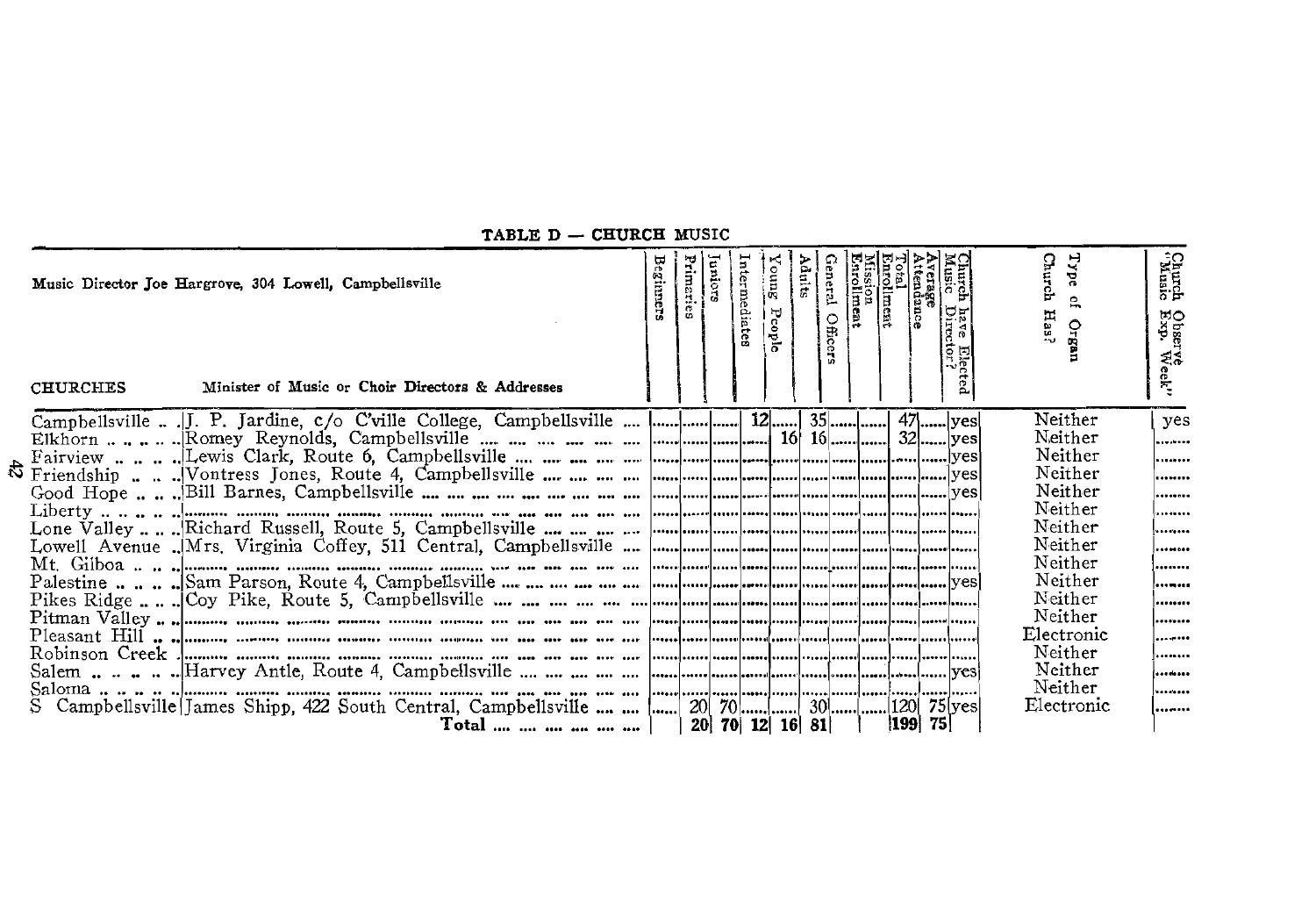## TABLE D — CHURCH MUSIC

Music Director Joe Hargrove, 304 Lowell, Campbellsville

| CHURCHES | Minister of Music or Choir Directors & Addresses | Beginners | Primaries | Juniors | Intermediates | Young People | Adults | General Officers | Mission Enrollment | Total Enrollment | Average Attendance | Church have Elected Music Director? | Type of Organ Church Has? | Church Observe "Music Exp. Week" |
|---|---|---|---|---|---|---|---|---|---|---|---|---|---|---|
| Campbellsville | J. P. Jardine, c/o C'ville College, Campbellsville | | | | 12 | | 35 | | | 47 | | yes | Neither | yes |
| Elkhorn | Romey Reynolds, Campbellsville | | | | | 16 | 16 | | | 32 | | yes | Neither | |
| Fairview | Lewis Clark, Route 6, Campbellsville | | | | | | | | | | | yes | Neither | |
| Friendship | Vontress Jones, Route 4, Campbellsville | | | | | | | | | | | yes | Neither | |
| Good Hope | Bill Barnes, Campbellsville | | | | | | | | | | | yes | Neither | |
| Liberty | | | | | | | | | | | | | Neither | |
| Lone Valley | Richard Russell, Route 5, Campbellsville | | | | | | | | | | | | Neither | |
| Lowell Avenue | Mrs. Virginia Coffey, 511 Central, Campbellsville | | | | | | | | | | | | Neither | |
| Mt. Gilboa | | | | | | | | | | | | | Neither | |
| Palestine | Sam Parson, Route 4, Campbellsville | | | | | | | | | | | yes | Neither | |
| Pikes Ridge | Coy Pike, Route 5, Campbellsville | | | | | | | | | | | | Neither | |
| Pitman Valley | | | | | | | | | | | | | Neither | |
| Pleasant Hill | | | | | | | | | | | | | Electronic | |
| Robinson Creek | | | | | | | | | | | | | Neither | |
| Salem | Harvey Antle, Route 4, Campbellsville | | | | | | | | | | | yes | Neither | |
| Saloma | | | | | | | | | | | | | Neither | |
| S Campbellsville | James Shipp, 422 South Central, Campbellsville | | 20 | 70 | | | 30 | | | 120 | 75 | yes | Electronic | |
| | **Total** | | 20 | 70 | 12 | 16 | 81 | | | 199 | 75 | | | |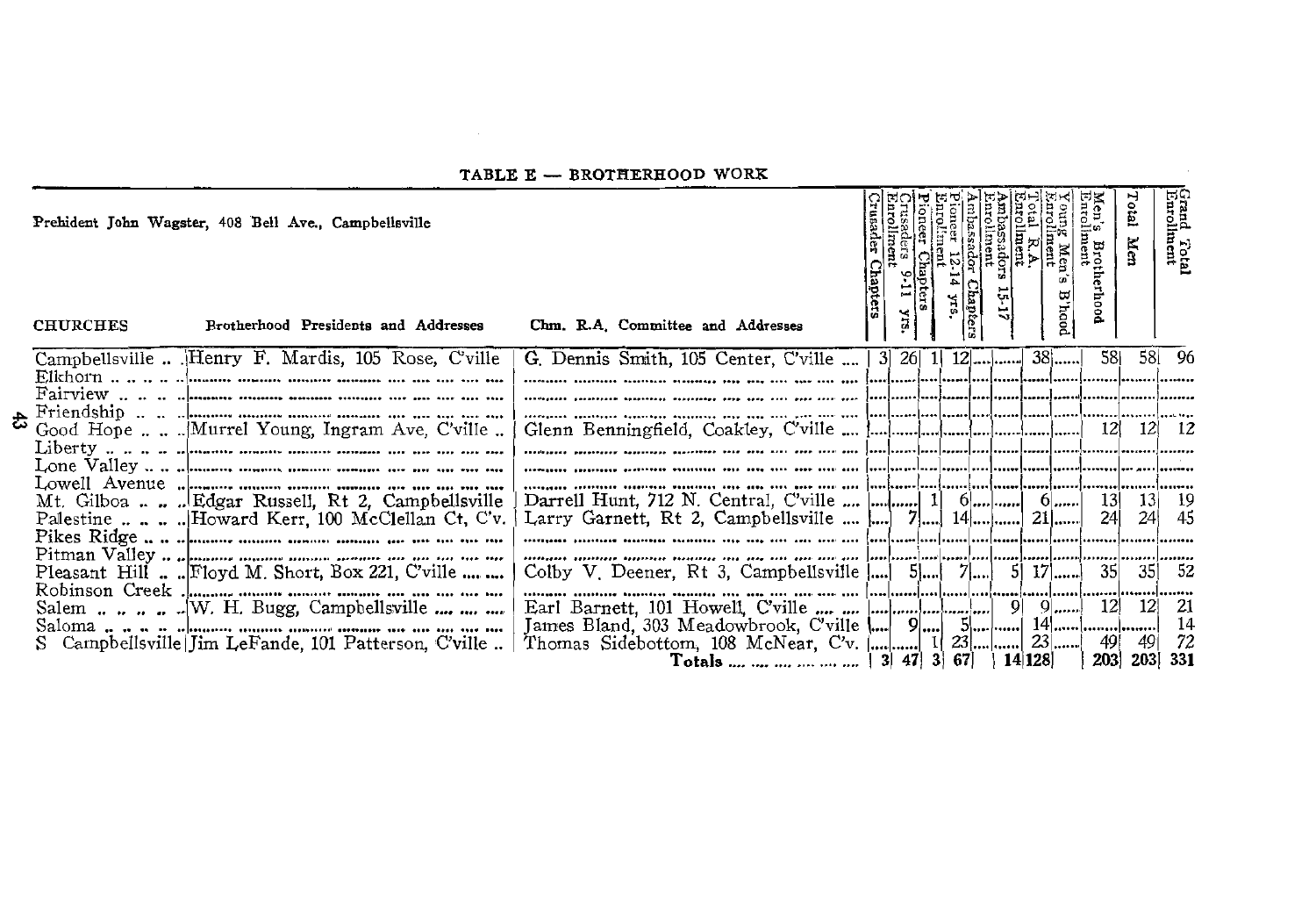## TABLE E — BROTHERHOOD WORK

President John Wagster, 408 Bell Ave., Campbellsville

| CHURCHES | Brotherhood Presidents and Addresses | Chm. R.A. Committee and Addresses | Crusader Chapters | Crusaders 9-11 yrs. Enrollment | Pioneer Chapters | Pioneer 12-14 yrs. Enrollment | Ambassador Chapters | Ambassadors 15-17 Enrollment | Total R.A. Enrollment | Young Men's B'hood Enrollment | Men's Brotherhood Enrollment | Total Men | Grand Total Enrollment |
|---|---|---|---|---|---|---|---|---|---|---|---|---|---|
| Campbellsville | Henry F. Mardis, 105 Rose, C'ville | G. Dennis Smith, 105 Center, C'ville | 3 | 26 | 1 | 12 | | | 38 | | 58 | 58 | 96 |
| Elkhorn | | | | | | | | | | | | | |
| Fairview | | | | | | | | | | | | | |
| Friendship | | | | | | | | | | | | | |
| Good Hope | Murrel Young, Ingram Ave, C'ville | Glenn Benningfield, Coakley, C'ville | | | | | | | | | 12 | 12 | 12 |
| Liberty | | | | | | | | | | | | | |
| Lone Valley | | | | | | | | | | | | | |
| Lowell Avenue | | | | | | | | | | | | | |
| Mt. Gilboa | Edgar Russell, Rt 2, Campbellsville | Darrell Hunt, 712 N. Central, C'ville | | | 1 | 6 | | | 6 | | 13 | 13 | 19 |
| Palestine | Howard Kerr, 100 McClellan Ct, C'v. | Larry Garnett, Rt 2, Campbellsville | | 7 | | 14 | | | 21 | | 24 | 24 | 45 |
| Pikes Ridge | | | | | | | | | | | | | |
| Pitman Valley | | | | | | | | | | | | | |
| Pleasant Hill | Floyd M. Short, Box 221, C'ville | Colby V. Deener, Rt 3, Campbellsville | | 5 | | 7 | | 5 | 17 | | 35 | 35 | 52 |
| Robinson Creek | | | | | | | | | | | | | |
| Salem | W. H. Bugg, Campbellsville | Earl Barnett, 101 Howell, C'ville | | | | | | 9 | 9 | | 12 | 12 | 21 |
| Saloma | | James Bland, 303 Meadowbrook, C'ville | | 9 | | 5 | | | 14 | | | | 14 |
| S Campbellsville | Jim LeFande, 101 Patterson, C'ville | Thomas Sidebottom, 108 McNear, C'v. | | | 1 | 23 | | | 23 | | 49 | 49 | 72 |
| | | **Totals** | 3 | 47 | 3 | 67 | | 14 | 128 | | 203 | 203 | 331 |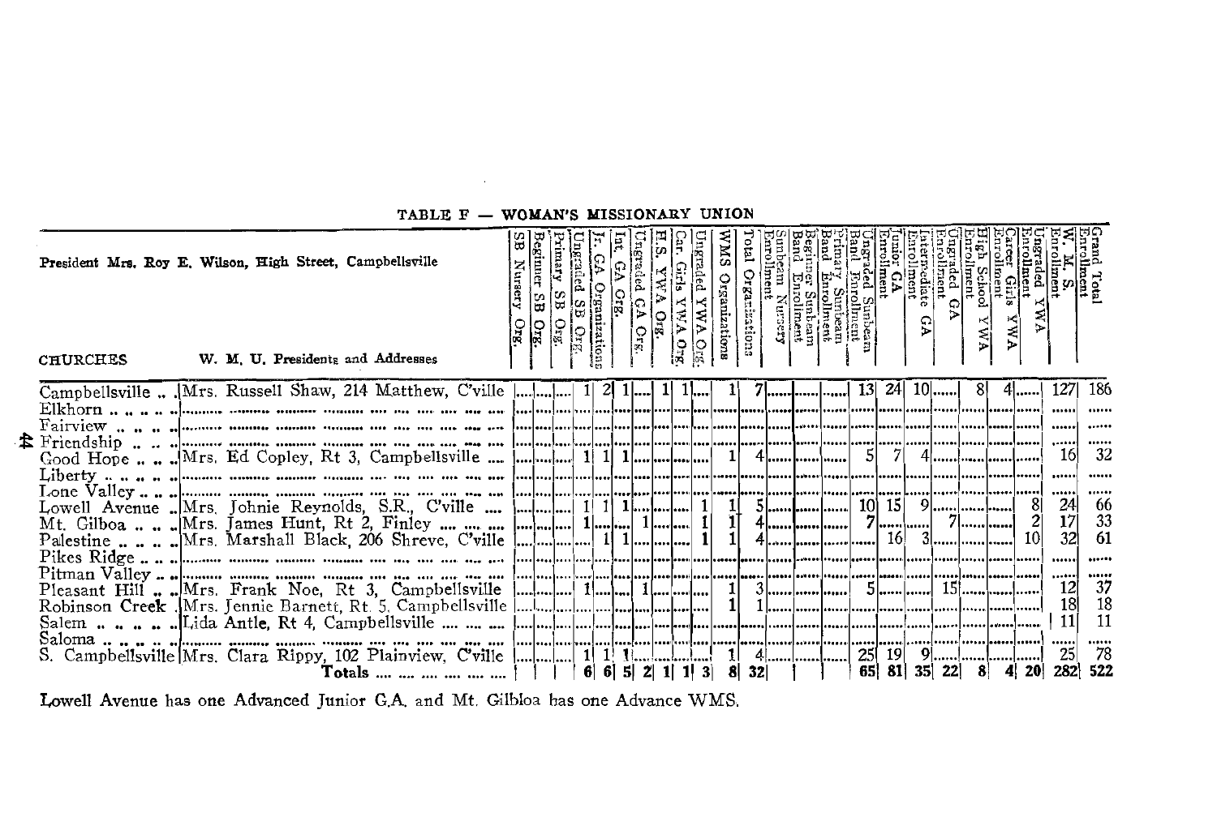## TABLE F — WOMAN'S MISSIONARY UNION

President Mrs. Roy E. Wilson, High Street, Campbellsville

| CHURCHES | W. M. U. Presidents and Addresses | SB Nursery Org. | Beginner SB Org. | Primary SB Org. | Ungraded SB Org. | Jr. GA Organizations | Int. GA Org. | Ungraded GA Org. | H.S. YWA Org. | Car. Girls YWA Org. | Ungraded YWA Org. | WMS Organizations | Total Organizations | Sunbeam Nursery Enrollment | Beginner Sunbeam Band Enrollment | Primary Sunbeam Band Enrollment | Ungraded Sunbeam Band Enrollment | Junior GA Enrollment | Intermediate GA Enrollment | Ungraded GA Enrollment | High School YWA Enrollment | Career Girls YWA Enrollment | Ungraded YWA Enrollment | W. M. S. Enrollment | Grand Total Enrollment |
|---|---|---|---|---|---|---|---|---|---|---|---|---|---|---|---|---|---|---|---|---|---|---|---|---|---|
| Campbellsville | Mrs. Russell Shaw, 214 Matthew, C'ville | | | | 1 | 2 | 1 | | 1 | 1 | | 1 | 7 | | | | 13 | 24 | 10 | | 8 | 4 | | 127 | 186 |
| Elkhorn | | | | | | | | | | | | | | | | | | | | | | | | | |
| Fairview | | | | | | | | | | | | | | | | | | | | | | | | | |
| Friendship | | | | | | | | | | | | | | | | | | | | | | | | | |
| Good Hope | Mrs. Ed Copley, Rt 3, Campbellsville | | | | 1 | 1 | 1 | | | | | 1 | 4 | | | | 5 | 7 | 4 | | | | | 16 | 32 |
| Liberty | | | | | | | | | | | | | | | | | | | | | | | | | |
| Lone Valley | | | | | | | | | | | | | | | | | | | | | | | | | |
| Lowell Avenue | Mrs. Johnie Reynolds, S.R., C'ville | | | | 1 | 1 | 1 | | | | 1 | 1 | 5 | | | | 10 | 15 | 9 | | | | 8 | 24 | 66 |
| Mt. Gilboa | Mrs. James Hunt, Rt 2, Finley | | | | 1 | | | 1 | | | 1 | 1 | 4 | | | | 7 | | | 7 | | | 2 | 17 | 33 |
| Palestine | Mrs. Marshall Black, 206 Shreve, C'ville | | | | | 1 | 1 | | | | 1 | 1 | 4 | | | | | 16 | 3 | | | | 10 | 32 | 61 |
| Pikes Ridge | | | | | | | | | | | | | | | | | | | | | | | | | |
| Pitman Valley | | | | | | | | | | | | | | | | | | | | | | | | | |
| Pleasant Hill | Mrs. Frank Noe, Rt 3, Campbellsville | | | | 1 | | | 1 | | | | 1 | 3 | | | | 5 | | | 15 | | | | 12 | 37 |
| Robinson Creek | Mrs. Jennie Barnett, Rt. 5, Campbellsville | | | | | | | | | | | 1 | 1 | | | | | | | | | | | 18 | 18 |
| Salem | Lida Antle, Rt 4, Campbellsville | | | | | | | | | | | | | | | | | | | | | | | 11 | 11 |
| Saloma | | | | | | | | | | | | | | | | | | | | | | | | | |
| S. Campbellsville | Mrs. Clara Rippy, 102 Plainview, C'ville | | | | 1 | 1 | 1 | | | | | 1 | 4 | | | | 25 | 19 | 9 | | | | | 25 | 78 |
| | Totals | | | | 6 | 6 | 5 | 2 | 1 | 1 | 3 | 8 | 32 | | | | 65 | 81 | 35 | 22 | 8 | 4 | 20 | 282 | 522 |

Lowell Avenue has one Advanced Junior G.A. and Mt. Gilbloa has one Advance WMS.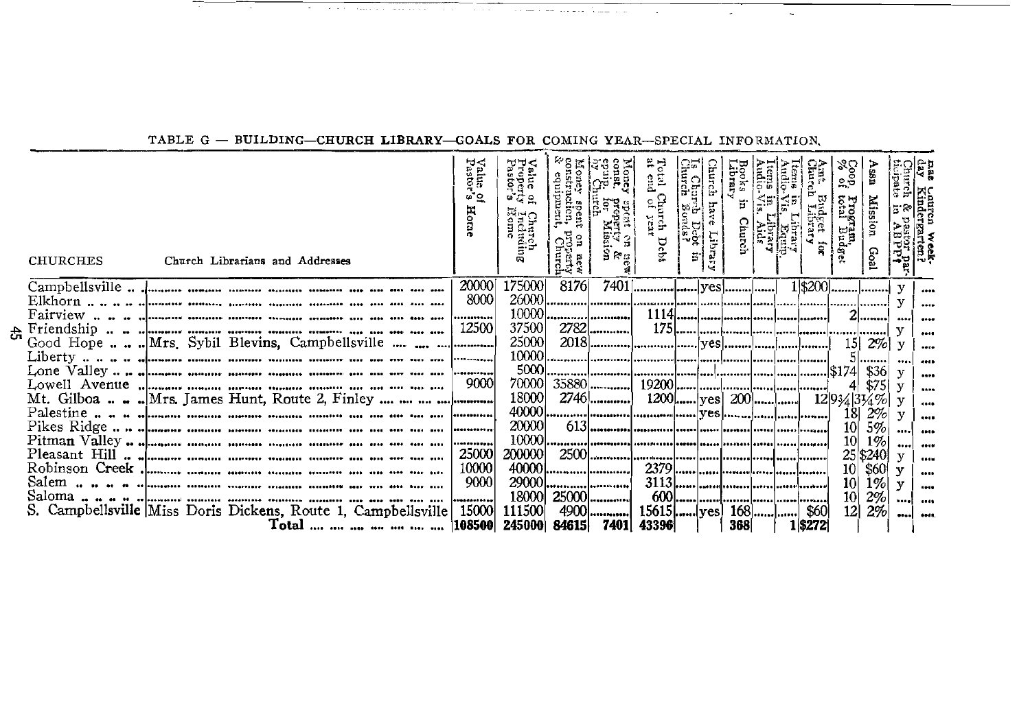## TABLE G — BUILDING—CHURCH LIBRARY—GOALS FOR COMING YEAR—SPECIAL INFORMATION.

| CHURCHES | Church Librarians and Addresses | Value of Pastor's Home | Value of Church Property Including Pastor's Home | Money spent on new construction, property & equipment, Church | Money spent on new const. property & equip. for Mission by Church | Total Church Debt at end of year | Is Church Debt in Church Bonds? | Church have Library | Books in Church Library | Items in Library Audio-Vis. Aids | Items in Library Audio-Vis. Equip. | Amt. Budget for Church Library | Coop. Program, % of total Budget | Assn Mission Goal | Church & pastor participate in ABPP? | Has Church week-day Kindergarten? |
|---|---|---|---|---|---|---|---|---|---|---|---|---|---|---|---|---|
| Campbellsville | | 20000 | 175000 | 8176 | 7401 | | | yes | | | 1 | $200 | | | y | |
| Elkhorn | | 8000 | 26000 | | | | | | | | | | | | y | |
| Fairview | | | 10000 | | | 1114 | | | | | | | 2 | | | |
| Friendship | | 12500 | 37500 | 2782 | | 175 | | | | | | | | | y | |
| Good Hope | Mrs. Sybil Blevins, Campbellsville | | 25000 | 2018 | | | | yes | | | | | 15 | 2% | y | |
| Liberty | | | 10000 | | | | | | | | | | 5 | | | |
| Lone Valley | | | 5000 | | | | | | | | | | $174 | $36 | y | |
| Lowell Avenue | | 9000 | 70000 | 35880 | | 19200 | | | | | | | 4 | $75 | y | |
| Mt. Gilboa | Mrs. James Hunt, Route 2, Finley | | 18000 | 2746 | | 1200 | | yes | 200 | | | 12 | 9¾ | 3¼% | y | |
| Palestine | | | 40000 | | | | | yes | | | | | 18 | 2% | y | |
| Pikes Ridge | | | 20000 | 613 | | | | | | | | | 10 | 5% | | |
| Pitman Valley | | | 10000 | | | | | | | | | | 10 | 1% | | |
| Pleasant Hill | | 25000 | 200000 | 2500 | | | | | | | | | 25 | $240 | y | |
| Robinson Creek | | 10000 | 40000 | | | 2379 | | | | | | | 10 | $60 | y | |
| Salem | | 9000 | 29000 | | | 3113 | | | | | | | 10 | 1% | y | |
| Saloma | | | 18000 | 25000 | | 600 | | | | | | | 10 | 2% | | |
| S. Campbellsville | Miss Doris Dickens, Route 1, Campbellsville | 15000 | 111500 | 4900 | | 15615 | | yes | 168 | | | $60 | 12 | 2% | | |
| | **Total** | 108500 | 245000 | 84615 | 7401 | 43396 | | | 368 | | 1 | $272 | | | | |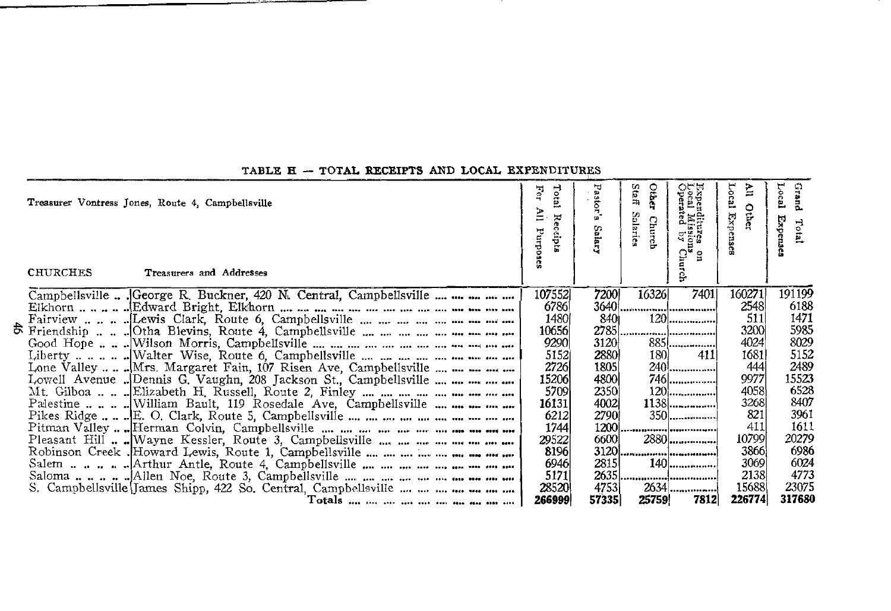## TABLE H — TOTAL RECEIPTS AND LOCAL EXPENDITURES

Treasurer Vontress Jones, Route 4, Campbellsville

| CHURCHES | Treasurers and Addresses | Total Receipts For All Purposes | Pastor's Salary | Other Church Staff Salaries | Expenditures on Local Missions Operated by Church | All Other Local Expenses | Grand Total Local Expenses |
|---|---|---|---|---|---|---|---|
| Campbellsville | George R. Buckner, 420 N. Central, Campbellsville | 107552 | 7200 | 16326 | 7401 | 160271 | 191199 |
| Elkhorn | Edward Bright, Elkhorn | 6786 | 3640 | | | 2548 | 6188 |
| Fairview | Lewis Clark, Route 6, Campbellsville | 1480 | 840 | 120 | | 511 | 1471 |
| Friendship | Otha Blevins, Route 4, Campbellsville | 10656 | 2785 | | | 3200 | 5985 |
| Good Hope | Wilson Morris, Campbellsville | 9290 | 3120 | 885 | | 4024 | 8029 |
| Liberty | Walter Wise, Route 6, Campbellsville | 5152 | 2880 | 180 | 411 | 1681 | 5152 |
| Lone Valley | Mrs. Margaret Fain, 107 Risen Ave, Campbellsville | 2726 | 1805 | 240 | | 444 | 2489 |
| Lowell Avenue | Dennis G. Vaughn, 208 Jackson St., Campbellsville | 15206 | 4800 | 746 | | 9977 | 15523 |
| Mt. Gilboa | Elizabeth H. Russell, Route 2, Finley | 5709 | 2350 | 120 | | 4058 | 6528 |
| Palestine | William Bault, 119 Rosedale Ave, Campbellsville | 16131 | 4002 | 1138 | | 3268 | 8407 |
| Pikes Ridge | E. O. Clark, Route 5, Campbellsville | 6212 | 2790 | 350 | | 821 | 3961 |
| Pitman Valley | Herman Colvin, Campbellsville | 1744 | 1200 | | | 411 | 1611 |
| Pleasant Hill | Wayne Kessler, Route 3, Campbellsville | 29522 | 6600 | 2880 | | 10799 | 20279 |
| Robinson Creek | Howard Lewis, Route 1, Campbellsville | 8196 | 3120 | | | 3866 | 6986 |
| Salem | Arthur Antle, Route 4, Campbellsville | 6946 | 2815 | 140 | | 3069 | 6024 |
| Saloma | Allen Noe, Route 3, Campbellsville | 5171 | 2635 | | | 2138 | 4773 |
| S. Campbellsville | James Shipp, 422 So. Central, Campbellsville | 28520 | 4753 | 2634 | | 15688 | 23075 |
| | **Totals** | **266999** | **57335** | **25759** | **7812** | **226774** | **317680** |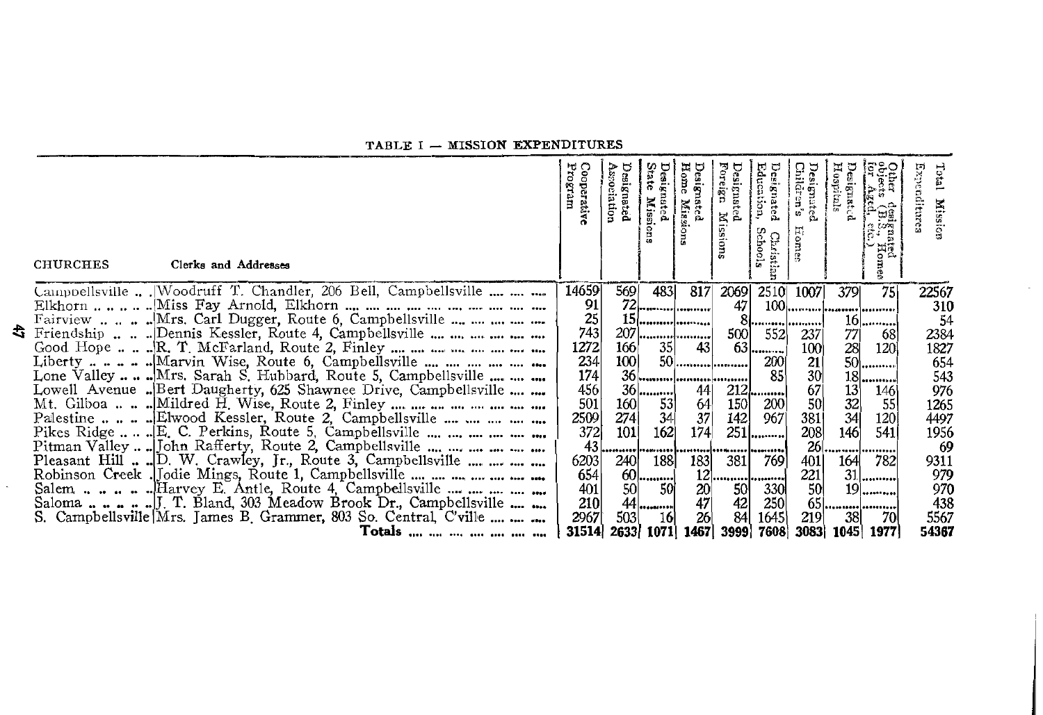TABLE I — MISSION EXPENDITURES

| CHURCHES | Clerks and Addresses | Cooperative Program | Designated Association | Designated State Missions | Designated Home Missions | Designated Foreign Missions | Designated Christian Education, Schools | Designated Children's Homes | Designated Hospitals | Other designated objects (B.S., Homes for Aged, etc.) | Total Mission Expenditures |
|---|---|---|---|---|---|---|---|---|---|---|---|
| Campbellsville | Woodruff T. Chandler, 206 Bell, Campbellsville | 14659 | 569 | 483 | 817 | 2069 | 2510 | 1007 | 379 | 75 | 22567 |
| Elkhorn | Miss Fay Arnold, Elkhorn | 91 | 72 | | | 47 | 100 | | | | 310 |
| Fairview | Mrs. Carl Dugger, Route 6, Campbellsville | 25 | 15 | | | 8 | | | 16 | | 54 |
| Friendship | Dennis Kessler, Route 4, Campbellsville | 743 | 207 | | | 500 | 552 | 237 | 77 | 68 | 2384 |
| Good Hope | R. T. McFarland, Route 2, Finley | 1272 | 166 | 35 | 43 | 63 | | 100 | 28 | 120 | 1827 |
| Liberty | Marvin Wise, Route 6, Campbellsville | 234 | 100 | 50 | | | 200 | 21 | 50 | | 654 |
| Lone Valley | Mrs. Sarah S. Hubbard, Route 5, Campbellsville | 174 | 36 | | | | 85 | 30 | 18 | | 543 |
| Lowell Avenue | Bert Daugherty, 625 Shawnee Drive, Campbellsville | 456 | 36 | | 44 | 212 | | 67 | 13 | 146 | 976 |
| Mt. Gilboa | Mildred H. Wise, Route 2, Finley | 501 | 160 | 53 | 64 | 150 | 200 | 50 | 32 | 55 | 1265 |
| Palestine | Elwood Kessler, Route 2, Campbellsville | 2509 | 274 | 34 | 37 | 142 | 967 | 381 | 34 | 120 | 4497 |
| Pikes Ridge | E. C. Perkins, Route 5, Campbellsville | 372 | 101 | 162 | 174 | 251 | | 208 | 146 | 541 | 1956 |
| Pitman Valley | John Rafferty, Route 2, Campbellsville | 43 | | | | | | 26 | | | 69 |
| Pleasant Hill | D. W. Crawley, Jr., Route 3, Campbellsville | 6203 | 240 | 188 | 183 | 381 | 769 | 401 | 164 | 782 | 9311 |
| Robinson Creek | Jodie Mings, Route 1, Campbellsville | 654 | 60 | | 12 | | | 221 | 31 | | 979 |
| Salem | Harvey E. Antle, Route 4, Campbellsville | 401 | 50 | 50 | 20 | 50 | 330 | 50 | 19 | | 970 |
| Saloma | J. T. Bland, 303 Meadow Brook Dr., Campbellsville | 210 | 44 | | 47 | 42 | 250 | 65 | | | 438 |
| S. Campbellsville | Mrs. James B. Grammer, 803 So. Central, C'ville | 2967 | 503 | 16 | 26 | 84 | 1645 | 219 | 38 | 70 | 5567 |
| | **Totals** | **31514** | **2633** | **1071** | **1467** | **3999** | **7608** | **3083** | **1045** | **1977** | **54367** |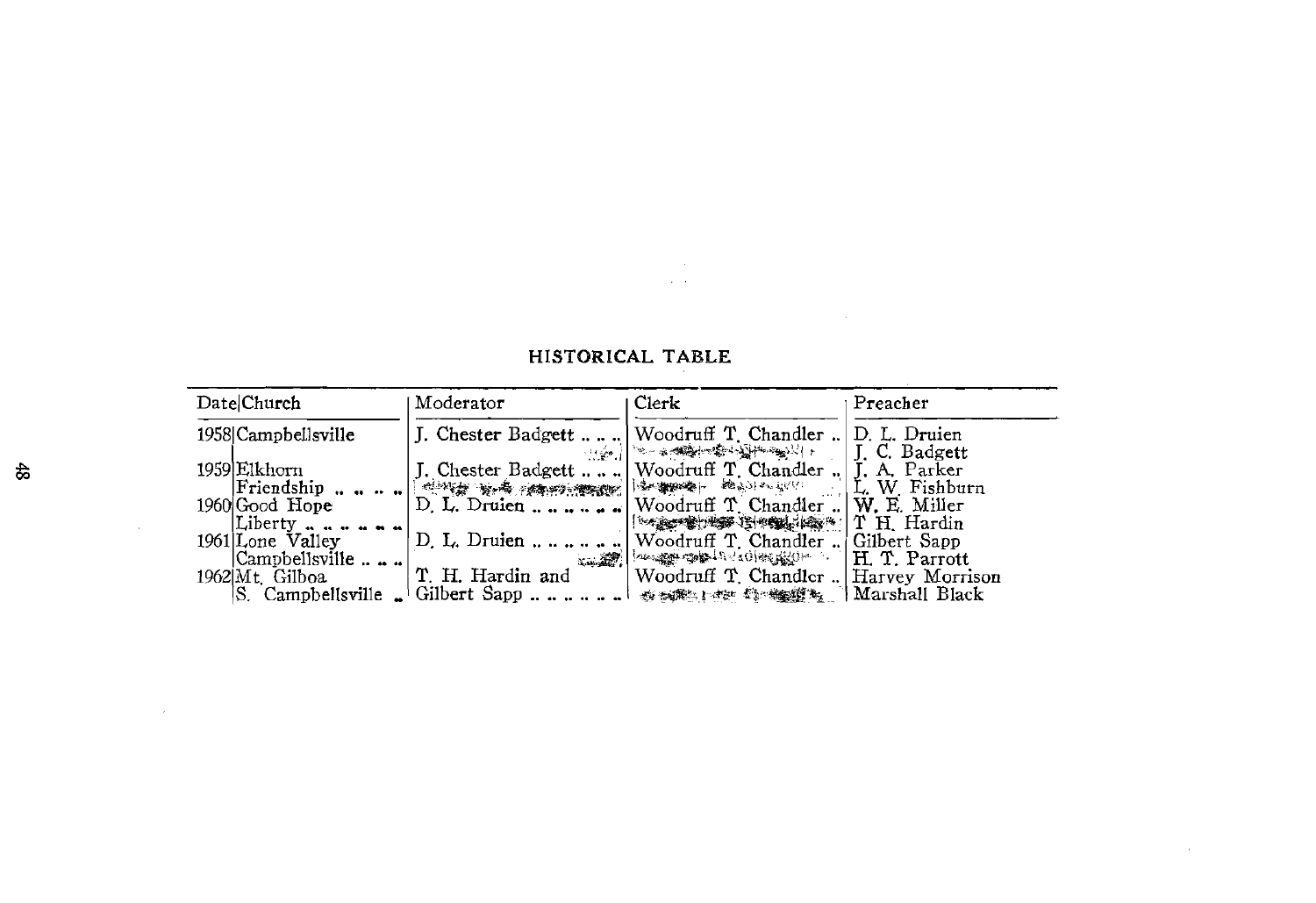## HISTORICAL TABLE

| Date | Church | Moderator | Clerk | Preacher |
|---|---|---|---|---|
| 1958 | Campbellsville | J. Chester Badgett | Woodruff T. Chandler | D. L. Druien |
| | | | | J. C. Badgett |
| 1959 | Elkhorn | J. Chester Badgett | Woodruff T. Chandler | J. A. Parker |
| | Friendship | | | L. W. Fishburn |
| 1960 | Good Hope | D. L. Druien | Woodruff T. Chandler | W. E. Miller |
| | Liberty | | | T. H. Hardin |
| 1961 | Lone Valley | D. L. Druien | Woodruff T. Chandler | Gilbert Sapp |
| | Campbellsville | | | H. T. Parrott |
| 1962 | Mt. Gilboa | T. H. Hardin and | Woodruff T. Chandler | Harvey Morrison |
| | S. Campbellsville | Gilbert Sapp | | Marshall Black |